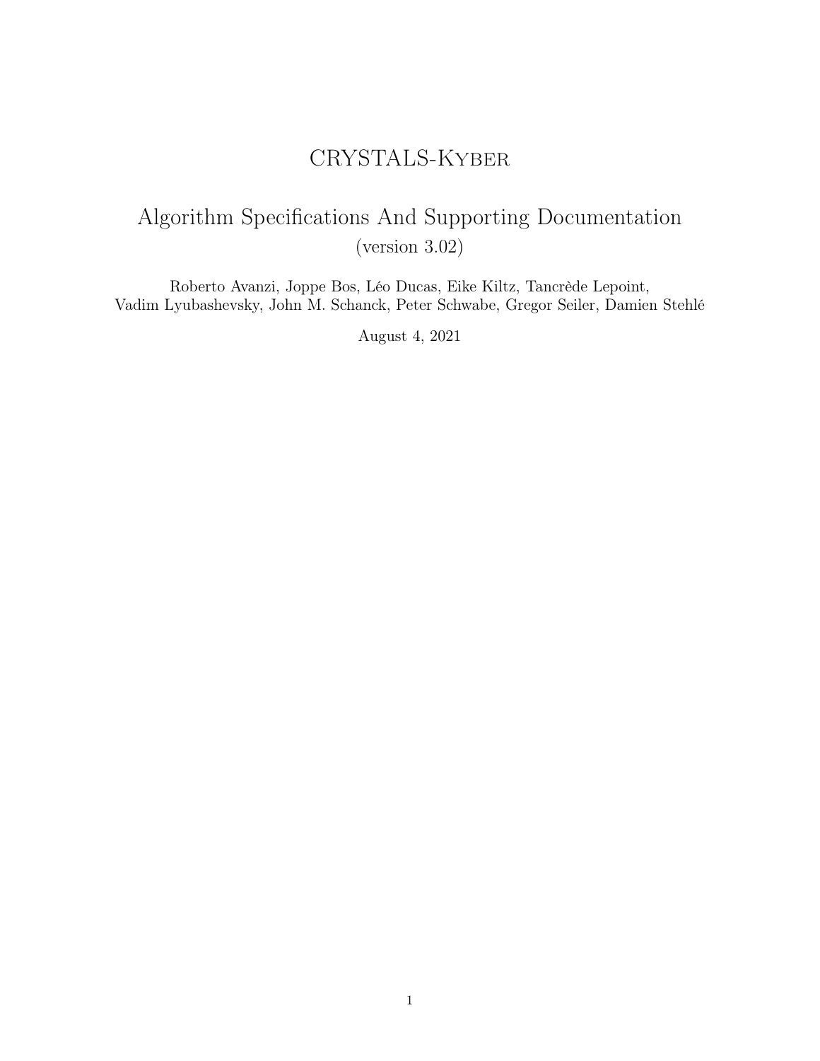# CRYSTALS-Kyber

## Algorithm Specifications And Supporting Documentation

(version 3.02)

Roberto Avanzi, Joppe Bos, Léo Ducas, Eike Kiltz, Tancrède Lepoint,
Vadim Lyubashevsky, John M. Schanck, Peter Schwabe, Gregor Seiler, Damien Stehlé

August 4, 2021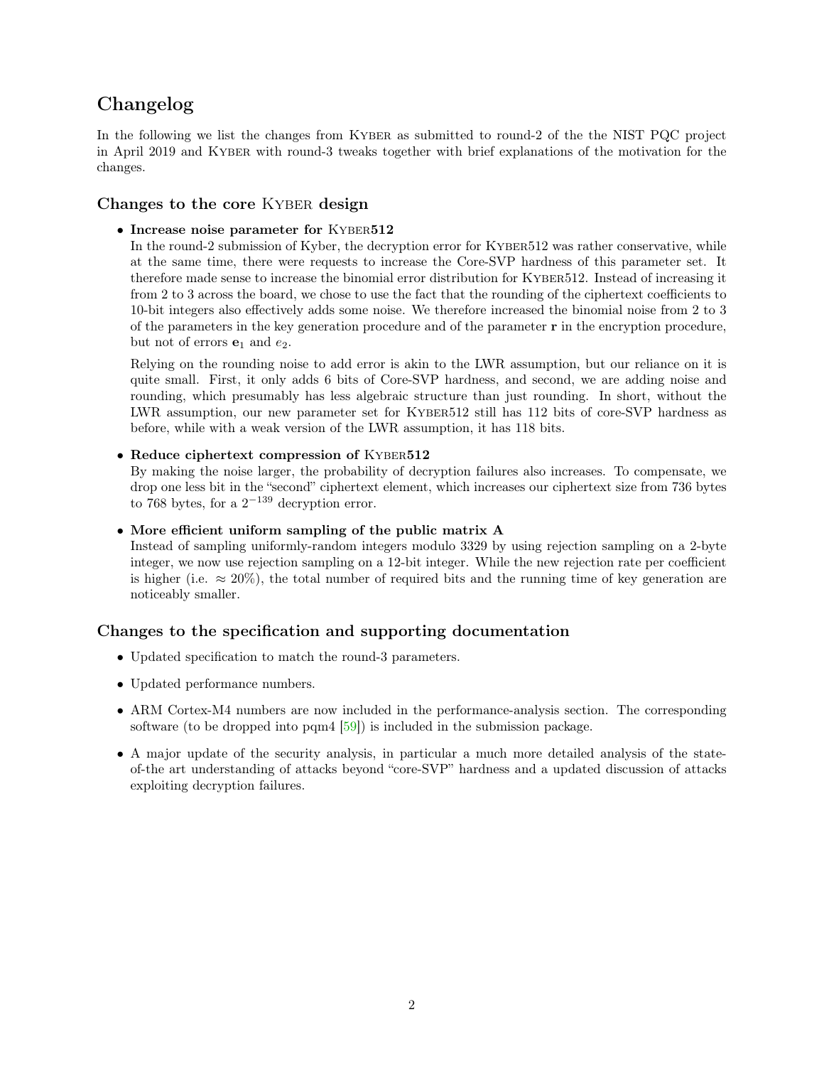# Changelog

In the following we list the changes from Kyber as submitted to round-2 of the the NIST PQC project in April 2019 and Kyber with round-3 tweaks together with brief explanations of the motivation for the changes.

## Changes to the core Kyber design

- **Increase noise parameter for Kyber512**
  In the round-2 submission of Kyber, the decryption error for Kyber512 was rather conservative, while at the same time, there were requests to increase the Core-SVP hardness of this parameter set. It therefore made sense to increase the binomial error distribution for Kyber512. Instead of increasing it from 2 to 3 across the board, we chose to use the fact that the rounding of the ciphertext coefficients to 10-bit integers also effectively adds some noise. We therefore increased the binomial noise from 2 to 3 of the parameters in the key generation procedure and of the parameter $\mathbf{r}$ in the encryption procedure, but not of errors $\mathbf{e}_1$ and $e_2$.

  Relying on the rounding noise to add error is akin to the LWR assumption, but our reliance on it is quite small. First, it only adds 6 bits of Core-SVP hardness, and second, we are adding noise and rounding, which presumably has less algebraic structure than just rounding. In short, without the LWR assumption, our new parameter set for Kyber512 still has 112 bits of core-SVP hardness as before, while with a weak version of the LWR assumption, it has 118 bits.

- **Reduce ciphertext compression of Kyber512**
  By making the noise larger, the probability of decryption failures also increases. To compensate, we drop one less bit in the "second" ciphertext element, which increases our ciphertext size from 736 bytes to 768 bytes, for a $2^{-139}$ decryption error.

- **More efficient uniform sampling of the public matrix A**
  Instead of sampling uniformly-random integers modulo 3329 by using rejection sampling on a 2-byte integer, we now use rejection sampling on a 12-bit integer. While the new rejection rate per coefficient is higher (i.e. $\approx 20\%$), the total number of required bits and the running time of key generation are noticeably smaller.

## Changes to the specification and supporting documentation

- Updated specification to match the round-3 parameters.
- Updated performance numbers.
- ARM Cortex-M4 numbers are now included in the performance-analysis section. The corresponding software (to be dropped into pqm4 [59]) is included in the submission package.
- A major update of the security analysis, in particular a much more detailed analysis of the state-of-the art understanding of attacks beyond "core-SVP" hardness and a updated discussion of attacks exploiting decryption failures.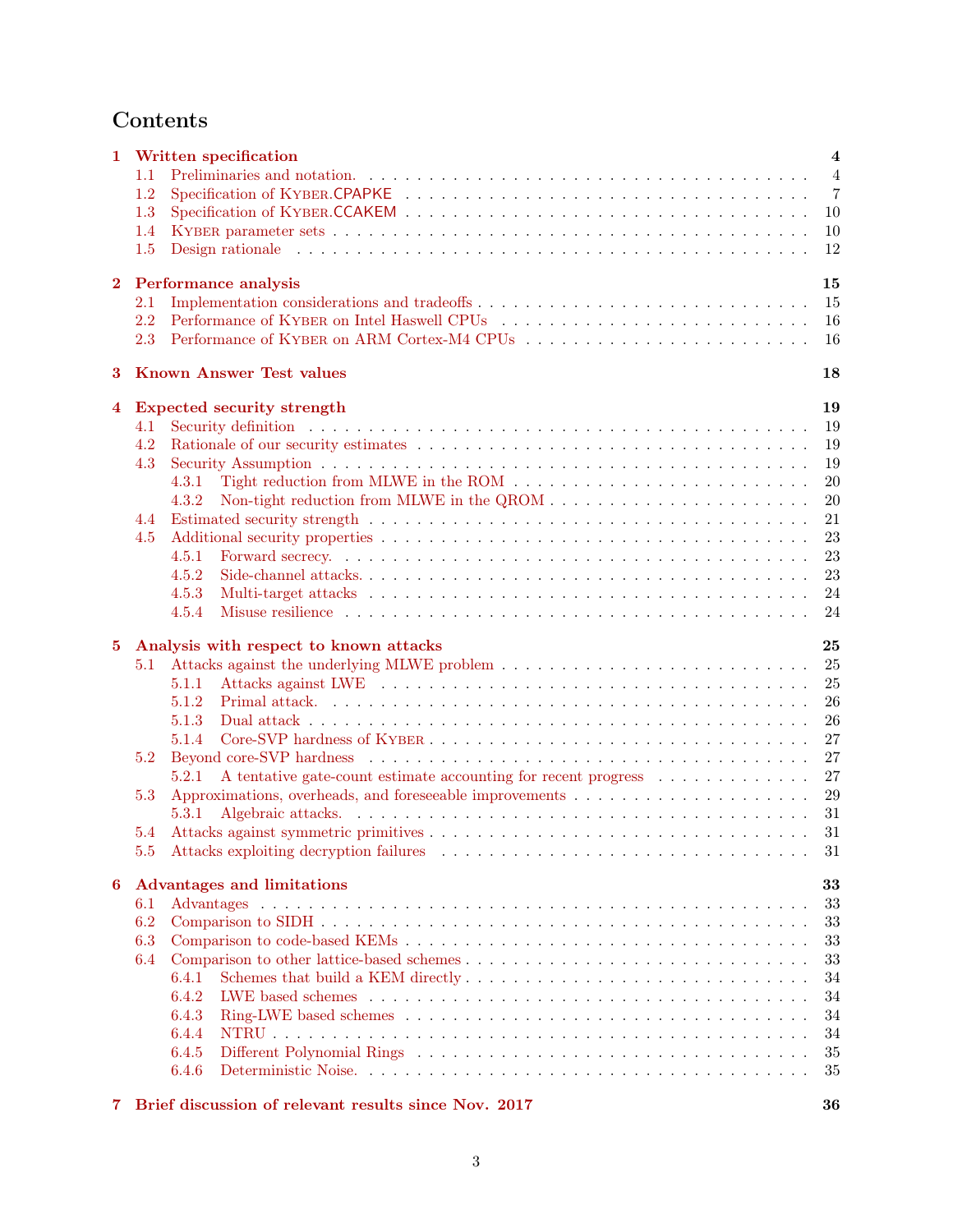# Contents

**1 Written specification** — **4**
- 1.1 Preliminaries and notation. — 4
- 1.2 Specification of Kyber.CPAPKE — 7
- 1.3 Specification of Kyber.CCAKEM — 10
- 1.4 Kyber parameter sets — 10
- 1.5 Design rationale — 12

**2 Performance analysis** — **15**
- 2.1 Implementation considerations and tradeoffs — 15
- 2.2 Performance of Kyber on Intel Haswell CPUs — 16
- 2.3 Performance of Kyber on ARM Cortex-M4 CPUs — 16

**3 Known Answer Test values** — **18**

**4 Expected security strength** — **19**
- 4.1 Security definition — 19
- 4.2 Rationale of our security estimates — 19
- 4.3 Security Assumption — 19
  - 4.3.1 Tight reduction from MLWE in the ROM — 20
  - 4.3.2 Non-tight reduction from MLWE in the QROM — 20
- 4.4 Estimated security strength — 21
- 4.5 Additional security properties — 23
  - 4.5.1 Forward secrecy. — 23
  - 4.5.2 Side-channel attacks. — 23
  - 4.5.3 Multi-target attacks — 24
  - 4.5.4 Misuse resilience — 24

**5 Analysis with respect to known attacks** — **25**
- 5.1 Attacks against the underlying MLWE problem — 25
  - 5.1.1 Attacks against LWE — 25
  - 5.1.2 Primal attack. — 26
  - 5.1.3 Dual attack — 26
  - 5.1.4 Core-SVP hardness of Kyber — 27
- 5.2 Beyond core-SVP hardness — 27
  - 5.2.1 A tentative gate-count estimate accounting for recent progress — 27
- 5.3 Approximations, overheads, and foreseeable improvements — 29
  - 5.3.1 Algebraic attacks. — 31
- 5.4 Attacks against symmetric primitives — 31
- 5.5 Attacks exploiting decryption failures — 31

**6 Advantages and limitations** — **33**
- 6.1 Advantages — 33
- 6.2 Comparison to SIDH — 33
- 6.3 Comparison to code-based KEMs — 33
- 6.4 Comparison to other lattice-based schemes — 33
  - 6.4.1 Schemes that build a KEM directly — 34
  - 6.4.2 LWE based schemes — 34
  - 6.4.3 Ring-LWE based schemes — 34
  - 6.4.4 NTRU — 34
  - 6.4.5 Different Polynomial Rings — 35
  - 6.4.6 Deterministic Noise. — 35

**7 Brief discussion of relevant results since Nov. 2017** — **36**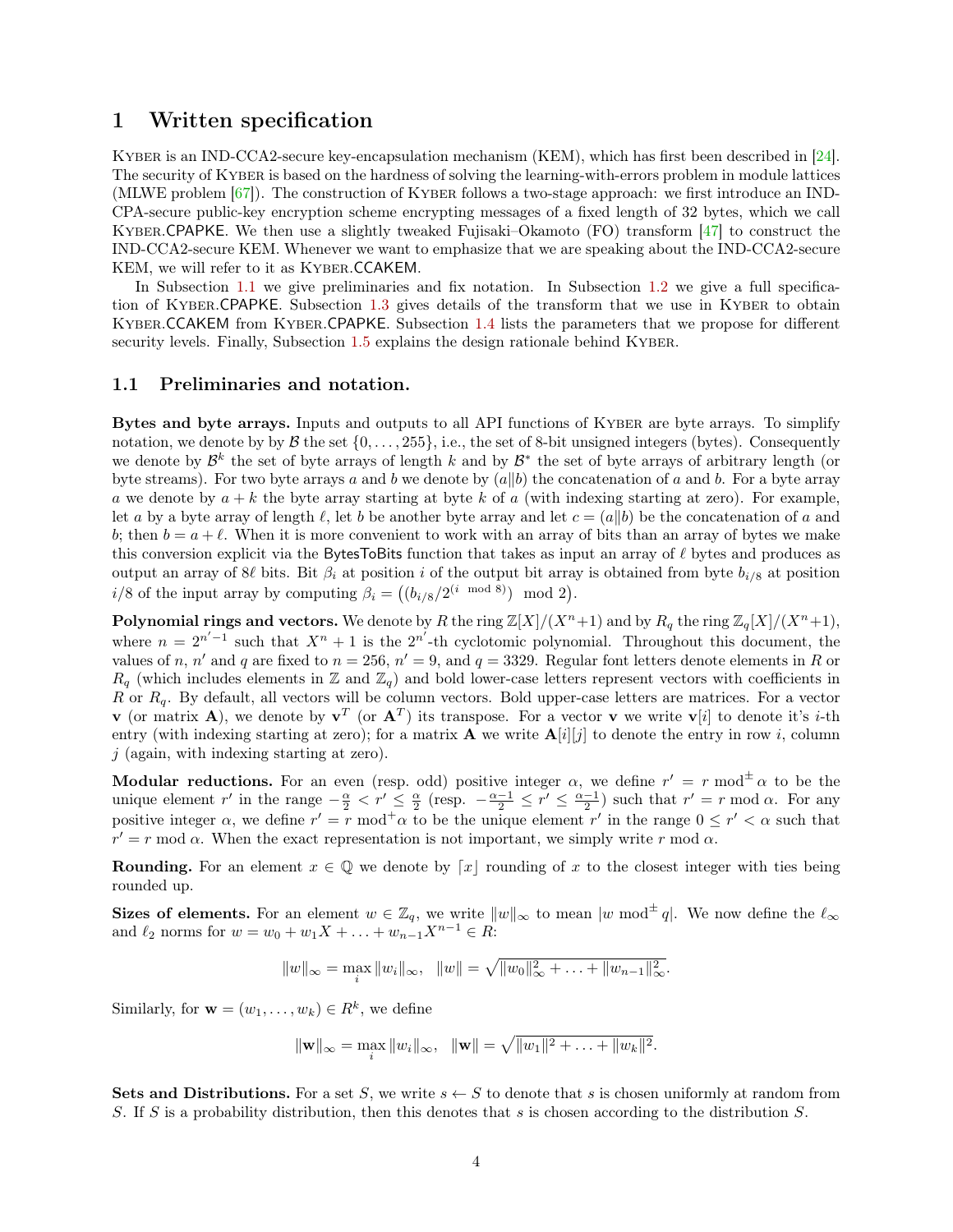# 1 Written specification

KYBER is an IND-CCA2-secure key-encapsulation mechanism (KEM), which has first been described in [24]. The security of KYBER is based on the hardness of solving the learning-with-errors problem in module lattices (MLWE problem [67]). The construction of KYBER follows a two-stage approach: we first introduce an IND-CPA-secure public-key encryption scheme encrypting messages of a fixed length of 32 bytes, which we call KYBER.CPAPKE. We then use a slightly tweaked Fujisaki–Okamoto (FO) transform [47] to construct the IND-CCA2-secure KEM. Whenever we want to emphasize that we are speaking about the IND-CCA2-secure KEM, we will refer to it as KYBER.CCAKEM.

In Subsection 1.1 we give preliminaries and fix notation. In Subsection 1.2 we give a full specification of KYBER.CPAPKE. Subsection 1.3 gives details of the transform that we use in KYBER to obtain KYBER.CCAKEM from KYBER.CPAPKE. Subsection 1.4 lists the parameters that we propose for different security levels. Finally, Subsection 1.5 explains the design rationale behind KYBER.

## 1.1 Preliminaries and notation.

**Bytes and byte arrays.** Inputs and outputs to all API functions of KYBER are byte arrays. To simplify notation, we denote by by $\mathcal{B}$ the set $\{0,\ldots,255\}$, i.e., the set of 8-bit unsigned integers (bytes). Consequently we denote by $\mathcal{B}^k$ the set of byte arrays of length $k$ and by $\mathcal{B}^*$ the set of byte arrays of arbitrary length (or byte streams). For two byte arrays $a$ and $b$ we denote by $(a\|b)$ the concatenation of $a$ and $b$. For a byte array $a$ we denote by $a+k$ the byte array starting at byte $k$ of $a$ (with indexing starting at zero). For example, let $a$ by a byte array of length $\ell$, let $b$ be another byte array and let $c=(a\|b)$ be the concatenation of $a$ and $b$; then $b=a+\ell$. When it is more convenient to work with an array of bits than an array of bytes we make this conversion explicit via the BytesToBits function that takes as input an array of $\ell$ bytes and produces as output an array of $8\ell$ bits. Bit $\beta_i$ at position $i$ of the output bit array is obtained from byte $b_{i/8}$ at position $i/8$ of the input array by computing $\beta_i = \left((b_{i/8}/2^{(i \bmod 8)}) \mod 2\right)$.

**Polynomial rings and vectors.** We denote by $R$ the ring $\mathbb{Z}[X]/(X^n+1)$ and by $R_q$ the ring $\mathbb{Z}_q[X]/(X^n+1)$, where $n=2^{n'-1}$ such that $X^n+1$ is the $2^{n'}$-th cyclotomic polynomial. Throughout this document, the values of $n$, $n'$ and $q$ are fixed to $n=256$, $n'=9$, and $q=3329$. Regular font letters denote elements in $R$ or $R_q$ (which includes elements in $\mathbb{Z}$ and $\mathbb{Z}_q$) and bold lower-case letters represent vectors with coefficients in $R$ or $R_q$. By default, all vectors will be column vectors. Bold upper-case letters are matrices. For a vector $\mathbf{v}$ (or matrix $\mathbf{A}$), we denote by $\mathbf{v}^T$ (or $\mathbf{A}^T$) its transpose. For a vector $\mathbf{v}$ we write $\mathbf{v}[i]$ to denote it's $i$-th entry (with indexing starting at zero); for a matrix $\mathbf{A}$ we write $\mathbf{A}[i][j]$ to denote the entry in row $i$, column $j$ (again, with indexing starting at zero).

**Modular reductions.** For an even (resp. odd) positive integer $\alpha$, we define $r' = r \bmod^{\pm} \alpha$ to be the unique element $r'$ in the range $-\frac{\alpha}{2} < r' \leq \frac{\alpha}{2}$ (resp. $-\frac{\alpha-1}{2} \leq r' \leq \frac{\alpha-1}{2}$) such that $r' = r \bmod \alpha$. For any positive integer $\alpha$, we define $r' = r \bmod^{+} \alpha$ to be the unique element $r'$ in the range $0 \leq r' < \alpha$ such that $r' = r \bmod \alpha$. When the exact representation is not important, we simply write $r \bmod \alpha$.

**Rounding.** For an element $x \in \mathbb{Q}$ we denote by $\lceil x \rfloor$ rounding of $x$ to the closest integer with ties being rounded up.

**Sizes of elements.** For an element $w \in \mathbb{Z}_q$, we write $\|w\|_\infty$ to mean $|w \bmod^{\pm} q|$. We now define the $\ell_\infty$ and $\ell_2$ norms for $w = w_0 + w_1X + \ldots + w_{n-1}X^{n-1} \in R$:

$$\|w\|_\infty = \max_i \|w_i\|_\infty, \quad \|w\| = \sqrt{\|w_0\|_\infty^2 + \ldots + \|w_{n-1}\|_\infty^2}.$$

Similarly, for $\mathbf{w} = (w_1, \ldots, w_k) \in R^k$, we define

$$\|\mathbf{w}\|_\infty = \max_i \|w_i\|_\infty, \quad \|\mathbf{w}\| = \sqrt{\|w_1\|^2 + \ldots + \|w_k\|^2}.$$

**Sets and Distributions.** For a set $S$, we write $s \leftarrow S$ to denote that $s$ is chosen uniformly at random from $S$. If $S$ is a probability distribution, then this denotes that $s$ is chosen according to the distribution $S$.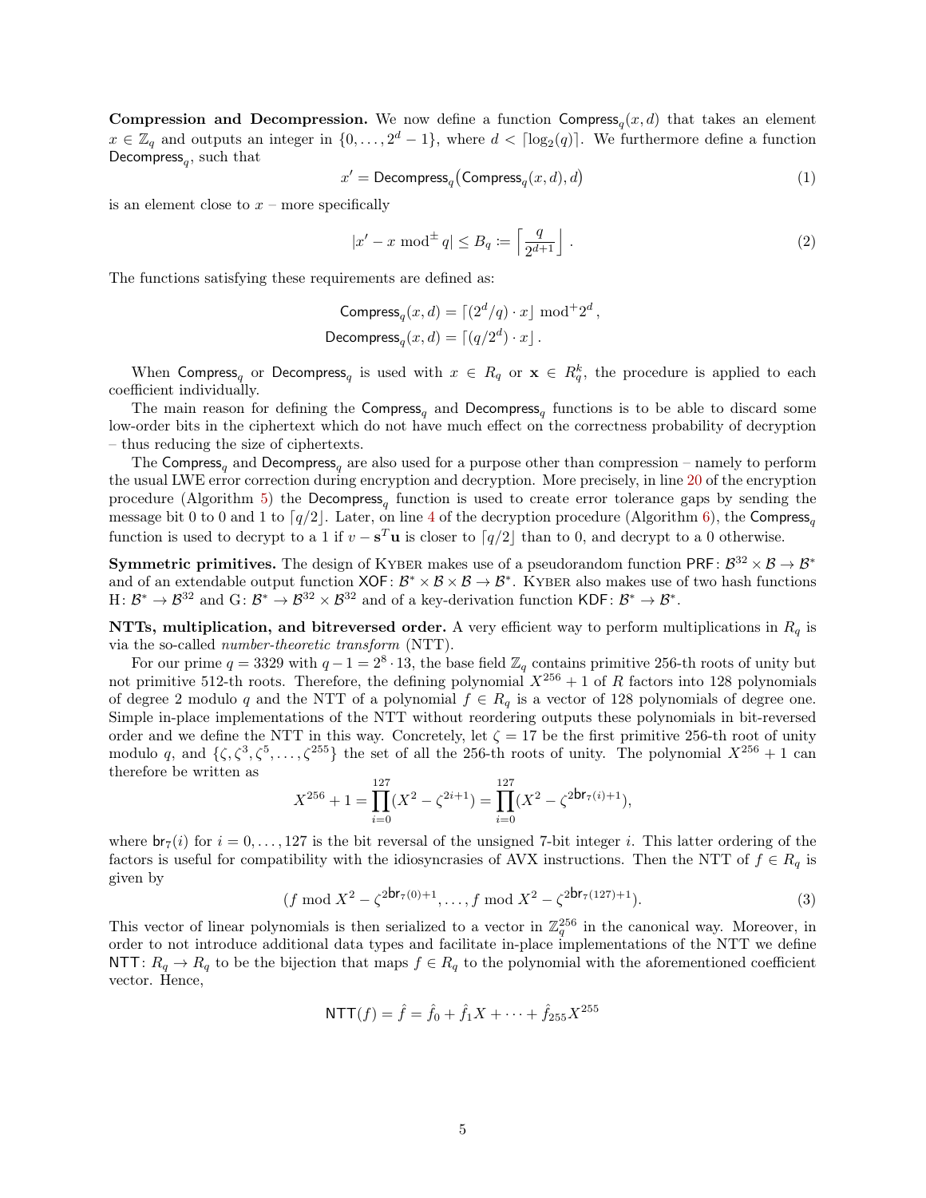**Compression and Decompression.** We now define a function $\mathsf{Compress}_q(x, d)$ that takes an element $x \in \mathbb{Z}_q$ and outputs an integer in $\{0, \ldots, 2^d - 1\}$, where $d < \lceil \log_2(q) \rceil$. We furthermore define a function $\mathsf{Decompress}_q$, such that

$$x' = \mathsf{Decompress}_q\big(\mathsf{Compress}_q(x, d), d\big) \tag{1}$$

is an element close to $x$ – more specifically

$$|x' - x \bmod^{\pm} q| \le B_q := \left\lceil \frac{q}{2^{d+1}} \right\rfloor . \tag{2}$$

The functions satisfying these requirements are defined as:

$$\mathsf{Compress}_q(x, d) = \lceil (2^d/q) \cdot x \rfloor \bmod^{+} 2^d ,$$
$$\mathsf{Decompress}_q(x, d) = \lceil (q/2^d) \cdot x \rfloor .$$

When $\mathsf{Compress}_q$ or $\mathsf{Decompress}_q$ is used with $x \in R_q$ or $\mathbf{x} \in R_q^k$, the procedure is applied to each coefficient individually.

The main reason for defining the $\mathsf{Compress}_q$ and $\mathsf{Decompress}_q$ functions is to be able to discard some low-order bits in the ciphertext which do not have much effect on the correctness probability of decryption – thus reducing the size of ciphertexts.

The $\mathsf{Compress}_q$ and $\mathsf{Decompress}_q$ are also used for a purpose other than compression – namely to perform the usual LWE error correction during encryption and decryption. More precisely, in line 20 of the encryption procedure (Algorithm 5) the $\mathsf{Decompress}_q$ function is used to create error tolerance gaps by sending the message bit 0 to 0 and 1 to $\lceil q/2 \rfloor$. Later, on line 4 of the decryption procedure (Algorithm 6), the $\mathsf{Compress}_q$ function is used to decrypt to a 1 if $v - \mathbf{s}^T\mathbf{u}$ is closer to $\lceil q/2 \rfloor$ than to 0, and decrypt to a 0 otherwise.

**Symmetric primitives.** The design of Kyber makes use of a pseudorandom function $\mathsf{PRF}\colon \mathcal{B}^{32} \times \mathcal{B} \to \mathcal{B}^*$ and of an extendable output function $\mathsf{XOF}\colon \mathcal{B}^* \times \mathcal{B} \times \mathcal{B} \to \mathcal{B}^*$. Kyber also makes use of two hash functions $\mathrm{H}\colon \mathcal{B}^* \to \mathcal{B}^{32}$ and $\mathrm{G}\colon \mathcal{B}^* \to \mathcal{B}^{32} \times \mathcal{B}^{32}$ and of a key-derivation function $\mathsf{KDF}\colon \mathcal{B}^* \to \mathcal{B}^*$.

**NTTs, multiplication, and bitreversed order.** A very efficient way to perform multiplications in $R_q$ is via the so-called *number-theoretic transform* (NTT).

For our prime $q = 3329$ with $q - 1 = 2^8 \cdot 13$, the base field $\mathbb{Z}_q$ contains primitive 256-th roots of unity but not primitive 512-th roots. Therefore, the defining polynomial $X^{256} + 1$ of $R$ factors into 128 polynomials of degree 2 modulo $q$ and the NTT of a polynomial $f \in R_q$ is a vector of 128 polynomials of degree one. Simple in-place implementations of the NTT without reordering outputs these polynomials in bit-reversed order and we define the NTT in this way. Concretely, let $\zeta = 17$ be the first primitive 256-th root of unity modulo $q$, and $\{\zeta, \zeta^3, \zeta^5, \ldots, \zeta^{255}\}$ the set of all the 256-th roots of unity. The polynomial $X^{256} + 1$ can therefore be written as

$$X^{256} + 1 = \prod_{i=0}^{127} (X^2 - \zeta^{2i+1}) = \prod_{i=0}^{127} (X^2 - \zeta^{2\mathsf{br}_7(i)+1}),$$

where $\mathsf{br}_7(i)$ for $i = 0, \ldots, 127$ is the bit reversal of the unsigned 7-bit integer $i$. This latter ordering of the factors is useful for compatibility with the idiosyncracies of AVX instructions. Then the NTT of $f \in R_q$ is given by

$$(f \bmod X^2 - \zeta^{2\mathsf{br}_7(0)+1}, \ldots, f \bmod X^2 - \zeta^{2\mathsf{br}_7(127)+1}). \tag{3}$$

This vector of linear polynomials is then serialized to a vector in $\mathbb{Z}_q^{256}$ in the canonical way. Moreover, in order to not introduce additional data types and facilitate in-place implementations of the NTT we define $\mathsf{NTT}\colon R_q \to R_q$ to be the bijection that maps $f \in R_q$ to the polynomial with the aforementioned coefficient vector. Hence,

$$\mathsf{NTT}(f) = \hat{f} = \hat{f}_0 + \hat{f}_1 X + \cdots + \hat{f}_{255} X^{255}$$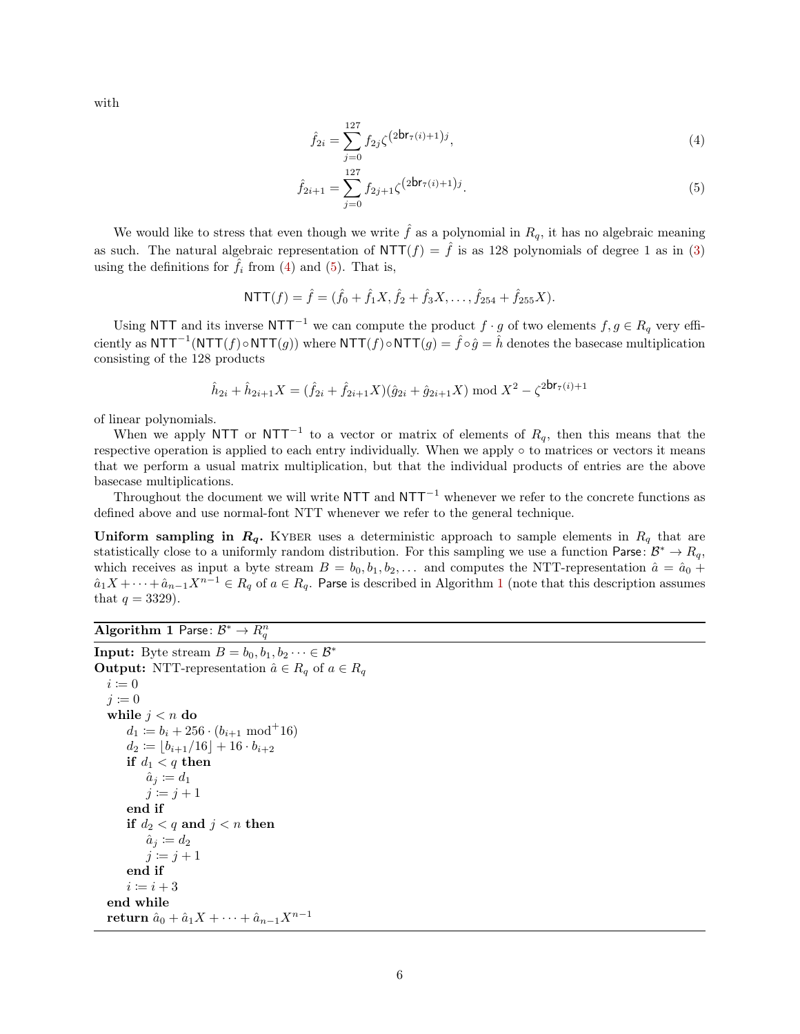with

$$\hat{f}_{2i} = \sum_{j=0}^{127} f_{2j} \zeta^{(2\mathsf{br}_7(i)+1)j}, \tag{4}$$

$$\hat{f}_{2i+1} = \sum_{j=0}^{127} f_{2j+1} \zeta^{(2\mathsf{br}_7(i)+1)j}. \tag{5}$$

We would like to stress that even though we write $\hat{f}$ as a polynomial in $R_q$, it has no algebraic meaning as such. The natural algebraic representation of $\mathsf{NTT}(f) = \hat{f}$ is as 128 polynomials of degree 1 as in (3) using the definitions for $\hat{f}_i$ from (4) and (5). That is,

$$\mathsf{NTT}(f) = \hat{f} = (\hat{f}_0 + \hat{f}_1 X, \hat{f}_2 + \hat{f}_3 X, \ldots, \hat{f}_{254} + \hat{f}_{255} X).$$

Using $\mathsf{NTT}$ and its inverse $\mathsf{NTT}^{-1}$ we can compute the product $f \cdot g$ of two elements $f, g \in R_q$ very efficiently as $\mathsf{NTT}^{-1}(\mathsf{NTT}(f) \circ \mathsf{NTT}(g))$ where $\mathsf{NTT}(f) \circ \mathsf{NTT}(g) = \hat{f} \circ \hat{g} = \hat{h}$ denotes the basecase multiplication consisting of the 128 products

$$\hat{h}_{2i} + \hat{h}_{2i+1} X = (\hat{f}_{2i} + \hat{f}_{2i+1} X)(\hat{g}_{2i} + \hat{g}_{2i+1} X) \bmod X^2 - \zeta^{2\mathsf{br}_7(i)+1}$$

of linear polynomials.

When we apply $\mathsf{NTT}$ or $\mathsf{NTT}^{-1}$ to a vector or matrix of elements of $R_q$, then this means that the respective operation is applied to each entry individually. When we apply $\circ$ to matrices or vectors it means that we perform a usual matrix multiplication, but that the individual products of entries are the above basecase multiplications.

Throughout the document we will write $\mathsf{NTT}$ and $\mathsf{NTT}^{-1}$ whenever we refer to the concrete functions as defined above and use normal-font NTT whenever we refer to the general technique.

**Uniform sampling in $R_q$.** Kyber uses a deterministic approach to sample elements in $R_q$ that are statistically close to a uniformly random distribution. For this sampling we use a function $\mathsf{Parse}\colon \mathcal{B}^* \to R_q$, which receives as input a byte stream $B = b_0, b_1, b_2, \ldots$ and computes the NTT-representation $\hat{a} = \hat{a}_0 + \hat{a}_1 X + \cdots + \hat{a}_{n-1} X^{n-1} \in R_q$ of $a \in R_q$. $\mathsf{Parse}$ is described in Algorithm 1 (note that this description assumes that $q = 3329$).

**Algorithm 1** $\mathsf{Parse}\colon \mathcal{B}^* \to R_q^n$

```
Input: Byte stream B = b_0, b_1, b_2 ··· ∈ B*
Output: NTT-representation â ∈ R_q of a ∈ R_q
  i := 0
  j := 0
  while j < n do
      d_1 := b_i + 256 · (b_{i+1} mod⁺ 16)
      d_2 := ⌊b_{i+1}/16⌋ + 16 · b_{i+2}
      if d_1 < q then
          â_j := d_1
          j := j + 1
      end if
      if d_2 < q and j < n then
          â_j := d_2
          j := j + 1
      end if
      i := i + 3
  end while
  return â_0 + â_1 X + ··· + â_{n-1} X^{n-1}
```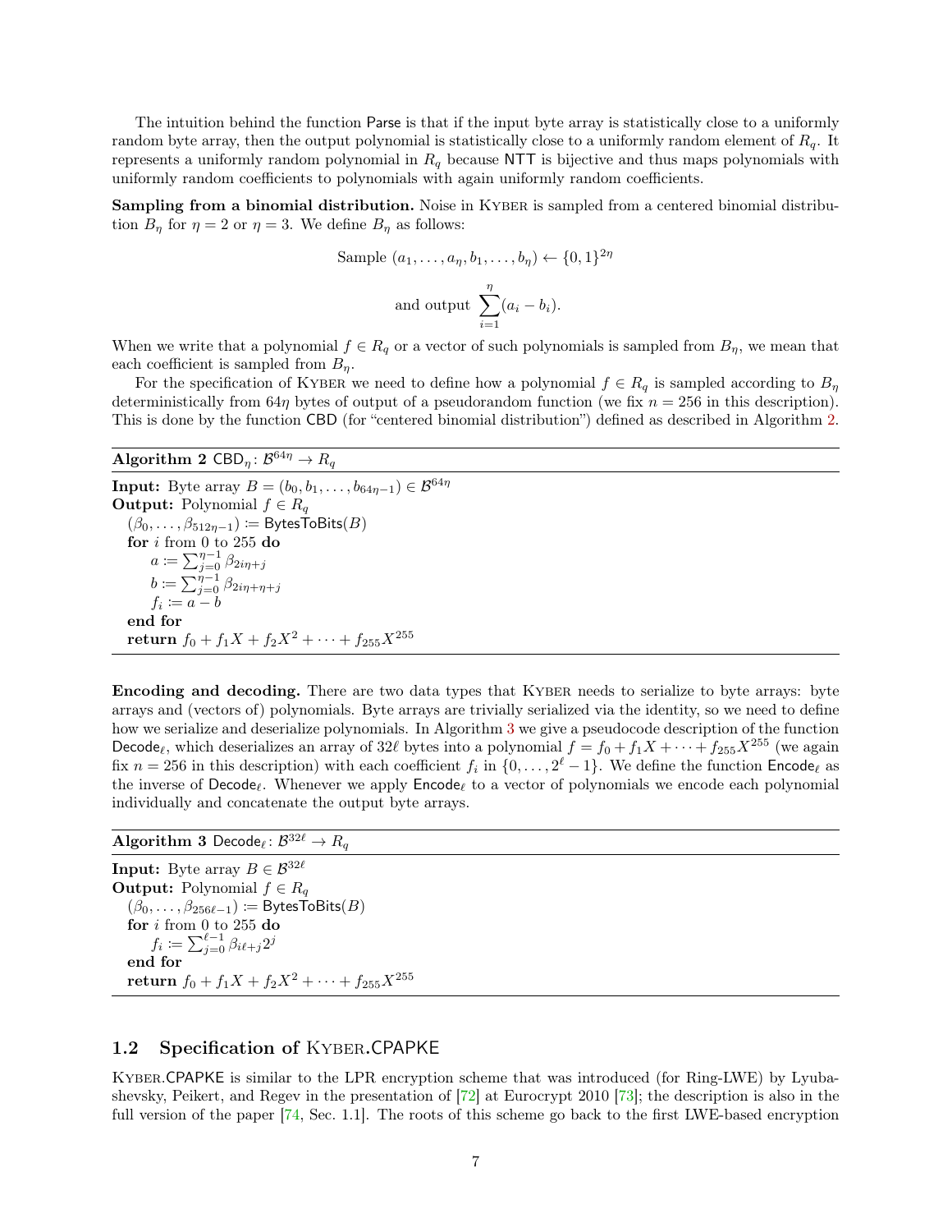The intuition behind the function Parse is that if the input byte array is statistically close to a uniformly random byte array, then the output polynomial is statistically close to a uniformly random element of $R_q$. It represents a uniformly random polynomial in $R_q$ because NTT is bijective and thus maps polynomials with uniformly random coefficients to polynomials with again uniformly random coefficients.

**Sampling from a binomial distribution.** Noise in KYBER is sampled from a centered binomial distribution $B_\eta$ for $\eta = 2$ or $\eta = 3$. We define $B_\eta$ as follows:

$$\text{Sample } (a_1, \dots, a_\eta, b_1, \dots, b_\eta) \leftarrow \{0,1\}^{2\eta}$$

$$\text{and output } \sum_{i=1}^{\eta}(a_i - b_i).$$

When we write that a polynomial $f \in R_q$ or a vector of such polynomials is sampled from $B_\eta$, we mean that each coefficient is sampled from $B_\eta$.

For the specification of KYBER we need to define how a polynomial $f \in R_q$ is sampled according to $B_\eta$ deterministically from $64\eta$ bytes of output of a pseudorandom function (we fix $n = 256$ in this description). This is done by the function CBD (for "centered binomial distribution") defined as described in Algorithm 2.

---

**Algorithm 2** $\mathsf{CBD}_\eta \colon \mathcal{B}^{64\eta} \rightarrow R_q$

---

**Input:** Byte array $B = (b_0, b_1, \dots, b_{64\eta-1}) \in \mathcal{B}^{64\eta}$
**Output:** Polynomial $f \in R_q$
  $(\beta_0, \dots, \beta_{512\eta-1}) \coloneqq \mathsf{BytesToBits}(B)$
  **for** $i$ from 0 to 255 **do**
    $a \coloneqq \sum_{j=0}^{\eta-1} \beta_{2i\eta+j}$
    $b \coloneqq \sum_{j=0}^{\eta-1} \beta_{2i\eta+\eta+j}$
    $f_i \coloneqq a - b$
  **end for**
  **return** $f_0 + f_1 X + f_2 X^2 + \cdots + f_{255} X^{255}$

---

**Encoding and decoding.** There are two data types that KYBER needs to serialize to byte arrays: byte arrays and (vectors of) polynomials. Byte arrays are trivially serialized via the identity, so we need to define how we serialize and deserialize polynomials. In Algorithm 3 we give a pseudocode description of the function $\mathsf{Decode}_\ell$, which deserializes an array of $32\ell$ bytes into a polynomial $f = f_0 + f_1 X + \cdots + f_{255} X^{255}$ (we again fix $n = 256$ in this description) with each coefficient $f_i$ in $\{0, \dots, 2^\ell - 1\}$. We define the function $\mathsf{Encode}_\ell$ as the inverse of $\mathsf{Decode}_\ell$. Whenever we apply $\mathsf{Encode}_\ell$ to a vector of polynomials we encode each polynomial individually and concatenate the output byte arrays.

---

**Algorithm 3** $\mathsf{Decode}_\ell \colon \mathcal{B}^{32\ell} \rightarrow R_q$

---

**Input:** Byte array $B \in \mathcal{B}^{32\ell}$
**Output:** Polynomial $f \in R_q$
  $(\beta_0, \dots, \beta_{256\ell-1}) \coloneqq \mathsf{BytesToBits}(B)$
  **for** $i$ from 0 to 255 **do**
    $f_i \coloneqq \sum_{j=0}^{\ell-1} \beta_{i\ell+j} 2^j$
  **end for**
  **return** $f_0 + f_1 X + f_2 X^2 + \cdots + f_{255} X^{255}$

---

## 1.2 Specification of KYBER.CPAPKE

KYBER.CPAPKE is similar to the LPR encryption scheme that was introduced (for Ring-LWE) by Lyubashevsky, Peikert, and Regev in the presentation of [72] at Eurocrypt 2010 [73]; the description is also in the full version of the paper [74, Sec. 1.1]. The roots of this scheme go back to the first LWE-based encryption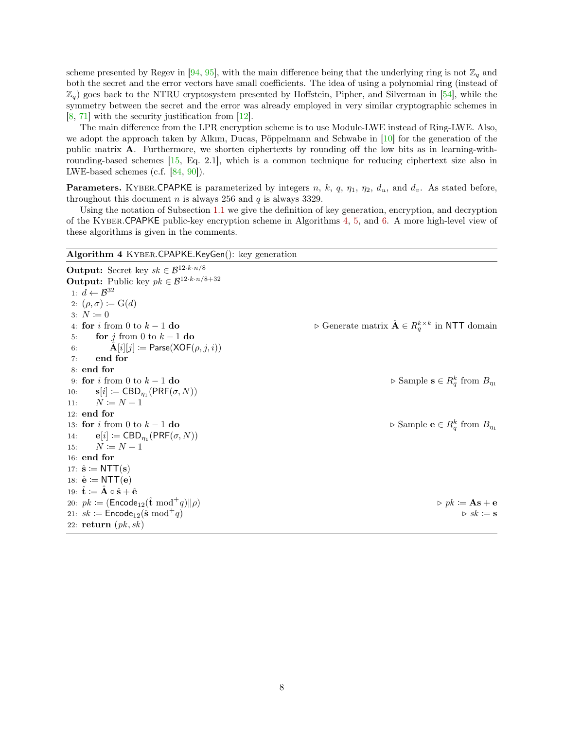scheme presented by Regev in [94, 95], with the main difference being that the underlying ring is not $\mathbb{Z}_q$ and both the secret and the error vectors have small coefficients. The idea of using a polynomial ring (instead of $\mathbb{Z}_q$) goes back to the NTRU cryptosystem presented by Hoffstein, Pipher, and Silverman in [54], while the symmetry between the secret and the error was already employed in very similar cryptographic schemes in [8, 71] with the security justification from [12].

The main difference from the LPR encryption scheme is to use Module-LWE instead of Ring-LWE. Also, we adopt the approach taken by Alkım, Ducas, Pöppelmann and Schwabe in [10] for the generation of the public matrix $\mathbf{A}$. Furthermore, we shorten ciphertexts by rounding off the low bits as in learning-with-rounding-based schemes [15, Eq. 2.1], which is a common technique for reducing ciphertext size also in LWE-based schemes (c.f. [84, 90]).

**Parameters.** KYBER.CPAPKE is parameterized by integers $n$, $k$, $q$, $\eta_1$, $\eta_2$, $d_u$, and $d_v$. As stated before, throughout this document $n$ is always 256 and $q$ is always 3329.

Using the notation of Subsection 1.1 we give the definition of key generation, encryption, and decryption of the KYBER.CPAPKE public-key encryption scheme in Algorithms 4, 5, and 6. A more high-level view of these algorithms is given in the comments.

**Algorithm 4** KYBER.CPAPKE.KeyGen(): key generation

**Output:** Secret key $sk \in \mathcal{B}^{12 \cdot k \cdot n/8}$
**Output:** Public key $pk \in \mathcal{B}^{12 \cdot k \cdot n/8+32}$

1: $d \leftarrow \mathcal{B}^{32}$
2: $(\rho, \sigma) := \mathrm{G}(d)$
3: $N := 0$
4: **for** $i$ from 0 to $k-1$ **do** ▷ Generate matrix $\hat{\mathbf{A}} \in R_q^{k \times k}$ in NTT domain
5: **for** $j$ from 0 to $k-1$ **do**
6: $\hat{\mathbf{A}}[i][j] := \mathsf{Parse}(\mathsf{XOF}(\rho, j, i))$
7: **end for**
8: **end for**
9: **for** $i$ from 0 to $k-1$ **do** ▷ Sample $\mathbf{s} \in R_q^k$ from $B_{\eta_1}$
10: $\mathbf{s}[i] := \mathsf{CBD}_{\eta_1}(\mathsf{PRF}(\sigma, N))$
11: $N := N + 1$
12: **end for**
13: **for** $i$ from 0 to $k-1$ **do** ▷ Sample $\mathbf{e} \in R_q^k$ from $B_{\eta_1}$
14: $\mathbf{e}[i] := \mathsf{CBD}_{\eta_1}(\mathsf{PRF}(\sigma, N))$
15: $N := N + 1$
16: **end for**
17: $\hat{\mathbf{s}} := \mathsf{NTT}(\mathbf{s})$
18: $\hat{\mathbf{e}} := \mathsf{NTT}(\mathbf{e})$
19: $\hat{\mathbf{t}} := \hat{\mathbf{A}} \circ \hat{\mathbf{s}} + \hat{\mathbf{e}}$
20: $pk := (\mathsf{Encode}_{12}(\hat{\mathbf{t}} \bmod^+ q) \| \rho)$ ▷ $pk := \mathbf{As} + \mathbf{e}$
21: $sk := \mathsf{Encode}_{12}(\hat{\mathbf{s}} \bmod^+ q)$ ▷ $sk := \mathbf{s}$
22: **return** $(pk, sk)$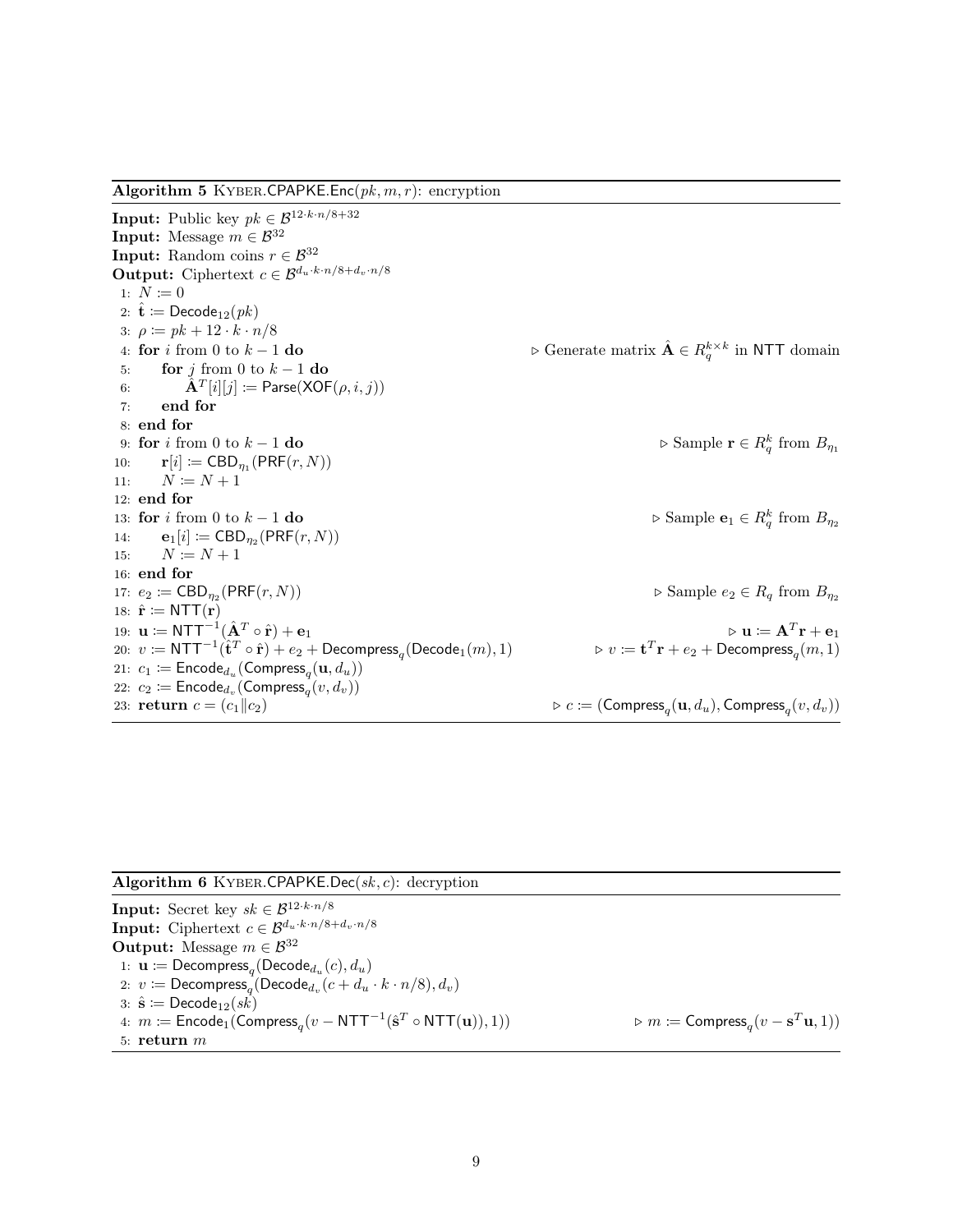**Algorithm 5** KYBER.CPAPKE.Enc$(pk, m, r)$: encryption

**Input:** Public key $pk \in \mathcal{B}^{12 \cdot k \cdot n/8+32}$
**Input:** Message $m \in \mathcal{B}^{32}$
**Input:** Random coins $r \in \mathcal{B}^{32}$
**Output:** Ciphertext $c \in \mathcal{B}^{d_u \cdot k \cdot n/8 + d_v \cdot n/8}$

1: $N := 0$
2: $\hat{\mathbf{t}} := \mathsf{Decode}_{12}(pk)$
3: $\rho := pk + 12 \cdot k \cdot n/8$
4: **for** $i$ from 0 to $k-1$ **do** ▷ Generate matrix $\hat{\mathbf{A}} \in R_q^{k \times k}$ in $\mathsf{NTT}$ domain
5: **for** $j$ from 0 to $k-1$ **do**
6: $\hat{\mathbf{A}}^T[i][j] := \mathsf{Parse}(\mathsf{XOF}(\rho, i, j))$
7: **end for**
8: **end for**
9: **for** $i$ from 0 to $k-1$ **do** ▷ Sample $\mathbf{r} \in R_q^k$ from $B_{\eta_1}$
10: $\mathbf{r}[i] := \mathsf{CBD}_{\eta_1}(\mathsf{PRF}(r, N))$
11: $N := N + 1$
12: **end for**
13: **for** $i$ from 0 to $k-1$ **do** ▷ Sample $\mathbf{e}_1 \in R_q^k$ from $B_{\eta_2}$
14: $\mathbf{e}_1[i] := \mathsf{CBD}_{\eta_2}(\mathsf{PRF}(r, N))$
15: $N := N + 1$
16: **end for**
17: $e_2 := \mathsf{CBD}_{\eta_2}(\mathsf{PRF}(r, N))$ ▷ Sample $e_2 \in R_q$ from $B_{\eta_2}$
18: $\hat{\mathbf{r}} := \mathsf{NTT}(\mathbf{r})$
19: $\mathbf{u} := \mathsf{NTT}^{-1}(\hat{\mathbf{A}}^T \circ \hat{\mathbf{r}}) + \mathbf{e}_1$ ▷ $\mathbf{u} := \mathbf{A}^T\mathbf{r} + \mathbf{e}_1$
20: $v := \mathsf{NTT}^{-1}(\hat{\mathbf{t}}^T \circ \hat{\mathbf{r}}) + e_2 + \mathsf{Decompress}_q(\mathsf{Decode}_1(m), 1)$ ▷ $v := \mathbf{t}^T\mathbf{r} + e_2 + \mathsf{Decompress}_q(m, 1)$
21: $c_1 := \mathsf{Encode}_{d_u}(\mathsf{Compress}_q(\mathbf{u}, d_u))$
22: $c_2 := \mathsf{Encode}_{d_v}(\mathsf{Compress}_q(v, d_v))$
23: **return** $c = (c_1 \| c_2)$ ▷ $c := (\mathsf{Compress}_q(\mathbf{u}, d_u), \mathsf{Compress}_q(v, d_v))$

**Algorithm 6** KYBER.CPAPKE.Dec$(sk, c)$: decryption

**Input:** Secret key $sk \in \mathcal{B}^{12 \cdot k \cdot n/8}$
**Input:** Ciphertext $c \in \mathcal{B}^{d_u \cdot k \cdot n/8 + d_v \cdot n/8}$
**Output:** Message $m \in \mathcal{B}^{32}$

1: $\mathbf{u} := \mathsf{Decompress}_q(\mathsf{Decode}_{d_u}(c), d_u)$
2: $v := \mathsf{Decompress}_q(\mathsf{Decode}_{d_v}(c + d_u \cdot k \cdot n/8), d_v)$
3: $\hat{\mathbf{s}} := \mathsf{Decode}_{12}(sk)$
4: $m := \mathsf{Encode}_1(\mathsf{Compress}_q(v - \mathsf{NTT}^{-1}(\hat{\mathbf{s}}^T \circ \mathsf{NTT}(\mathbf{u})), 1))$ ▷ $m := \mathsf{Compress}_q(v - \mathbf{s}^T\mathbf{u}, 1))$
5: **return** $m$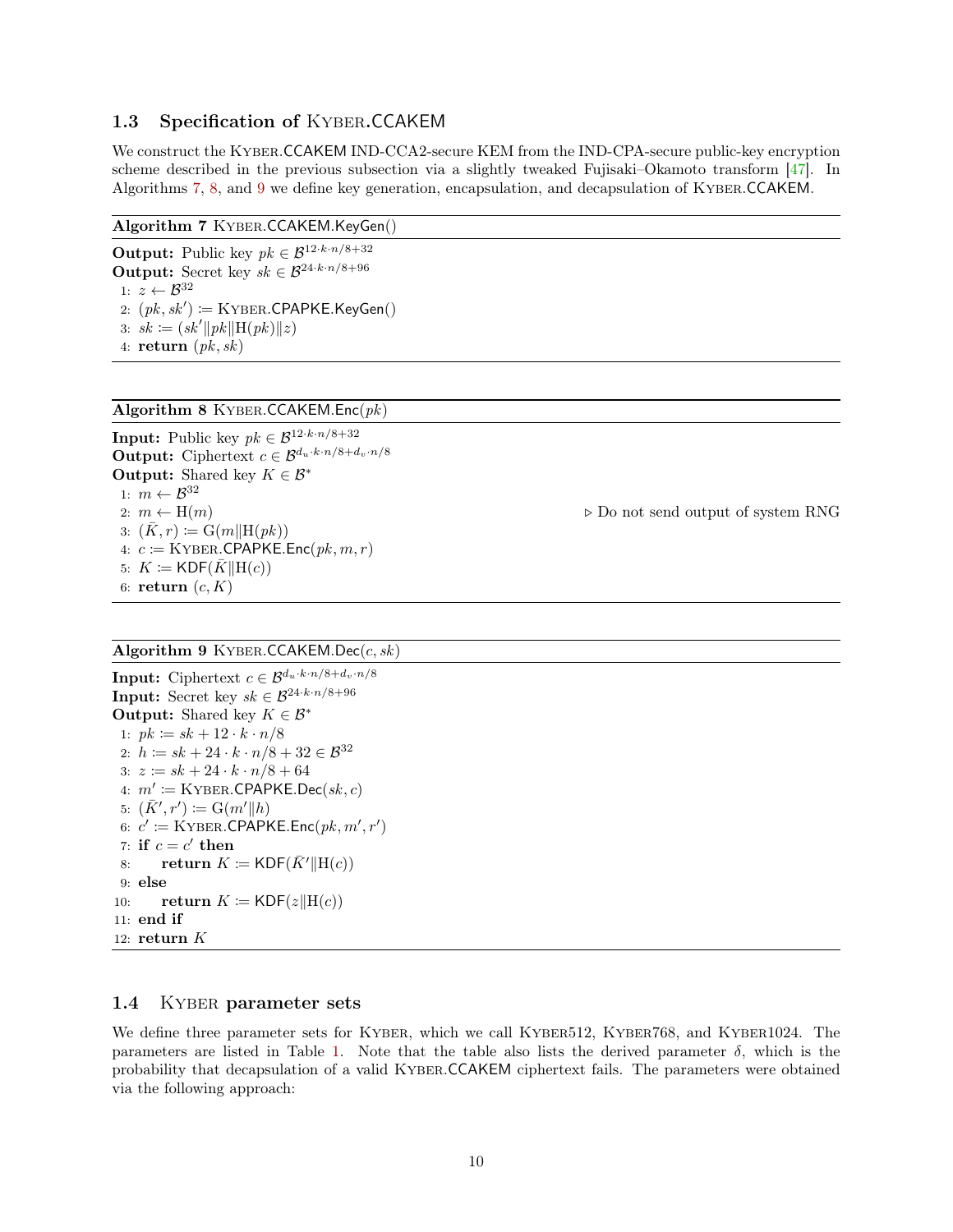### 1.3 Specification of Kyber.CCAKEM

We construct the Kyber.CCAKEM IND-CCA2-secure KEM from the IND-CPA-secure public-key encryption scheme described in the previous subsection via a slightly tweaked Fujisaki–Okamoto transform [47]. In Algorithms 7, 8, and 9 we define key generation, encapsulation, and decapsulation of Kyber.CCAKEM.

---

**Algorithm 7** Kyber.CCAKEM.KeyGen()

---

**Output:** Public key $pk \in \mathcal{B}^{12 \cdot k \cdot n/8+32}$
**Output:** Secret key $sk \in \mathcal{B}^{24 \cdot k \cdot n/8+96}$

1: $z \leftarrow \mathcal{B}^{32}$
2: $(pk, sk') := \text{Kyber.CPAPKE.KeyGen}()$
3: $sk := (sk' \| pk \| \text{H}(pk) \| z)$
4: **return** $(pk, sk)$

---

---

**Algorithm 8** Kyber.CCAKEM.Enc($pk$)

---

**Input:** Public key $pk \in \mathcal{B}^{12 \cdot k \cdot n/8+32}$
**Output:** Ciphertext $c \in \mathcal{B}^{d_u \cdot k \cdot n/8 + d_v \cdot n/8}$
**Output:** Shared key $K \in \mathcal{B}^*$

1: $m \leftarrow \mathcal{B}^{32}$
2: $m \leftarrow \text{H}(m)$ ▷ Do not send output of system RNG
3: $(\bar{K}, r) := \text{G}(m \| \text{H}(pk))$
4: $c := \text{Kyber.CPAPKE.Enc}(pk, m, r)$
5: $K := \mathsf{KDF}(\bar{K} \| \text{H}(c))$
6: **return** $(c, K)$

---

---

**Algorithm 9** Kyber.CCAKEM.Dec($c, sk$)

---

**Input:** Ciphertext $c \in \mathcal{B}^{d_u \cdot k \cdot n/8 + d_v \cdot n/8}$
**Input:** Secret key $sk \in \mathcal{B}^{24 \cdot k \cdot n/8+96}$
**Output:** Shared key $K \in \mathcal{B}^*$

1: $pk := sk + 12 \cdot k \cdot n/8$
2: $h := sk + 24 \cdot k \cdot n/8 + 32 \in \mathcal{B}^{32}$
3: $z := sk + 24 \cdot k \cdot n/8 + 64$
4: $m' := \text{Kyber.CPAPKE.Dec}(sk, c)$
5: $(\bar{K}', r') := \text{G}(m' \| h)$
6: $c' := \text{Kyber.CPAPKE.Enc}(pk, m', r')$
7: **if** $c = c'$ **then**
8: &nbsp;&nbsp;&nbsp;&nbsp;**return** $K := \mathsf{KDF}(\bar{K}' \| \text{H}(c))$
9: **else**
10: &nbsp;&nbsp;&nbsp;&nbsp;**return** $K := \mathsf{KDF}(z \| \text{H}(c))$
11: **end if**
12: **return** $K$

---

### 1.4 Kyber parameter sets

We define three parameter sets for Kyber, which we call Kyber512, Kyber768, and Kyber1024. The parameters are listed in Table 1. Note that the table also lists the derived parameter $\delta$, which is the probability that decapsulation of a valid Kyber.CCAKEM ciphertext fails. The parameters were obtained via the following approach: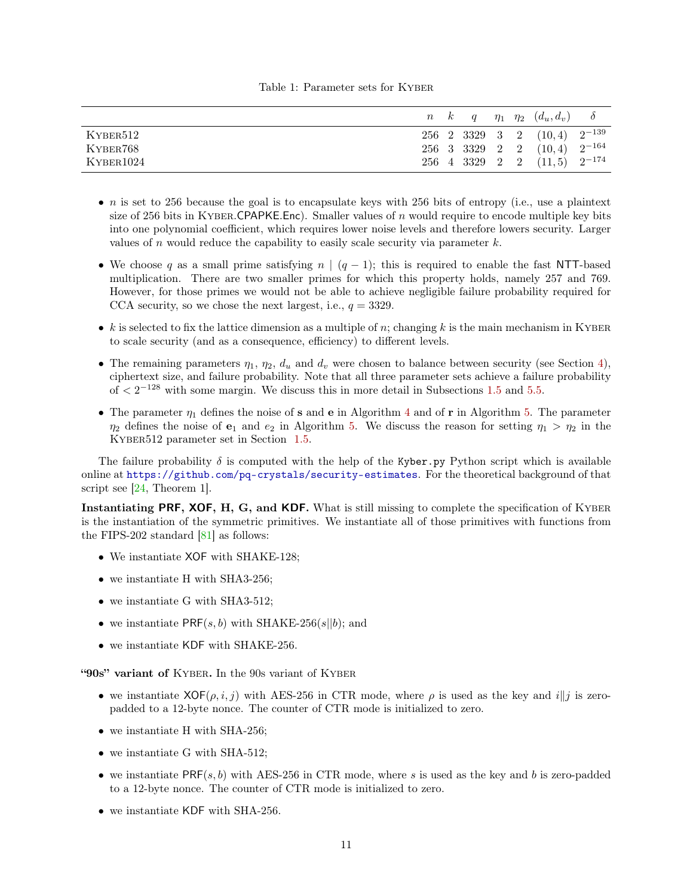Table 1: Parameter sets for Kyber

| | $n$ | $k$ | $q$ | $\eta_1$ | $\eta_2$ | $(d_u, d_v)$ | $\delta$ |
|---|---|---|---|---|---|---|---|
| Kyber512 | 256 | 2 | 3329 | 3 | 2 | $(10, 4)$ | $2^{-139}$ |
| Kyber768 | 256 | 3 | 3329 | 2 | 2 | $(10, 4)$ | $2^{-164}$ |
| Kyber1024 | 256 | 4 | 3329 | 2 | 2 | $(11, 5)$ | $2^{-174}$ |

- $n$ is set to 256 because the goal is to encapsulate keys with 256 bits of entropy (i.e., use a plaintext size of 256 bits in Kyber.CPAPKE.Enc). Smaller values of $n$ would require to encode multiple key bits into one polynomial coefficient, which requires lower noise levels and therefore lowers security. Larger values of $n$ would reduce the capability to easily scale security via parameter $k$.
- We choose $q$ as a small prime satisfying $n \mid (q-1)$; this is required to enable the fast NTT-based multiplication. There are two smaller primes for which this property holds, namely 257 and 769. However, for those primes we would not be able to achieve negligible failure probability required for CCA security, so we chose the next largest, i.e., $q = 3329$.
- $k$ is selected to fix the lattice dimension as a multiple of $n$; changing $k$ is the main mechanism in Kyber to scale security (and as a consequence, efficiency) to different levels.
- The remaining parameters $\eta_1$, $\eta_2$, $d_u$ and $d_v$ were chosen to balance between security (see Section 4), ciphertext size, and failure probability. Note that all three parameter sets achieve a failure probability of $< 2^{-128}$ with some margin. We discuss this in more detail in Subsections 1.5 and 5.5.
- The parameter $\eta_1$ defines the noise of $\mathbf{s}$ and $\mathbf{e}$ in Algorithm 4 and of $\mathbf{r}$ in Algorithm 5. The parameter $\eta_2$ defines the noise of $\mathbf{e}_1$ and $e_2$ in Algorithm 5. We discuss the reason for setting $\eta_1 > \eta_2$ in the Kyber512 parameter set in Section 1.5.

The failure probability $\delta$ is computed with the help of the `Kyber.py` Python script which is available online at https://github.com/pq-crystals/security-estimates. For the theoretical background of that script see [24, Theorem 1].

**Instantiating PRF, XOF, H, G, and KDF.** What is still missing to complete the specification of Kyber is the instantiation of the symmetric primitives. We instantiate all of those primitives with functions from the FIPS-202 standard [81] as follows:

- We instantiate XOF with SHAKE-128;
- we instantiate H with SHA3-256;
- we instantiate G with SHA3-512;
- we instantiate $\mathsf{PRF}(s, b)$ with SHAKE-256$(s||b)$; and
- we instantiate KDF with SHAKE-256.

**"90s" variant of Kyber.** In the 90s variant of Kyber

- we instantiate $\mathsf{XOF}(\rho, i, j)$ with AES-256 in CTR mode, where $\rho$ is used as the key and $i||j$ is zero-padded to a 12-byte nonce. The counter of CTR mode is initialized to zero.
- we instantiate H with SHA-256;
- we instantiate G with SHA-512;
- we instantiate $\mathsf{PRF}(s, b)$ with AES-256 in CTR mode, where $s$ is used as the key and $b$ is zero-padded to a 12-byte nonce. The counter of CTR mode is initialized to zero.
- we instantiate KDF with SHA-256.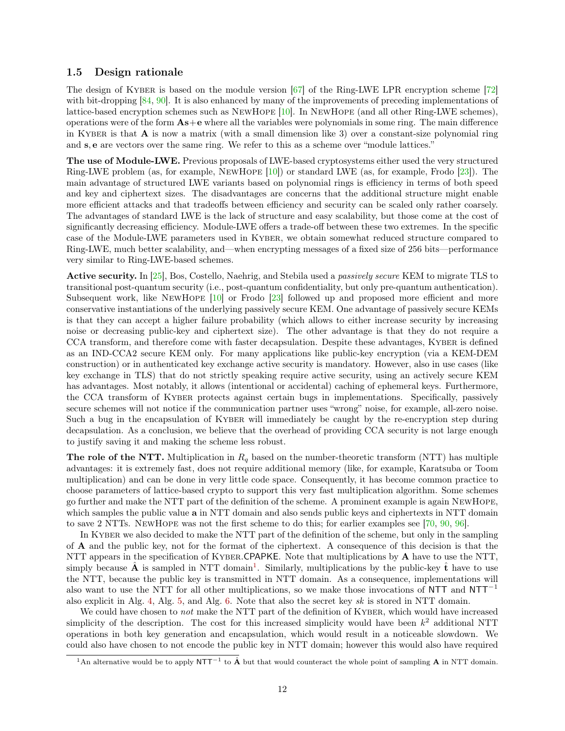### 1.5 Design rationale

The design of Kyber is based on the module version [67] of the Ring-LWE LPR encryption scheme [72] with bit-dropping [84, 90]. It is also enhanced by many of the improvements of preceding implementations of lattice-based encryption schemes such as NewHope [10]. In NewHope (and all other Ring-LWE schemes), operations were of the form $\mathbf{As}+\mathbf{e}$ where all the variables were polynomials in some ring. The main difference in Kyber is that $\mathbf{A}$ is now a matrix (with a small dimension like 3) over a constant-size polynomial ring and $\mathbf{s}, \mathbf{e}$ are vectors over the same ring. We refer to this as a scheme over "module lattices."

**The use of Module-LWE.** Previous proposals of LWE-based cryptosystems either used the very structured Ring-LWE problem (as, for example, NewHope [10]) or standard LWE (as, for example, Frodo [23]). The main advantage of structured LWE variants based on polynomial rings is efficiency in terms of both speed and key and ciphertext sizes. The disadvantages are concerns that the additional structure might enable more efficient attacks and that tradeoffs between efficiency and security can be scaled only rather coarsely. The advantages of standard LWE is the lack of structure and easy scalability, but those come at the cost of significantly decreasing efficiency. Module-LWE offers a trade-off between these two extremes. In the specific case of the Module-LWE parameters used in Kyber, we obtain somewhat reduced structure compared to Ring-LWE, much better scalability, and—when encrypting messages of a fixed size of 256 bits—performance very similar to Ring-LWE-based schemes.

**Active security.** In [25], Bos, Costello, Naehrig, and Stebila used a *passively secure* KEM to migrate TLS to transitional post-quantum security (i.e., post-quantum confidentiality, but only pre-quantum authentication). Subsequent work, like NewHope [10] or Frodo [23] followed up and proposed more efficient and more conservative instantiations of the underlying passively secure KEM. One advantage of passively secure KEMs is that they can accept a higher failure probability (which allows to either increase security by increasing noise or decreasing public-key and ciphertext size). The other advantage is that they do not require a CCA transform, and therefore come with faster decapsulation. Despite these advantages, Kyber is defined as an IND-CCA2 secure KEM only. For many applications like public-key encryption (via a KEM-DEM construction) or in authenticated key exchange active security is mandatory. However, also in use cases (like key exchange in TLS) that do not strictly speaking require active security, using an actively secure KEM has advantages. Most notably, it allows (intentional or accidental) caching of ephemeral keys. Furthermore, the CCA transform of Kyber protects against certain bugs in implementations. Specifically, passively secure schemes will not notice if the communication partner uses "wrong" noise, for example, all-zero noise. Such a bug in the encapsulation of Kyber will immediately be caught by the re-encryption step during decapsulation. As a conclusion, we believe that the overhead of providing CCA security is not large enough to justify saving it and making the scheme less robust.

**The role of the NTT.** Multiplication in $R_q$ based on the number-theoretic transform (NTT) has multiple advantages: it is extremely fast, does not require additional memory (like, for example, Karatsuba or Toom multiplication) and can be done in very little code space. Consequently, it has become common practice to choose parameters of lattice-based crypto to support this very fast multiplication algorithm. Some schemes go further and make the NTT part of the definition of the scheme. A prominent example is again NewHope, which samples the public value $\mathbf{a}$ in NTT domain and also sends public keys and ciphertexts in NTT domain to save 2 NTTs. NewHope was not the first scheme to do this; for earlier examples see [70, 90, 96].

In Kyber we also decided to make the NTT part of the definition of the scheme, but only in the sampling of $\mathbf{A}$ and the public key, not for the format of the ciphertext. A consequence of this decision is that the NTT appears in the specification of Kyber.CPAPKE. Note that multiplications by $\mathbf{A}$ have to use the NTT, simply because $\hat{\mathbf{A}}$ is sampled in NTT domain[1]. Similarly, multiplications by the public-key $\hat{\mathbf{t}}$ have to use the NTT, because the public key is transmitted in NTT domain. As a consequence, implementations will also want to use the NTT for all other multiplications, so we make those invocations of $\mathsf{NTT}$ and $\mathsf{NTT}^{-1}$ also explicit in Alg. 4, Alg. 5, and Alg. 6. Note that also the secret key *sk* is stored in NTT domain.

We could have chosen to *not* make the NTT part of the definition of Kyber, which would have increased simplicity of the description. The cost for this increased simplicity would have been $k^2$ additional NTT operations in both key generation and encapsulation, which would result in a noticeable slowdown. We could also have chosen to not encode the public key in NTT domain; however this would also have required

[1] An alternative would be to apply $\mathsf{NTT}^{-1}$ to $\hat{\mathbf{A}}$ but that would counteract the whole point of sampling $\mathbf{A}$ in NTT domain.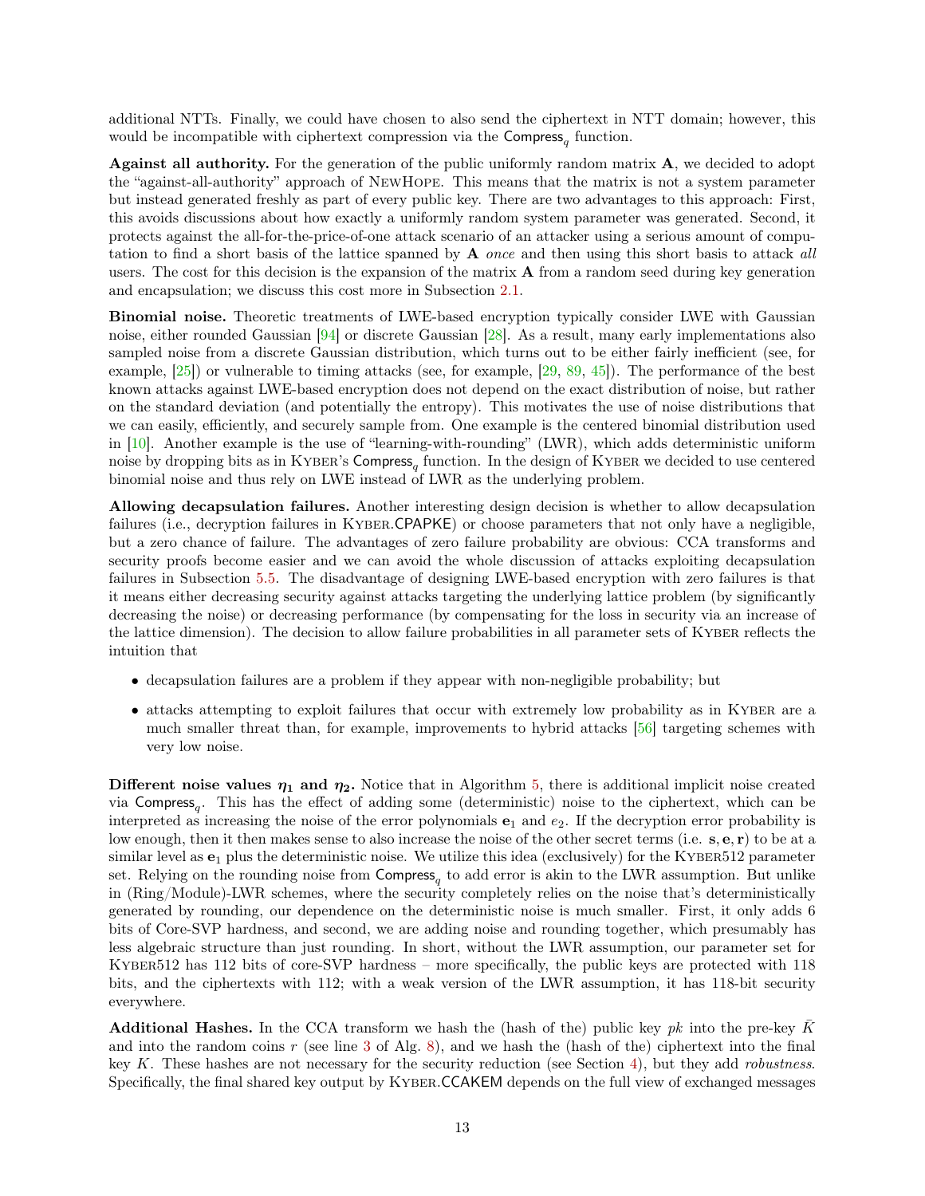additional NTTs. Finally, we could have chosen to also send the ciphertext in NTT domain; however, this would be incompatible with ciphertext compression via the $\mathsf{Compress}_q$ function.

**Against all authority.** For the generation of the public uniformly random matrix $\mathbf{A}$, we decided to adopt the "against-all-authority" approach of NewHope. This means that the matrix is not a system parameter but instead generated freshly as part of every public key. There are two advantages to this approach: First, this avoids discussions about how exactly a uniformly random system parameter was generated. Second, it protects against the all-for-the-price-of-one attack scenario of an attacker using a serious amount of computation to find a short basis of the lattice spanned by $\mathbf{A}$ *once* and then using this short basis to attack *all* users. The cost for this decision is the expansion of the matrix $\mathbf{A}$ from a random seed during key generation and encapsulation; we discuss this cost more in Subsection 2.1.

**Binomial noise.** Theoretic treatments of LWE-based encryption typically consider LWE with Gaussian noise, either rounded Gaussian [94] or discrete Gaussian [28]. As a result, many early implementations also sampled noise from a discrete Gaussian distribution, which turns out to be either fairly inefficient (see, for example, [25]) or vulnerable to timing attacks (see, for example, [29, 89, 45]). The performance of the best known attacks against LWE-based encryption does not depend on the exact distribution of noise, but rather on the standard deviation (and potentially the entropy). This motivates the use of noise distributions that we can easily, efficiently, and securely sample from. One example is the centered binomial distribution used in [10]. Another example is the use of "learning-with-rounding" (LWR), which adds deterministic uniform noise by dropping bits as in Kyber's $\mathsf{Compress}_q$ function. In the design of Kyber we decided to use centered binomial noise and thus rely on LWE instead of LWR as the underlying problem.

**Allowing decapsulation failures.** Another interesting design decision is whether to allow decapsulation failures (i.e., decryption failures in Kyber.CPAPKE) or choose parameters that not only have a negligible, but a zero chance of failure. The advantages of zero failure probability are obvious: CCA transforms and security proofs become easier and we can avoid the whole discussion of attacks exploiting decapsulation failures in Subsection 5.5. The disadvantage of designing LWE-based encryption with zero failures is that it means either decreasing security against attacks targeting the underlying lattice problem (by significantly decreasing the noise) or decreasing performance (by compensating for the loss in security via an increase of the lattice dimension). The decision to allow failure probabilities in all parameter sets of Kyber reflects the intuition that

- decapsulation failures are a problem if they appear with non-negligible probability; but
- attacks attempting to exploit failures that occur with extremely low probability as in Kyber are a much smaller threat than, for example, improvements to hybrid attacks [56] targeting schemes with very low noise.

**Different noise values $\eta_1$ and $\eta_2$.** Notice that in Algorithm 5, there is additional implicit noise created via $\mathsf{Compress}_q$. This has the effect of adding some (deterministic) noise to the ciphertext, which can be interpreted as increasing the noise of the error polynomials $\mathbf{e}_1$ and $e_2$. If the decryption error probability is low enough, then it then makes sense to also increase the noise of the other secret terms (i.e. $\mathbf{s}, \mathbf{e}, \mathbf{r}$) to be at a similar level as $\mathbf{e}_1$ plus the deterministic noise. We utilize this idea (exclusively) for the Kyber512 parameter set. Relying on the rounding noise from $\mathsf{Compress}_q$ to add error is akin to the LWR assumption. But unlike in (Ring/Module)-LWR schemes, where the security completely relies on the noise that's deterministically generated by rounding, our dependence on the deterministic noise is much smaller. First, it only adds 6 bits of Core-SVP hardness, and second, we are adding noise and rounding together, which presumably has less algebraic structure than just rounding. In short, without the LWR assumption, our parameter set for Kyber512 has 112 bits of core-SVP hardness – more specifically, the public keys are protected with 118 bits, and the ciphertexts with 112; with a weak version of the LWR assumption, it has 118-bit security everywhere.

**Additional Hashes.** In the CCA transform we hash the (hash of the) public key $pk$ into the pre-key $\bar{K}$ and into the random coins $r$ (see line 3 of Alg. 8), and we hash the (hash of the) ciphertext into the final key $K$. These hashes are not necessary for the security reduction (see Section 4), but they add *robustness*. Specifically, the final shared key output by Kyber.CCAKEM depends on the full view of exchanged messages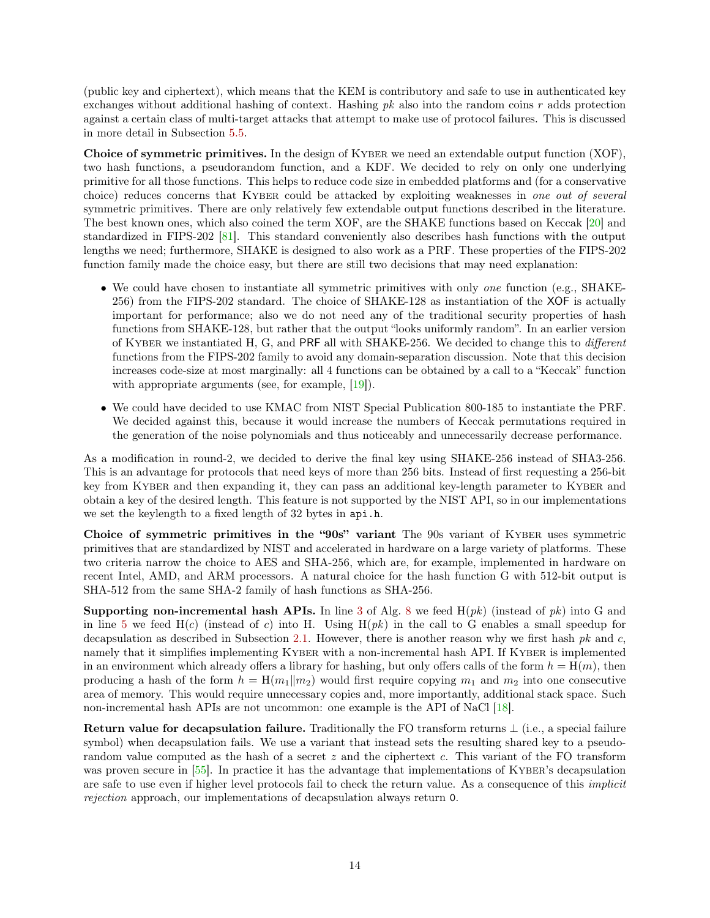(public key and ciphertext), which means that the KEM is contributory and safe to use in authenticated key exchanges without additional hashing of context. Hashing $pk$ also into the random coins $r$ adds protection against a certain class of multi-target attacks that attempt to make use of protocol failures. This is discussed in more detail in Subsection 5.5.

**Choice of symmetric primitives.** In the design of Kyber we need an extendable output function (XOF), two hash functions, a pseudorandom function, and a KDF. We decided to rely on only one underlying primitive for all those functions. This helps to reduce code size in embedded platforms and (for a conservative choice) reduces concerns that Kyber could be attacked by exploiting weaknesses in *one out of several* symmetric primitives. There are only relatively few extendable output functions described in the literature. The best known ones, which also coined the term XOF, are the SHAKE functions based on Keccak [20] and standardized in FIPS-202 [81]. This standard conveniently also describes hash functions with the output lengths we need; furthermore, SHAKE is designed to also work as a PRF. These properties of the FIPS-202 function family made the choice easy, but there are still two decisions that may need explanation:

- We could have chosen to instantiate all symmetric primitives with only *one* function (e.g., SHAKE-256) from the FIPS-202 standard. The choice of SHAKE-128 as instantiation of the XOF is actually important for performance; also we do not need any of the traditional security properties of hash functions from SHAKE-128, but rather that the output "looks uniformly random". In an earlier version of Kyber we instantiated H, G, and PRF all with SHAKE-256. We decided to change this to *different* functions from the FIPS-202 family to avoid any domain-separation discussion. Note that this decision increases code-size at most marginally: all 4 functions can be obtained by a call to a "Keccak" function with appropriate arguments (see, for example, [19]).
- We could have decided to use KMAC from NIST Special Publication 800-185 to instantiate the PRF. We decided against this, because it would increase the numbers of Keccak permutations required in the generation of the noise polynomials and thus noticeably and unnecessarily decrease performance.

As a modification in round-2, we decided to derive the final key using SHAKE-256 instead of SHA3-256. This is an advantage for protocols that need keys of more than 256 bits. Instead of first requesting a 256-bit key from Kyber and then expanding it, they can pass an additional key-length parameter to Kyber and obtain a key of the desired length. This feature is not supported by the NIST API, so in our implementations we set the keylength to a fixed length of 32 bytes in `api.h`.

**Choice of symmetric primitives in the "90s" variant** The 90s variant of Kyber uses symmetric primitives that are standardized by NIST and accelerated in hardware on a large variety of platforms. These two criteria narrow the choice to AES and SHA-256, which are, for example, implemented in hardware on recent Intel, AMD, and ARM processors. A natural choice for the hash function G with 512-bit output is SHA-512 from the same SHA-2 family of hash functions as SHA-256.

**Supporting non-incremental hash APIs.** In line 3 of Alg. 8 we feed $\mathrm{H}(pk)$ (instead of $pk$) into G and in line 5 we feed $\mathrm{H}(c)$ (instead of $c$) into H. Using $\mathrm{H}(pk)$ in the call to G enables a small speedup for decapsulation as described in Subsection 2.1. However, there is another reason why we first hash $pk$ and $c$, namely that it simplifies implementing Kyber with a non-incremental hash API. If Kyber is implemented in an environment which already offers a library for hashing, but only offers calls of the form $h = \mathrm{H}(m)$, then producing a hash of the form $h = \mathrm{H}(m_1 \| m_2)$ would first require copying $m_1$ and $m_2$ into one consecutive area of memory. This would require unnecessary copies and, more importantly, additional stack space. Such non-incremental hash APIs are not uncommon: one example is the API of NaCl [18].

**Return value for decapsulation failure.** Traditionally the FO transform returns $\perp$ (i.e., a special failure symbol) when decapsulation fails. We use a variant that instead sets the resulting shared key to a pseudorandom value computed as the hash of a secret $z$ and the ciphertext $c$. This variant of the FO transform was proven secure in [55]. In practice it has the advantage that implementations of Kyber's decapsulation are safe to use even if higher level protocols fail to check the return value. As a consequence of this *implicit rejection* approach, our implementations of decapsulation always return `0`.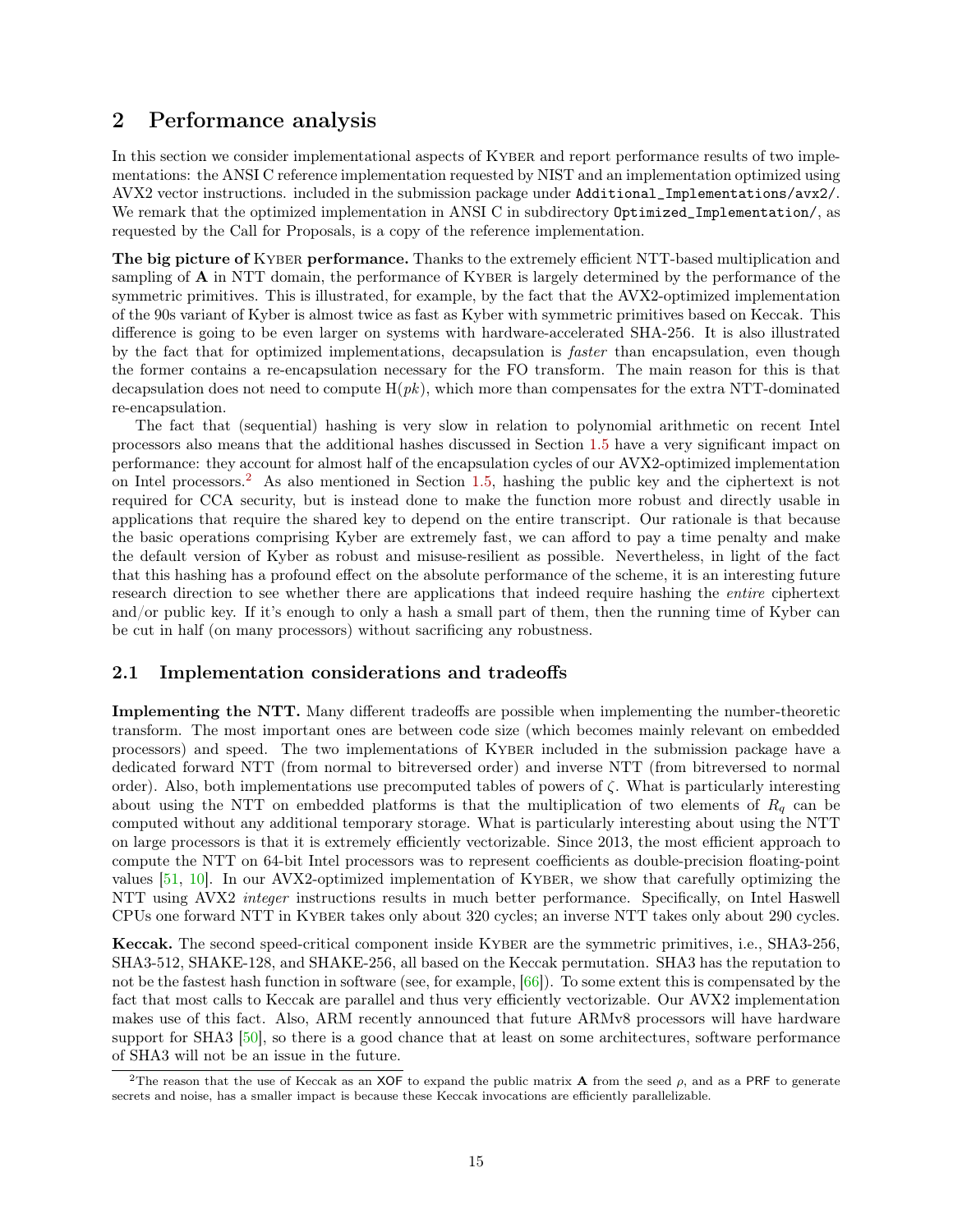# 2 Performance analysis

In this section we consider implementational aspects of Kyber and report performance results of two implementations: the ANSI C reference implementation requested by NIST and an implementation optimized using AVX2 vector instructions. included in the submission package under `Additional_Implementations/avx2/`. We remark that the optimized implementation in ANSI C in subdirectory `Optimized_Implementation/`, as requested by the Call for Proposals, is a copy of the reference implementation.

**The big picture of Kyber performance.** Thanks to the extremely efficient NTT-based multiplication and sampling of $\mathbf{A}$ in NTT domain, the performance of Kyber is largely determined by the performance of the symmetric primitives. This is illustrated, for example, by the fact that the AVX2-optimized implementation of the 90s variant of Kyber is almost twice as fast as Kyber with symmetric primitives based on Keccak. This difference is going to be even larger on systems with hardware-accelerated SHA-256. It is also illustrated by the fact that for optimized implementations, decapsulation is *faster* than encapsulation, even though the former contains a re-encapsulation necessary for the FO transform. The main reason for this is that decapsulation does not need to compute $\mathrm{H}(pk)$, which more than compensates for the extra NTT-dominated re-encapsulation.

The fact that (sequential) hashing is very slow in relation to polynomial arithmetic on recent Intel processors also means that the additional hashes discussed in Section 1.5 have a very significant impact on performance: they account for almost half of the encapsulation cycles of our AVX2-optimized implementation on Intel processors.[2] As also mentioned in Section 1.5, hashing the public key and the ciphertext is not required for CCA security, but is instead done to make the function more robust and directly usable in applications that require the shared key to depend on the entire transcript. Our rationale is that because the basic operations comprising Kyber are extremely fast, we can afford to pay a time penalty and make the default version of Kyber as robust and misuse-resilient as possible. Nevertheless, in light of the fact that this hashing has a profound effect on the absolute performance of the scheme, it is an interesting future research direction to see whether there are applications that indeed require hashing the *entire* ciphertext and/or public key. If it's enough to only a hash a small part of them, then the running time of Kyber can be cut in half (on many processors) without sacrificing any robustness.

## 2.1 Implementation considerations and tradeoffs

**Implementing the NTT.** Many different tradeoffs are possible when implementing the number-theoretic transform. The most important ones are between code size (which becomes mainly relevant on embedded processors) and speed. The two implementations of Kyber included in the submission package have a dedicated forward NTT (from normal to bitreversed order) and inverse NTT (from bitreversed to normal order). Also, both implementations use precomputed tables of powers of $\zeta$. What is particularly interesting about using the NTT on embedded platforms is that the multiplication of two elements of $R_q$ can be computed without any additional temporary storage. What is particularly interesting about using the NTT on large processors is that it is extremely efficiently vectorizable. Since 2013, the most efficient approach to compute the NTT on 64-bit Intel processors was to represent coefficients as double-precision floating-point values [51, 10]. In our AVX2-optimized implementation of Kyber, we show that carefully optimizing the NTT using AVX2 *integer* instructions results in much better performance. Specifically, on Intel Haswell CPUs one forward NTT in Kyber takes only about 320 cycles; an inverse NTT takes only about 290 cycles.

**Keccak.** The second speed-critical component inside Kyber are the symmetric primitives, i.e., SHA3-256, SHA3-512, SHAKE-128, and SHAKE-256, all based on the Keccak permutation. SHA3 has the reputation to not be the fastest hash function in software (see, for example, [66]). To some extent this is compensated by the fact that most calls to Keccak are parallel and thus very efficiently vectorizable. Our AVX2 implementation makes use of this fact. Also, ARM recently announced that future ARMv8 processors will have hardware support for SHA3 [50], so there is a good chance that at least on some architectures, software performance of SHA3 will not be an issue in the future.

[2] The reason that the use of Keccak as an XOF to expand the public matrix $\mathbf{A}$ from the seed $\rho$, and as a PRF to generate secrets and noise, has a smaller impact is because these Keccak invocations are efficiently parallelizable.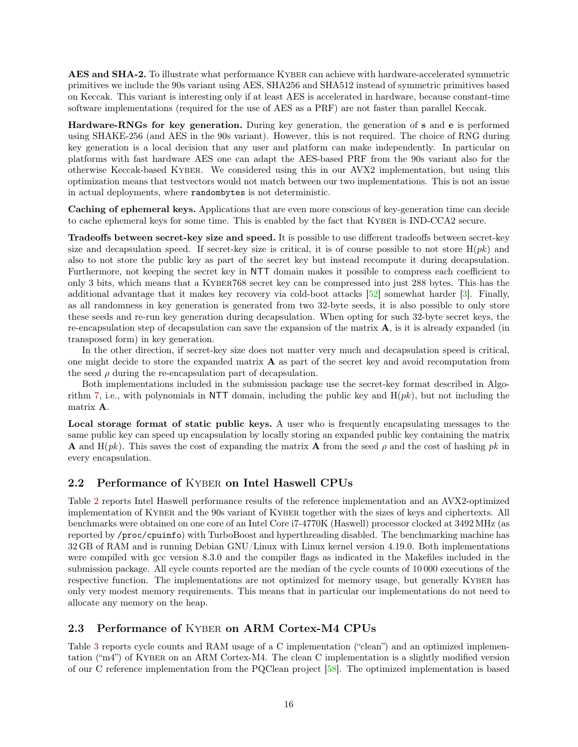**AES and SHA-2.** To illustrate what performance Kyber can achieve with hardware-accelerated symmetric primitives we include the 90s variant using AES, SHA256 and SHA512 instead of symmetric primitives based on Keccak. This variant is interesting only if at least AES is accelerated in hardware, because constant-time software implementations (required for the use of AES as a PRF) are not faster than parallel Keccak.

**Hardware-RNGs for key generation.** During key generation, the generation of **s** and **e** is performed using SHAKE-256 (and AES in the 90s variant). However, this is not required. The choice of RNG during key generation is a local decision that any user and platform can make independently. In particular on platforms with fast hardware AES one can adapt the AES-based PRF from the 90s variant also for the otherwise Keccak-based Kyber. We considered using this in our AVX2 implementation, but using this optimization means that testvectors would not match between our two implementations. This is not an issue in actual deployments, where `randombytes` is not deterministic.

**Caching of ephemeral keys.** Applications that are even more conscious of key-generation time can decide to cache ephemeral keys for some time. This is enabled by the fact that Kyber is IND-CCA2 secure.

**Tradeoffs between secret-key size and speed.** It is possible to use different tradeoffs between secret-key size and decapsulation speed. If secret-key size is critical, it is of course possible to not store $\mathrm{H}(pk)$ and also to not store the public key as part of the secret key but instead recompute it during decapsulation. Furthermore, not keeping the secret key in NTT domain makes it possible to compress each coefficient to only 3 bits, which means that a Kyber768 secret key can be compressed into just 288 bytes. This has the additional advantage that it makes key recovery via cold-boot attacks [52] somewhat harder [3]. Finally, as all randomness in key generation is generated from two 32-byte seeds, it is also possible to only store these seeds and re-run key generation during decapsulation. When opting for such 32-byte secret keys, the re-encapsulation step of decapsulation can save the expansion of the matrix $\mathbf{A}$, is it is already expanded (in transposed form) in key generation.

In the other direction, if secret-key size does not matter very much and decapsulation speed is critical, one might decide to store the expanded matrix $\mathbf{A}$ as part of the secret key and avoid recomputation from the seed $\rho$ during the re-encapsulation part of decapsulation.

Both implementations included in the submission package use the secret-key format described in Algorithm 7, i.e., with polynomials in NTT domain, including the public key and $\mathrm{H}(pk)$, but not including the matrix $\mathbf{A}$.

**Local storage format of static public keys.** A user who is frequently encapsulating messages to the same public key can speed up encapsulation by locally storing an expanded public key containing the matrix $\mathbf{A}$ and $\mathrm{H}(pk)$. This saves the cost of expanding the matrix $\mathbf{A}$ from the seed $\rho$ and the cost of hashing $pk$ in every encapsulation.

## 2.2 Performance of Kyber on Intel Haswell CPUs

Table 2 reports Intel Haswell performance results of the reference implementation and an AVX2-optimized implementation of Kyber and the 90s variant of Kyber together with the sizes of keys and ciphertexts. All benchmarks were obtained on one core of an Intel Core i7-4770K (Haswell) processor clocked at 3492 MHz (as reported by `/proc/cpuinfo`) with TurboBoost and hyperthreading disabled. The benchmarking machine has 32 GB of RAM and is running Debian GNU/Linux with Linux kernel version 4.19.0. Both implementations were compiled with gcc version 8.3.0 and the compiler flags as indicated in the Makefiles included in the submission package. All cycle counts reported are the median of the cycle counts of 10 000 executions of the respective function. The implementations are not optimized for memory usage, but generally Kyber has only very modest memory requirements. This means that in particular our implementations do not need to allocate any memory on the heap.

## 2.3 Performance of Kyber on ARM Cortex-M4 CPUs

Table 3 reports cycle counts and RAM usage of a C implementation ("clean") and an optimized implementation ("m4") of Kyber on an ARM Cortex-M4. The clean C implementation is a slightly modified version of our C reference implementation from the PQClean project [58]. The optimized implementation is based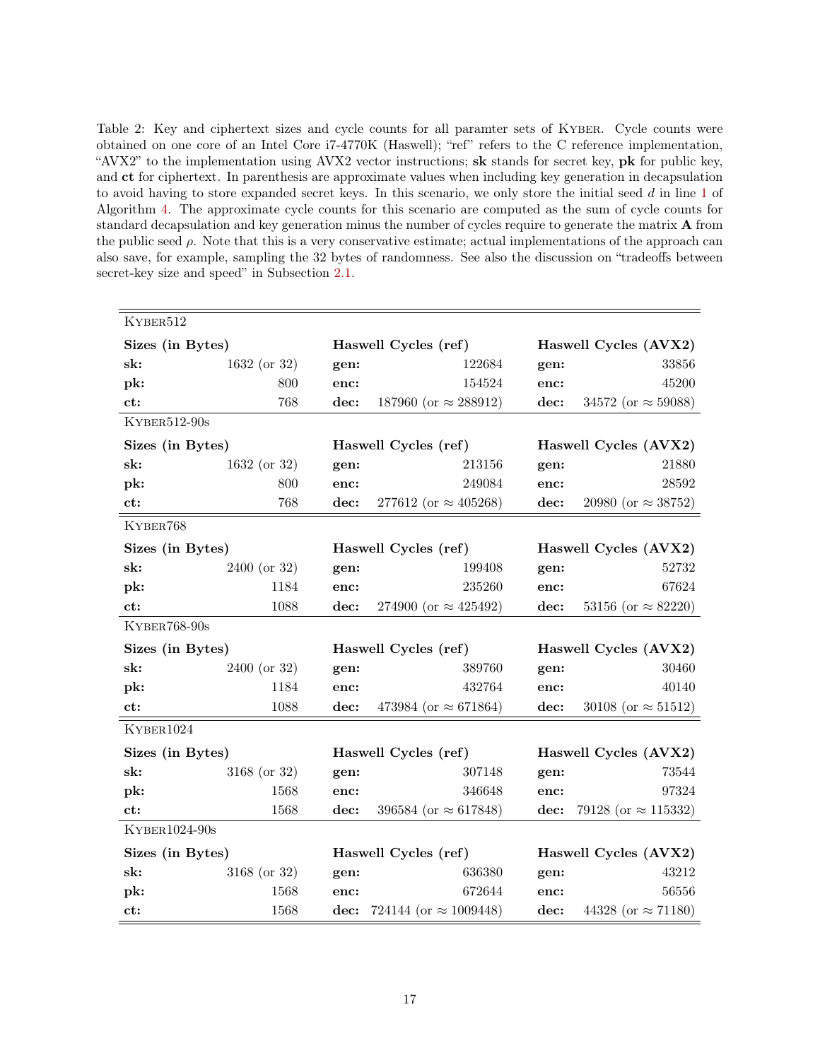Table 2: Key and ciphertext sizes and cycle counts for all paramter sets of KYBER. Cycle counts were obtained on one core of an Intel Core i7-4770K (Haswell); "ref" refers to the C reference implementation, "AVX2" to the implementation using AVX2 vector instructions; **sk** stands for secret key, **pk** for public key, and **ct** for ciphertext. In parenthesis are approximate values when including key generation in decapsulation to avoid having to store expanded secret keys. In this scenario, we only store the initial seed $d$ in line 1 of Algorithm 4. The approximate cycle counts for this scenario are computed as the sum of cycle counts for standard decapsulation and key generation minus the number of cycles require to generate the matrix $\mathbf{A}$ from the public seed $\rho$. Note that this is a very conservative estimate; actual implementations of the approach can also save, for example, sampling the 32 bytes of randomness. See also the discussion on "tradeoffs between secret-key size and speed" in Subsection 2.1.

| KYBER512 | | | | | |
|---|---|---|---|---|---|
| **Sizes (in Bytes)** | | **Haswell Cycles (ref)** | | **Haswell Cycles (AVX2)** | |
| **sk:** | 1632 (or 32) | **gen:** | 122684 | **gen:** | 33856 |
| **pk:** | 800 | **enc:** | 154524 | **enc:** | 45200 |
| **ct:** | 768 | **dec:** | 187960 (or $\approx$ 288912) | **dec:** | 34572 (or $\approx$ 59088) |
| **KYBER512-90s** | | | | | |
| **Sizes (in Bytes)** | | **Haswell Cycles (ref)** | | **Haswell Cycles (AVX2)** | |
| **sk:** | 1632 (or 32) | **gen:** | 213156 | **gen:** | 21880 |
| **pk:** | 800 | **enc:** | 249084 | **enc:** | 28592 |
| **ct:** | 768 | **dec:** | 277612 (or $\approx$ 405268) | **dec:** | 20980 (or $\approx$ 38752) |
| **KYBER768** | | | | | |
| **Sizes (in Bytes)** | | **Haswell Cycles (ref)** | | **Haswell Cycles (AVX2)** | |
| **sk:** | 2400 (or 32) | **gen:** | 199408 | **gen:** | 52732 |
| **pk:** | 1184 | **enc:** | 235260 | **enc:** | 67624 |
| **ct:** | 1088 | **dec:** | 274900 (or $\approx$ 425492) | **dec:** | 53156 (or $\approx$ 82220) |
| **KYBER768-90s** | | | | | |
| **Sizes (in Bytes)** | | **Haswell Cycles (ref)** | | **Haswell Cycles (AVX2)** | |
| **sk:** | 2400 (or 32) | **gen:** | 389760 | **gen:** | 30460 |
| **pk:** | 1184 | **enc:** | 432764 | **enc:** | 40140 |
| **ct:** | 1088 | **dec:** | 473984 (or $\approx$ 671864) | **dec:** | 30108 (or $\approx$ 51512) |
| **KYBER1024** | | | | | |
| **Sizes (in Bytes)** | | **Haswell Cycles (ref)** | | **Haswell Cycles (AVX2)** | |
| **sk:** | 3168 (or 32) | **gen:** | 307148 | **gen:** | 73544 |
| **pk:** | 1568 | **enc:** | 346648 | **enc:** | 97324 |
| **ct:** | 1568 | **dec:** | 396584 (or $\approx$ 617848) | **dec:** | 79128 (or $\approx$ 115332) |
| **KYBER1024-90s** | | | | | |
| **Sizes (in Bytes)** | | **Haswell Cycles (ref)** | | **Haswell Cycles (AVX2)** | |
| **sk:** | 3168 (or 32) | **gen:** | 636380 | **gen:** | 43212 |
| **pk:** | 1568 | **enc:** | 672644 | **enc:** | 56556 |
| **ct:** | 1568 | **dec:** | 724144 (or $\approx$ 1009448) | **dec:** | 44328 (or $\approx$ 71180) |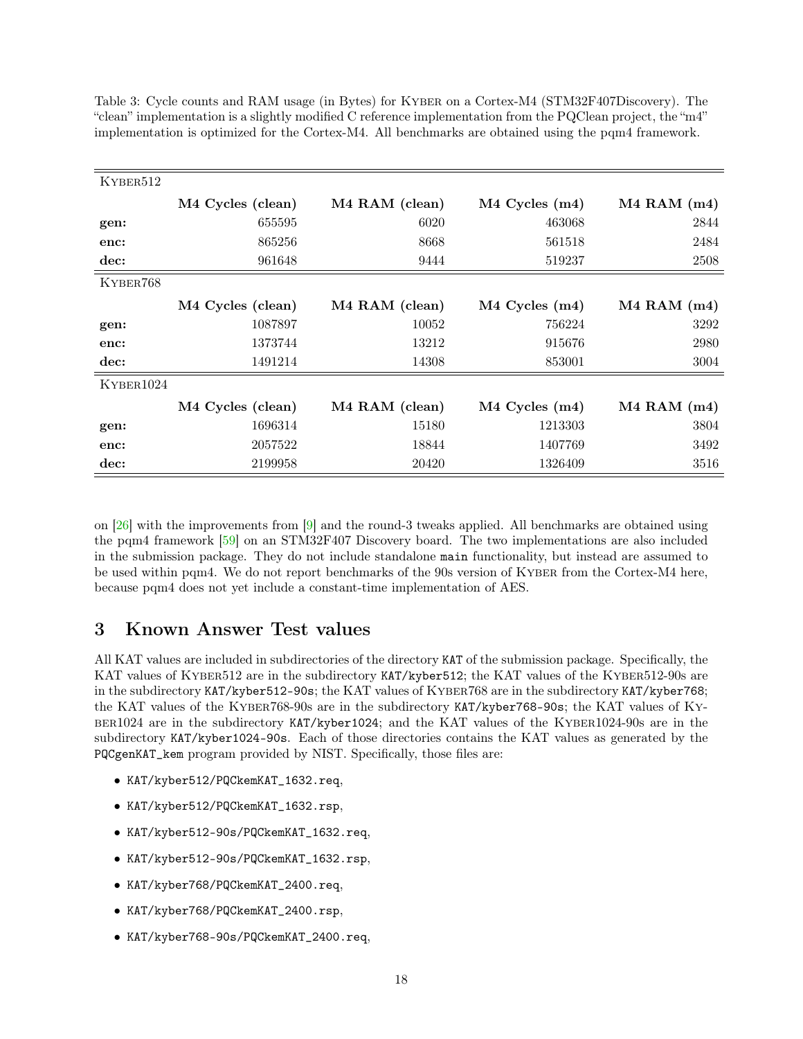Table 3: Cycle counts and RAM usage (in Bytes) for Kyber on a Cortex-M4 (STM32F407Discovery). The "clean" implementation is a slightly modified C reference implementation from the PQClean project, the "m4" implementation is optimized for the Cortex-M4. All benchmarks are obtained using the pqm4 framework.

| Kyber512 | | | | |
|---|---|---|---|---|
| | **M4 Cycles (clean)** | **M4 RAM (clean)** | **M4 Cycles (m4)** | **M4 RAM (m4)** |
| **gen:** | 655595 | 6020 | 463068 | 2844 |
| **enc:** | 865256 | 8668 | 561518 | 2484 |
| **dec:** | 961648 | 9444 | 519237 | 2508 |
| Kyber768 | | | | |
| | **M4 Cycles (clean)** | **M4 RAM (clean)** | **M4 Cycles (m4)** | **M4 RAM (m4)** |
| **gen:** | 1087897 | 10052 | 756224 | 3292 |
| **enc:** | 1373744 | 13212 | 915676 | 2980 |
| **dec:** | 1491214 | 14308 | 853001 | 3004 |
| Kyber1024 | | | | |
| | **M4 Cycles (clean)** | **M4 RAM (clean)** | **M4 Cycles (m4)** | **M4 RAM (m4)** |
| **gen:** | 1696314 | 15180 | 1213303 | 3804 |
| **enc:** | 2057522 | 18844 | 1407769 | 3492 |
| **dec:** | 2199958 | 20420 | 1326409 | 3516 |

on [26] with the improvements from [9] and the round-3 tweaks applied. All benchmarks are obtained using the pqm4 framework [59] on an STM32F407 Discovery board. The two implementations are also included in the submission package. They do not include standalone `main` functionality, but instead are assumed to be used within pqm4. We do not report benchmarks of the 90s version of Kyber from the Cortex-M4 here, because pqm4 does not yet include a constant-time implementation of AES.

## 3 Known Answer Test values

All KAT values are included in subdirectories of the directory `KAT` of the submission package. Specifically, the KAT values of Kyber512 are in the subdirectory `KAT/kyber512`; the KAT values of the Kyber512-90s are in the subdirectory `KAT/kyber512-90s`; the KAT values of Kyber768 are in the subdirectory `KAT/kyber768`; the KAT values of the Kyber768-90s are in the subdirectory `KAT/kyber768-90s`; the KAT values of Kyber1024 are in the subdirectory `KAT/kyber1024`; and the KAT values of the Kyber1024-90s are in the subdirectory `KAT/kyber1024-90s`. Each of those directories contains the KAT values as generated by the `PQCgenKAT_kem` program provided by NIST. Specifically, those files are:

- `KAT/kyber512/PQCkemKAT_1632.req`,
- `KAT/kyber512/PQCkemKAT_1632.rsp`,
- `KAT/kyber512-90s/PQCkemKAT_1632.req`,
- `KAT/kyber512-90s/PQCkemKAT_1632.rsp`,
- `KAT/kyber768/PQCkemKAT_2400.req`,
- `KAT/kyber768/PQCkemKAT_2400.rsp`,
- `KAT/kyber768-90s/PQCkemKAT_2400.req`,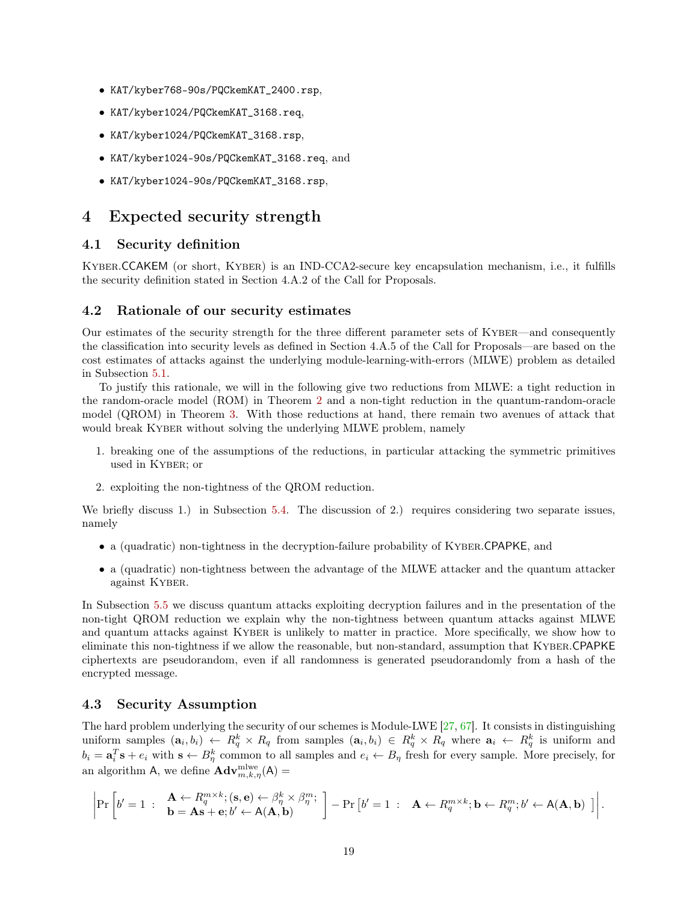- KAT/kyber768-90s/PQCkemKAT_2400.rsp,
- KAT/kyber1024/PQCkemKAT_3168.req,
- KAT/kyber1024/PQCkemKAT_3168.rsp,
- KAT/kyber1024-90s/PQCkemKAT_3168.req, and
- KAT/kyber1024-90s/PQCkemKAT_3168.rsp,

# 4 Expected security strength

## 4.1 Security definition

Kyber.CCAKEM (or short, Kyber) is an IND-CCA2-secure key encapsulation mechanism, i.e., it fulfills the security definition stated in Section 4.A.2 of the Call for Proposals.

## 4.2 Rationale of our security estimates

Our estimates of the security strength for the three different parameter sets of Kyber—and consequently the classification into security levels as defined in Section 4.A.5 of the Call for Proposals—are based on the cost estimates of attacks against the underlying module-learning-with-errors (MLWE) problem as detailed in Subsection 5.1.

To justify this rationale, we will in the following give two reductions from MLWE: a tight reduction in the random-oracle model (ROM) in Theorem 2 and a non-tight reduction in the quantum-random-oracle model (QROM) in Theorem 3. With those reductions at hand, there remain two avenues of attack that would break Kyber without solving the underlying MLWE problem, namely

1. breaking one of the assumptions of the reductions, in particular attacking the symmetric primitives used in Kyber; or
2. exploiting the non-tightness of the QROM reduction.

We briefly discuss 1.) in Subsection 5.4. The discussion of 2.) requires considering two separate issues, namely

- a (quadratic) non-tightness in the decryption-failure probability of Kyber.CPAPKE, and
- a (quadratic) non-tightness between the advantage of the MLWE attacker and the quantum attacker against Kyber.

In Subsection 5.5 we discuss quantum attacks exploiting decryption failures and in the presentation of the non-tight QROM reduction we explain why the non-tightness between quantum attacks against MLWE and quantum attacks against Kyber is unlikely to matter in practice. More specifically, we show how to eliminate this non-tightness if we allow the reasonable, but non-standard, assumption that Kyber.CPAPKE ciphertexts are pseudorandom, even if all randomness is generated pseudorandomly from a hash of the encrypted message.

## 4.3 Security Assumption

The hard problem underlying the security of our schemes is Module-LWE [27, 67]. It consists in distinguishing uniform samples $(\mathbf{a}_i, b_i) \leftarrow R_q^k \times R_q$ from samples $(\mathbf{a}_i, b_i) \in R_q^k \times R_q$ where $\mathbf{a}_i \leftarrow R_q^k$ is uniform and $b_i = \mathbf{a}_i^T\mathbf{s} + e_i$ with $\mathbf{s} \leftarrow B_\eta^k$ common to all samples and $e_i \leftarrow B_\eta$ fresh for every sample. More precisely, for an algorithm $\mathsf{A}$, we define $\mathbf{Adv}_{m,k,\eta}^{\mathrm{mlwe}}(\mathsf{A}) =$

$$\left| \Pr\left[ b' = 1 \ : \ \begin{array}{l} \mathbf{A} \leftarrow R_q^{m\times k}; (\mathbf{s}, \mathbf{e}) \leftarrow \beta_\eta^k \times \beta_\eta^m; \\ \mathbf{b} = \mathbf{A}\mathbf{s} + \mathbf{e}; b' \leftarrow \mathsf{A}(\mathbf{A}, \mathbf{b}) \end{array} \right] - \Pr\left[ b' = 1 \ : \ \mathbf{A} \leftarrow R_q^{m\times k}; \mathbf{b} \leftarrow R_q^m; b' \leftarrow \mathsf{A}(\mathbf{A}, \mathbf{b}) \ \right] \right|.$$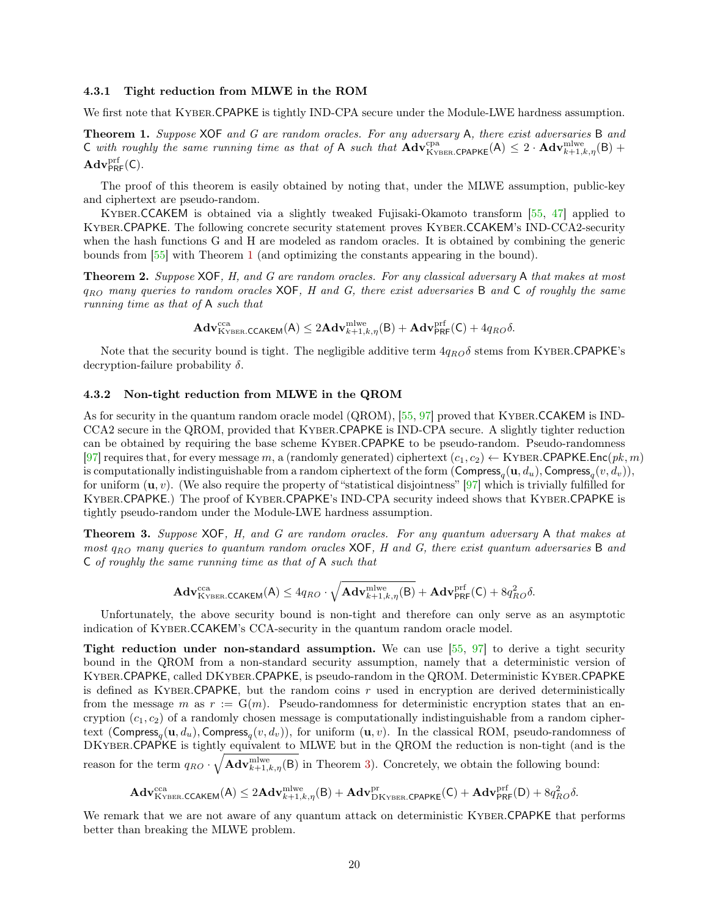### 4.3.1 Tight reduction from MLWE in the ROM

We first note that Kyber.CPAPKE is tightly IND-CPA secure under the Module-LWE hardness assumption.

**Theorem 1.** *Suppose* XOF *and G are random oracles. For any adversary* A*, there exist adversaries* B *and* C *with roughly the same running time as that of* A *such that* $\mathbf{Adv}^{\mathrm{cpa}}_{\mathrm{Kyber.CPAPKE}}(\mathsf{A}) \leq 2 \cdot \mathbf{Adv}^{\mathrm{mlwe}}_{k+1,k,\eta}(\mathsf{B}) + \mathbf{Adv}^{\mathrm{prf}}_{\mathsf{PRF}}(\mathsf{C})$.

The proof of this theorem is easily obtained by noting that, under the MLWE assumption, public-key and ciphertext are pseudo-random.

Kyber.CCAKEM is obtained via a slightly tweaked Fujisaki-Okamoto transform [55, 47] applied to Kyber.CPAPKE. The following concrete security statement proves Kyber.CCAKEM's IND-CCA2-security when the hash functions G and H are modeled as random oracles. It is obtained by combining the generic bounds from [55] with Theorem 1 (and optimizing the constants appearing in the bound).

**Theorem 2.** *Suppose* XOF*, H, and G are random oracles. For any classical adversary* A *that makes at most $q_{RO}$ many queries to random oracles* XOF*, H and G, there exist adversaries* B *and* C *of roughly the same running time as that of* A *such that*

$$\mathbf{Adv}^{\mathrm{cca}}_{\mathrm{Kyber.CCAKEM}}(\mathsf{A}) \leq 2\mathbf{Adv}^{\mathrm{mlwe}}_{k+1,k,\eta}(\mathsf{B}) + \mathbf{Adv}^{\mathrm{prf}}_{\mathsf{PRF}}(\mathsf{C}) + 4q_{RO}\delta.$$

Note that the security bound is tight. The negligible additive term $4q_{RO}\delta$ stems from Kyber.CPAPKE's decryption-failure probability $\delta$.

### 4.3.2 Non-tight reduction from MLWE in the QROM

As for security in the quantum random oracle model (QROM), [55, 97] proved that Kyber.CCAKEM is IND-CCA2 secure in the QROM, provided that Kyber.CPAPKE is IND-CPA secure. A slightly tighter reduction can be obtained by requiring the base scheme Kyber.CPAPKE to be pseudo-random. Pseudo-randomness [97] requires that, for every message $m$, a (randomly generated) ciphertext $(c_1, c_2) \leftarrow$ Kyber.CPAPKE.Enc$(pk, m)$ is computationally indistinguishable from a random ciphertext of the form $(\mathsf{Compress}_q(\mathbf{u}, d_u), \mathsf{Compress}_q(v, d_v))$, for uniform $(\mathbf{u}, v)$. (We also require the property of "statistical disjointness" [97] which is trivially fulfilled for Kyber.CPAPKE.) The proof of Kyber.CPAPKE's IND-CPA security indeed shows that Kyber.CPAPKE is tightly pseudo-random under the Module-LWE hardness assumption.

**Theorem 3.** *Suppose* XOF*, H, and G are random oracles. For any quantum adversary* A *that makes at most $q_{RO}$ many queries to quantum random oracles* XOF*, H and G, there exist quantum adversaries* B *and* C *of roughly the same running time as that of* A *such that*

$$\mathbf{Adv}^{\mathrm{cca}}_{\mathrm{Kyber.CCAKEM}}(\mathsf{A}) \leq 4q_{RO} \cdot \sqrt{\mathbf{Adv}^{\mathrm{mlwe}}_{k+1,k,\eta}(\mathsf{B})} + \mathbf{Adv}^{\mathrm{prf}}_{\mathsf{PRF}}(\mathsf{C}) + 8q_{RO}^2\delta.$$

Unfortunately, the above security bound is non-tight and therefore can only serve as an asymptotic indication of Kyber.CCAKEM's CCA-security in the quantum random oracle model.

**Tight reduction under non-standard assumption.** We can use [55, 97] to derive a tight security bound in the QROM from a non-standard security assumption, namely that a deterministic version of Kyber.CPAPKE, called DKyber.CPAPKE, is pseudo-random in the QROM. Deterministic Kyber.CPAPKE is defined as Kyber.CPAPKE, but the random coins $r$ used in encryption are derived deterministically from the message $m$ as $r := \mathrm{G}(m)$. Pseudo-randomness for deterministic encryption states that an encryption $(c_1, c_2)$ of a randomly chosen message is computationally indistinguishable from a random ciphertext $(\mathsf{Compress}_q(\mathbf{u}, d_u), \mathsf{Compress}_q(v, d_v))$, for uniform $(\mathbf{u}, v)$. In the classical ROM, pseudo-randomness of DKyber.CPAPKE is tightly equivalent to MLWE but in the QROM the reduction is non-tight (and is the reason for the term $q_{RO} \cdot \sqrt{\mathbf{Adv}^{\mathrm{mlwe}}_{k+1,k,\eta}(\mathsf{B})}$ in Theorem 3). Concretely, we obtain the following bound:

$$\mathbf{Adv}^{\mathrm{cca}}_{\mathrm{Kyber.CCAKEM}}(\mathsf{A}) \leq 2\mathbf{Adv}^{\mathrm{mlwe}}_{k+1,k,\eta}(\mathsf{B}) + \mathbf{Adv}^{\mathrm{pr}}_{\mathrm{DKyber.CPAPKE}}(\mathsf{C}) + \mathbf{Adv}^{\mathrm{prf}}_{\mathsf{PRF}}(\mathsf{D}) + 8q_{RO}^2\delta.$$

We remark that we are not aware of any quantum attack on deterministic Kyber.CPAPKE that performs better than breaking the MLWE problem.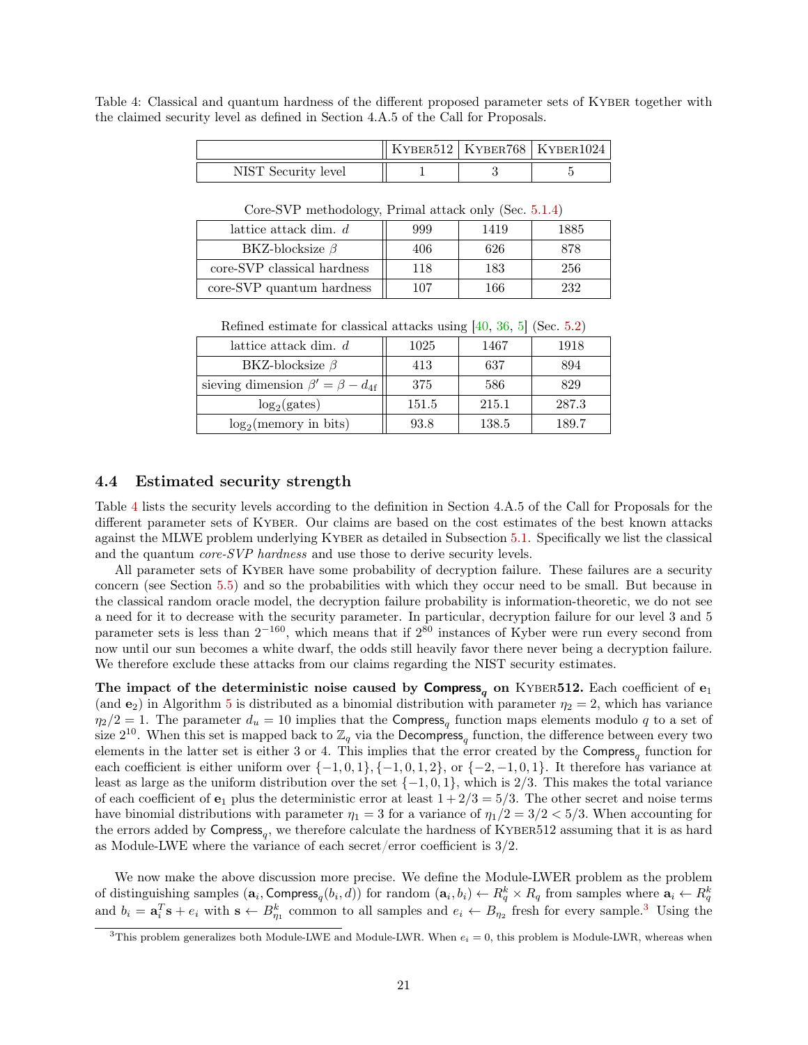Table 4: Classical and quantum hardness of the different proposed parameter sets of Kyber together with the claimed security level as defined in Section 4.A.5 of the Call for Proposals.

| | Kyber512 | Kyber768 | Kyber1024 |
|---|---|---|---|
| NIST Security level | 1 | 3 | 5 |

Core-SVP methodology, Primal attack only (Sec. 5.1.4)

| | | | |
|---|---|---|---|
| lattice attack dim. $d$ | 999 | 1419 | 1885 |
| BKZ-blocksize $\beta$ | 406 | 626 | 878 |
| core-SVP classical hardness | 118 | 183 | 256 |
| core-SVP quantum hardness | 107 | 166 | 232 |

Refined estimate for classical attacks using [40, 36, 5] (Sec. 5.2)

| | | | |
|---|---|---|---|
| lattice attack dim. $d$ | 1025 | 1467 | 1918 |
| BKZ-blocksize $\beta$ | 413 | 637 | 894 |
| sieving dimension $\beta' = \beta - d_{4f}$ | 375 | 586 | 829 |
| $\log_2$(gates) | 151.5 | 215.1 | 287.3 |
| $\log_2$(memory in bits) | 93.8 | 138.5 | 189.7 |

## 4.4 Estimated security strength

Table 4 lists the security levels according to the definition in Section 4.A.5 of the Call for Proposals for the different parameter sets of Kyber. Our claims are based on the cost estimates of the best known attacks against the MLWE problem underlying Kyber as detailed in Subsection 5.1. Specifically we list the classical and the quantum *core-SVP hardness* and use those to derive security levels.

All parameter sets of Kyber have some probability of decryption failure. These failures are a security concern (see Section 5.5) and so the probabilities with which they occur need to be small. But because in the classical random oracle model, the decryption failure probability is information-theoretic, we do not see a need for it to decrease with the security parameter. In particular, decryption failure for our level 3 and 5 parameter sets is less than $2^{-160}$, which means that if $2^{80}$ instances of Kyber were run every second from now until our sun becomes a white dwarf, the odds still heavily favor there never being a decryption failure. We therefore exclude these attacks from our claims regarding the NIST security estimates.

**The impact of the deterministic noise caused by $\mathsf{Compress}_q$ on Kyber512.** Each coefficient of $\mathbf{e}_1$ (and $\mathbf{e}_2$) in Algorithm 5 is distributed as a binomial distribution with parameter $\eta_2 = 2$, which has variance $\eta_2/2 = 1$. The parameter $d_u = 10$ implies that the $\mathsf{Compress}_q$ function maps elements modulo $q$ to a set of size $2^{10}$. When this set is mapped back to $\mathbb{Z}_q$ via the $\mathsf{Decompress}_q$ function, the difference between every two elements in the latter set is either 3 or 4. This implies that the error created by the $\mathsf{Compress}_q$ function for each coefficient is either uniform over $\{-1, 0, 1\}, \{-1, 0, 1, 2\}$, or $\{-2, -1, 0, 1\}$. It therefore has variance at least as large as the uniform distribution over the set $\{-1, 0, 1\}$, which is $2/3$. This makes the total variance of each coefficient of $\mathbf{e}_1$ plus the deterministic error at least $1 + 2/3 = 5/3$. The other secret and noise terms have binomial distributions with parameter $\eta_1 = 3$ for a variance of $\eta_1/2 = 3/2 < 5/3$. When accounting for the errors added by $\mathsf{Compress}_q$, we therefore calculate the hardness of Kyber512 assuming that it is as hard as Module-LWE where the variance of each secret/error coefficient is $3/2$.

We now make the above discussion more precise. We define the Module-LWER problem as the problem of distinguishing samples $(\mathbf{a}_i, \mathsf{Compress}_q(b_i, d))$ for random $(\mathbf{a}_i, b_i) \leftarrow R_q^k \times R_q$ from samples where $\mathbf{a}_i \leftarrow R_q^k$ and $b_i = \mathbf{a}_i^T \mathbf{s} + e_i$ with $\mathbf{s} \leftarrow B_{\eta_1}^k$ common to all samples and $e_i \leftarrow B_{\eta_2}$ fresh for every sample.[3] Using the

[3]This problem generalizes both Module-LWE and Module-LWR. When $e_i = 0$, this problem is Module-LWR, whereas when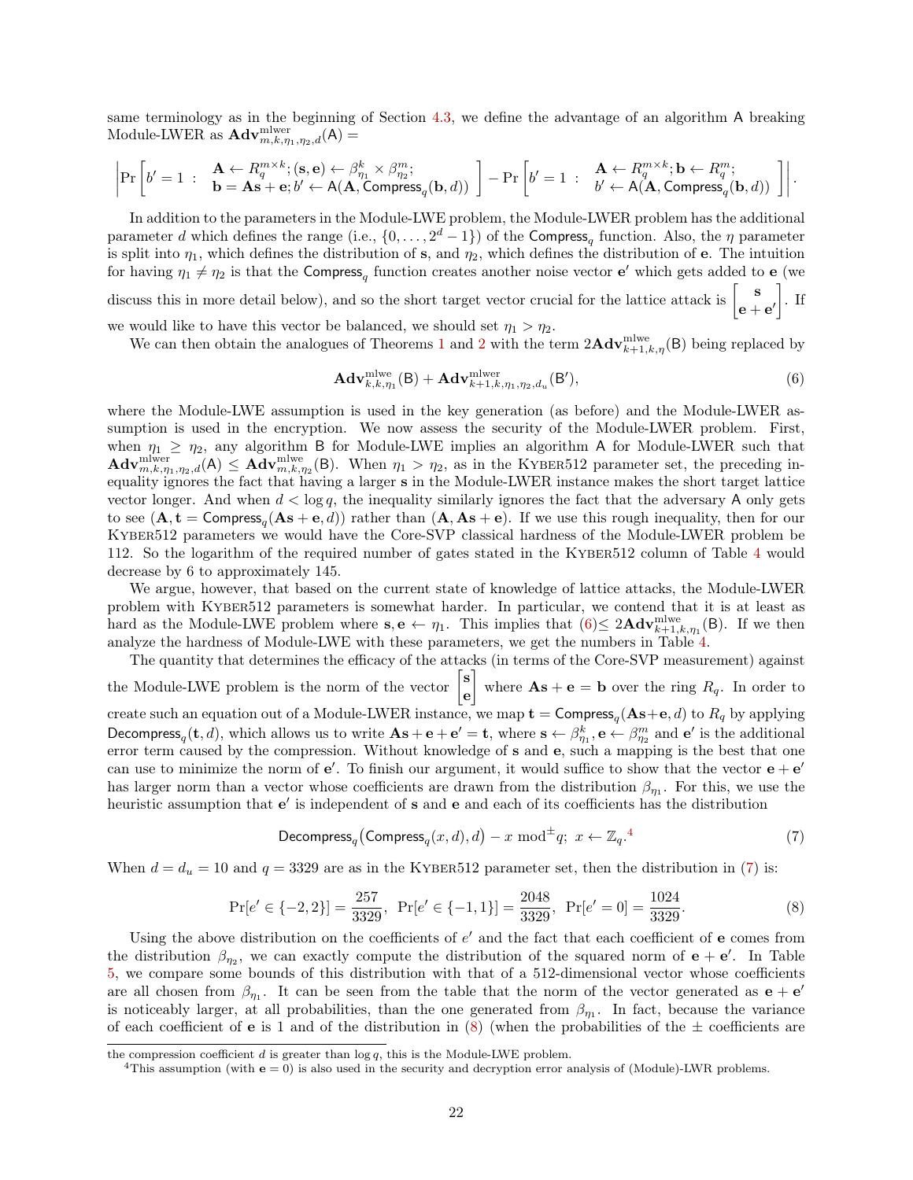same terminology as in the beginning of Section 4.3, we define the advantage of an algorithm $\mathsf{A}$ breaking Module-LWER as $\mathbf{Adv}^{\text{mlwer}}_{m,k,\eta_1,\eta_2,d}(\mathsf{A}) =$

$$\left|\Pr\left[b' = 1 \;:\; \begin{array}{l}\mathbf{A} \leftarrow R_q^{m\times k}; (\mathbf{s}, \mathbf{e}) \leftarrow \beta_{\eta_1}^k \times \beta_{\eta_2}^m;\\ \mathbf{b} = \mathbf{A}\mathbf{s} + \mathbf{e}; b' \leftarrow \mathsf{A}(\mathbf{A}, \mathsf{Compress}_q(\mathbf{b}, d))\end{array}\right] - \Pr\left[b' = 1 \;:\; \begin{array}{l}\mathbf{A} \leftarrow R_q^{m\times k}; \mathbf{b} \leftarrow R_q^m;\\ b' \leftarrow \mathsf{A}(\mathbf{A}, \mathsf{Compress}_q(\mathbf{b}, d))\end{array}\right]\right|.$$

In addition to the parameters in the Module-LWE problem, the Module-LWER problem has the additional parameter $d$ which defines the range (i.e., $\{0, \ldots, 2^d - 1\}$) of the $\mathsf{Compress}_q$ function. Also, the $\eta$ parameter is split into $\eta_1$, which defines the distribution of $\mathbf{s}$, and $\eta_2$, which defines the distribution of $\mathbf{e}$. The intuition for having $\eta_1 \neq \eta_2$ is that the $\mathsf{Compress}_q$ function creates another noise vector $\mathbf{e}'$ which gets added to $\mathbf{e}$ (we discuss this in more detail below), and so the short target vector crucial for the lattice attack is $\begin{bmatrix}\mathbf{s}\\ \mathbf{e}+\mathbf{e}'\end{bmatrix}$. If we would like to have this vector be balanced, we should set $\eta_1 > \eta_2$.

We can then obtain the analogues of Theorems 1 and 2 with the term $2\mathbf{Adv}^{\text{mlwe}}_{k+1,k,\eta}(\mathsf{B})$ being replaced by

$$\mathbf{Adv}^{\text{mlwe}}_{k,k,\eta_1}(\mathsf{B}) + \mathbf{Adv}^{\text{mlwer}}_{k+1,k,\eta_1,\eta_2,d_u}(\mathsf{B}'), \tag{6}$$

where the Module-LWE assumption is used in the key generation (as before) and the Module-LWER assumption is used in the encryption. We now assess the security of the Module-LWER problem. First, when $\eta_1 \geq \eta_2$, any algorithm $\mathsf{B}$ for Module-LWE implies an algorithm $\mathsf{A}$ for Module-LWER such that $\mathbf{Adv}^{\text{mlwer}}_{m,k,\eta_1,\eta_2,d}(\mathsf{A}) \leq \mathbf{Adv}^{\text{mlwe}}_{m,k,\eta_2}(\mathsf{B})$. When $\eta_1 > \eta_2$, as in the KYBER512 parameter set, the preceding inequality ignores the fact that having a larger $\mathbf{s}$ in the Module-LWER instance makes the short target lattice vector longer. And when $d < \log q$, the inequality similarly ignores the fact that the adversary $\mathsf{A}$ only gets to see $(\mathbf{A}, \mathbf{t} = \mathsf{Compress}_q(\mathbf{A}\mathbf{s} + \mathbf{e}, d))$ rather than $(\mathbf{A}, \mathbf{A}\mathbf{s} + \mathbf{e})$. If we use this rough inequality, then for our KYBER512 parameters we would have the Core-SVP classical hardness of the Module-LWER problem be 112. So the logarithm of the required number of gates stated in the KYBER512 column of Table 4 would decrease by 6 to approximately 145.

We argue, however, that based on the current state of knowledge of lattice attacks, the Module-LWER problem with KYBER512 parameters is somewhat harder. In particular, we contend that it is at least as hard as the Module-LWE problem where $\mathbf{s}, \mathbf{e} \leftarrow \eta_1$. This implies that (6)$\leq 2\mathbf{Adv}^{\text{mlwe}}_{k+1,k,\eta_1}(\mathsf{B})$. If we then analyze the hardness of Module-LWE with these parameters, we get the numbers in Table 4.

The quantity that determines the efficacy of the attacks (in terms of the Core-SVP measurement) against the Module-LWE problem is the norm of the vector $\begin{bmatrix}\mathbf{s}\\ \mathbf{e}\end{bmatrix}$ where $\mathbf{A}\mathbf{s} + \mathbf{e} = \mathbf{b}$ over the ring $R_q$. In order to create such an equation out of a Module-LWER instance, we map $\mathbf{t} = \mathsf{Compress}_q(\mathbf{A}\mathbf{s}+\mathbf{e}, d)$ to $R_q$ by applying $\mathsf{Decompress}_q(\mathbf{t}, d)$, which allows us to write $\mathbf{A}\mathbf{s} + \mathbf{e} + \mathbf{e}' = \mathbf{t}$, where $\mathbf{s} \leftarrow \beta_{\eta_1}^k, \mathbf{e} \leftarrow \beta_{\eta_2}^m$ and $\mathbf{e}'$ is the additional error term caused by the compression. Without knowledge of $\mathbf{s}$ and $\mathbf{e}$, such a mapping is the best that one can use to minimize the norm of $\mathbf{e}'$. To finish our argument, it would suffice to show that the vector $\mathbf{e} + \mathbf{e}'$ has larger norm than a vector whose coefficients are drawn from the distribution $\beta_{\eta_1}$. For this, we use the heuristic assumption that $\mathbf{e}'$ is independent of $\mathbf{s}$ and $\mathbf{e}$ and each of its coefficients has the distribution

$$\mathsf{Decompress}_q\big(\mathsf{Compress}_q(x, d), d\big) - x \bmod^{\pm} q;\; x \leftarrow \mathbb{Z}_q.^{4} \tag{7}$$

When $d = d_u = 10$ and $q = 3329$ are as in the KYBER512 parameter set, then the distribution in (7) is:

$$\Pr[e' \in \{-2, 2\}] = \frac{257}{3329},\;\; \Pr[e' \in \{-1, 1\}] = \frac{2048}{3329},\;\; \Pr[e' = 0] = \frac{1024}{3329}. \tag{8}$$

Using the above distribution on the coefficients of $e'$ and the fact that each coefficient of $\mathbf{e}$ comes from the distribution $\beta_{\eta_2}$, we can exactly compute the distribution of the squared norm of $\mathbf{e} + \mathbf{e}'$. In Table 5, we compare some bounds of this distribution with that of a 512-dimensional vector whose coefficients are all chosen from $\beta_{\eta_1}$. It can be seen from the table that the norm of the vector generated as $\mathbf{e} + \mathbf{e}'$ is noticeably larger, at all probabilities, than the one generated from $\beta_{\eta_1}$. In fact, because the variance of each coefficient of $\mathbf{e}$ is 1 and of the distribution in (8) (when the probabilities of the $\pm$ coefficients are

---

the compression coefficient $d$ is greater than $\log q$, this is the Module-LWE problem.

[4] This assumption (with $\mathbf{e} = 0$) is also used in the security and decryption error analysis of (Module)-LWR problems.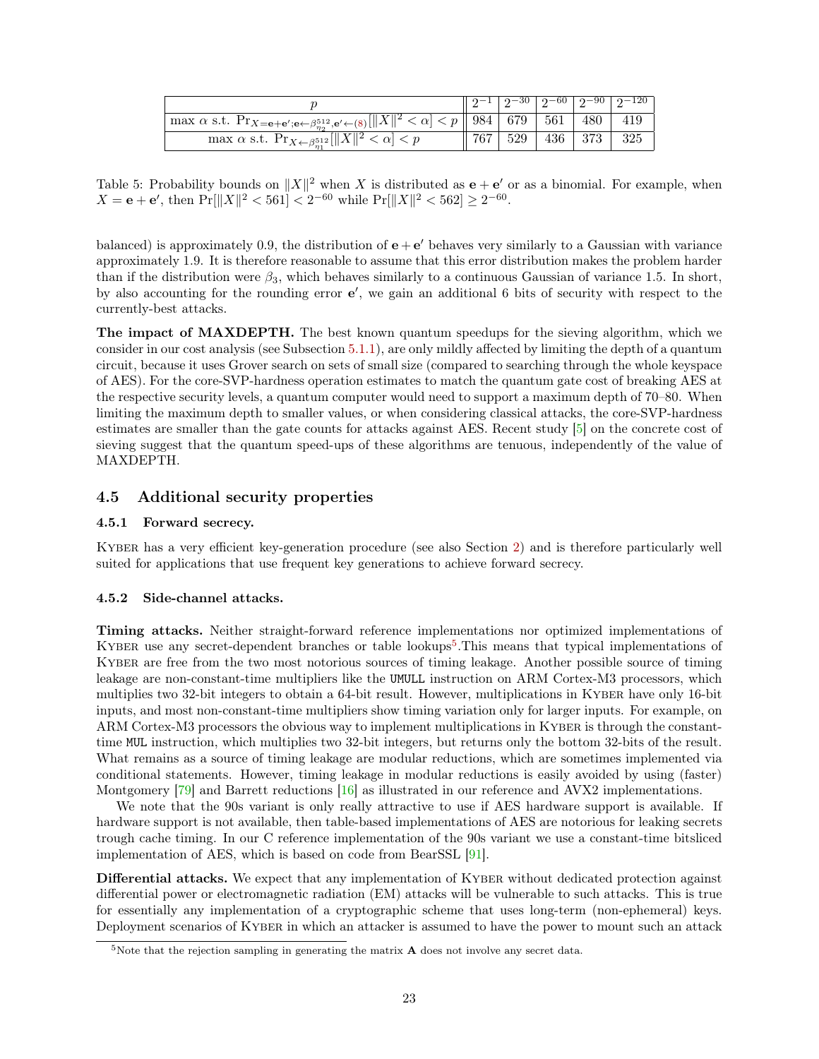| $p$ | $2^{-1}$ | $2^{-30}$ | $2^{-60}$ | $2^{-90}$ | $2^{-120}$ |
|---|---|---|---|---|---|
| $\max \alpha$ s.t. $\Pr_{X=\mathbf{e}+\mathbf{e}';\mathbf{e}\leftarrow\beta_{\eta_2}^{512},\mathbf{e}'\leftarrow(8)}[\|X\|^2 < \alpha] < p$ | 984 | 679 | 561 | 480 | 419 |
| $\max \alpha$ s.t. $\Pr_{X\leftarrow\beta_{\eta_1}^{512}}[\|X\|^2 < \alpha] < p$ | 767 | 529 | 436 | 373 | 325 |

Table 5: Probability bounds on $\|X\|^2$ when $X$ is distributed as $\mathbf{e}+\mathbf{e}'$ or as a binomial. For example, when $X = \mathbf{e}+\mathbf{e}'$, then $\Pr[\|X\|^2 < 561] < 2^{-60}$ while $\Pr[\|X\|^2 < 562] \geq 2^{-60}$.

balanced) is approximately 0.9, the distribution of $\mathbf{e}+\mathbf{e}'$ behaves very similarly to a Gaussian with variance approximately 1.9. It is therefore reasonable to assume that this error distribution makes the problem harder than if the distribution were $\beta_3$, which behaves similarly to a continuous Gaussian of variance 1.5. In short, by also accounting for the rounding error $\mathbf{e}'$, we gain an additional 6 bits of security with respect to the currently-best attacks.

**The impact of MAXDEPTH.** The best known quantum speedups for the sieving algorithm, which we consider in our cost analysis (see Subsection 5.1.1), are only mildly affected by limiting the depth of a quantum circuit, because it uses Grover search on sets of small size (compared to searching through the whole keyspace of AES). For the core-SVP-hardness operation estimates to match the quantum gate cost of breaking AES at the respective security levels, a quantum computer would need to support a maximum depth of 70–80. When limiting the maximum depth to smaller values, or when considering classical attacks, the core-SVP-hardness estimates are smaller than the gate counts for attacks against AES. Recent study [5] on the concrete cost of sieving suggest that the quantum speed-ups of these algorithms are tenuous, independently of the value of MAXDEPTH.

## 4.5 Additional security properties

### 4.5.1 Forward secrecy.

Kyber has a very efficient key-generation procedure (see also Section 2) and is therefore particularly well suited for applications that use frequent key generations to achieve forward secrecy.

### 4.5.2 Side-channel attacks.

**Timing attacks.** Neither straight-forward reference implementations nor optimized implementations of Kyber use any secret-dependent branches or table lookups[5].This means that typical implementations of Kyber are free from the two most notorious sources of timing leakage. Another possible source of timing leakage are non-constant-time multipliers like the `UMULL` instruction on ARM Cortex-M3 processors, which multiplies two 32-bit integers to obtain a 64-bit result. However, multiplications in Kyber have only 16-bit inputs, and most non-constant-time multipliers show timing variation only for larger inputs. For example, on ARM Cortex-M3 processors the obvious way to implement multiplications in Kyber is through the constant-time `MUL` instruction, which multiplies two 32-bit integers, but returns only the bottom 32-bits of the result. What remains as a source of timing leakage are modular reductions, which are sometimes implemented via conditional statements. However, timing leakage in modular reductions is easily avoided by using (faster) Montgomery [79] and Barrett reductions [16] as illustrated in our reference and AVX2 implementations.

We note that the 90s variant is only really attractive to use if AES hardware support is available. If hardware support is not available, then table-based implementations of AES are notorious for leaking secrets trough cache timing. In our C reference implementation of the 90s variant we use a constant-time bitsliced implementation of AES, which is based on code from BearSSL [91].

**Differential attacks.** We expect that any implementation of Kyber without dedicated protection against differential power or electromagnetic radiation (EM) attacks will be vulnerable to such attacks. This is true for essentially any implementation of a cryptographic scheme that uses long-term (non-ephemeral) keys. Deployment scenarios of Kyber in which an attacker is assumed to have the power to mount such an attack

[5]Note that the rejection sampling in generating the matrix $\mathbf{A}$ does not involve any secret data.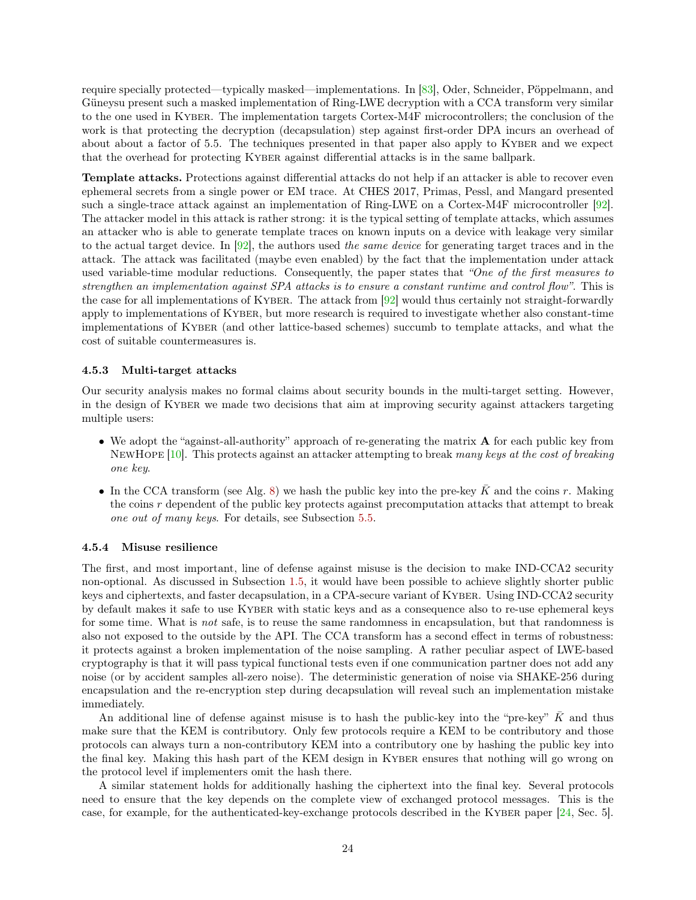require specially protected—typically masked—implementations. In [83], Oder, Schneider, Pöppelmann, and Güneysu present such a masked implementation of Ring-LWE decryption with a CCA transform very similar to the one used in Kyber. The implementation targets Cortex-M4F microcontrollers; the conclusion of the work is that protecting the decryption (decapsulation) step against first-order DPA incurs an overhead of about about a factor of 5.5. The techniques presented in that paper also apply to Kyber and we expect that the overhead for protecting Kyber against differential attacks is in the same ballpark.

**Template attacks.** Protections against differential attacks do not help if an attacker is able to recover even ephemeral secrets from a single power or EM trace. At CHES 2017, Primas, Pessl, and Mangard presented such a single-trace attack against an implementation of Ring-LWE on a Cortex-M4F microcontroller [92]. The attacker model in this attack is rather strong: it is the typical setting of template attacks, which assumes an attacker who is able to generate template traces on known inputs on a device with leakage very similar to the actual target device. In [92], the authors used *the same device* for generating target traces and in the attack. The attack was facilitated (maybe even enabled) by the fact that the implementation under attack used variable-time modular reductions. Consequently, the paper states that *"One of the first measures to strengthen an implementation against SPA attacks is to ensure a constant runtime and control flow"*. This is the case for all implementations of Kyber. The attack from [92] would thus certainly not straight-forwardly apply to implementations of Kyber, but more research is required to investigate whether also constant-time implementations of Kyber (and other lattice-based schemes) succumb to template attacks, and what the cost of suitable countermeasures is.

#### 4.5.3 Multi-target attacks

Our security analysis makes no formal claims about security bounds in the multi-target setting. However, in the design of Kyber we made two decisions that aim at improving security against attackers targeting multiple users:

- We adopt the "against-all-authority" approach of re-generating the matrix $\mathbf{A}$ for each public key from NewHope [10]. This protects against an attacker attempting to break *many keys at the cost of breaking one key*.
- In the CCA transform (see Alg. 8) we hash the public key into the pre-key $\bar{K}$ and the coins $r$. Making the coins $r$ dependent of the public key protects against precomputation attacks that attempt to break *one out of many keys*. For details, see Subsection 5.5.

#### 4.5.4 Misuse resilience

The first, and most important, line of defense against misuse is the decision to make IND-CCA2 security non-optional. As discussed in Subsection 1.5, it would have been possible to achieve slightly shorter public keys and ciphertexts, and faster decapsulation, in a CPA-secure variant of Kyber. Using IND-CCA2 security by default makes it safe to use Kyber with static keys and as a consequence also to re-use ephemeral keys for some time. What is *not* safe, is to reuse the same randomness in encapsulation, but that randomness is also not exposed to the outside by the API. The CCA transform has a second effect in terms of robustness: it protects against a broken implementation of the noise sampling. A rather peculiar aspect of LWE-based cryptography is that it will pass typical functional tests even if one communication partner does not add any noise (or by accident samples all-zero noise). The deterministic generation of noise via SHAKE-256 during encapsulation and the re-encryption step during decapsulation will reveal such an implementation mistake immediately.

An additional line of defense against misuse is to hash the public-key into the "pre-key" $\bar{K}$ and thus make sure that the KEM is contributory. Only few protocols require a KEM to be contributory and those protocols can always turn a non-contributory KEM into a contributory one by hashing the public key into the final key. Making this hash part of the KEM design in Kyber ensures that nothing will go wrong on the protocol level if implementers omit the hash there.

A similar statement holds for additionally hashing the ciphertext into the final key. Several protocols need to ensure that the key depends on the complete view of exchanged protocol messages. This is the case, for example, for the authenticated-key-exchange protocols described in the Kyber paper [24, Sec. 5].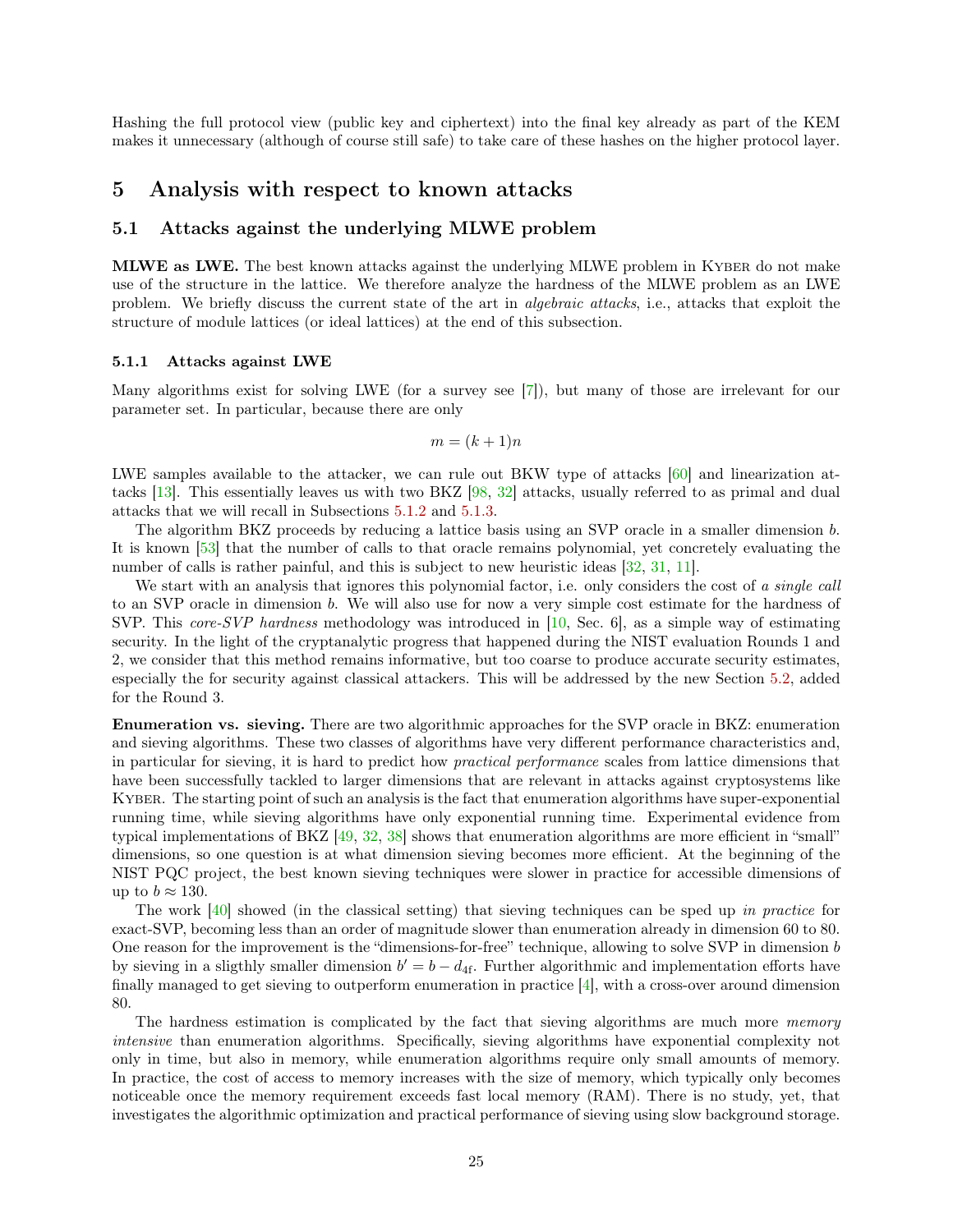Hashing the full protocol view (public key and ciphertext) into the final key already as part of the KEM makes it unnecessary (although of course still safe) to take care of these hashes on the higher protocol layer.

# 5 Analysis with respect to known attacks

## 5.1 Attacks against the underlying MLWE problem

**MLWE as LWE.** The best known attacks against the underlying MLWE problem in Kyber do not make use of the structure in the lattice. We therefore analyze the hardness of the MLWE problem as an LWE problem. We briefly discuss the current state of the art in *algebraic attacks*, i.e., attacks that exploit the structure of module lattices (or ideal lattices) at the end of this subsection.

### 5.1.1 Attacks against LWE

Many algorithms exist for solving LWE (for a survey see [7]), but many of those are irrelevant for our parameter set. In particular, because there are only

$$m = (k+1)n$$

LWE samples available to the attacker, we can rule out BKW type of attacks [60] and linearization attacks [13]. This essentially leaves us with two BKZ [98, 32] attacks, usually referred to as primal and dual attacks that we will recall in Subsections 5.1.2 and 5.1.3.

The algorithm BKZ proceeds by reducing a lattice basis using an SVP oracle in a smaller dimension $b$. It is known [53] that the number of calls to that oracle remains polynomial, yet concretely evaluating the number of calls is rather painful, and this is subject to new heuristic ideas [32, 31, 11].

We start with an analysis that ignores this polynomial factor, i.e. only considers the cost of *a single call* to an SVP oracle in dimension $b$. We will also use for now a very simple cost estimate for the hardness of SVP. This *core-SVP hardness* methodology was introduced in [10, Sec. 6], as a simple way of estimating security. In the light of the cryptanalytic progress that happened during the NIST evaluation Rounds 1 and 2, we consider that this method remains informative, but too coarse to produce accurate security estimates, especially the for security against classical attackers. This will be addressed by the new Section 5.2, added for the Round 3.

**Enumeration vs. sieving.** There are two algorithmic approaches for the SVP oracle in BKZ: enumeration and sieving algorithms. These two classes of algorithms have very different performance characteristics and, in particular for sieving, it is hard to predict how *practical performance* scales from lattice dimensions that have been successfully tackled to larger dimensions that are relevant in attacks against cryptosystems like Kyber. The starting point of such an analysis is the fact that enumeration algorithms have super-exponential running time, while sieving algorithms have only exponential running time. Experimental evidence from typical implementations of BKZ [49, 32, 38] shows that enumeration algorithms are more efficient in "small" dimensions, so one question is at what dimension sieving becomes more efficient. At the beginning of the NIST PQC project, the best known sieving techniques were slower in practice for accessible dimensions of up to $b \approx 130$.

The work [40] showed (in the classical setting) that sieving techniques can be sped up *in practice* for exact-SVP, becoming less than an order of magnitude slower than enumeration already in dimension 60 to 80. One reason for the improvement is the "dimensions-for-free" technique, allowing to solve SVP in dimension $b$ by sieving in a sligthly smaller dimension $b' = b - d_{4f}$. Further algorithmic and implementation efforts have finally managed to get sieving to outperform enumeration in practice [4], with a cross-over around dimension 80.

The hardness estimation is complicated by the fact that sieving algorithms are much more *memory intensive* than enumeration algorithms. Specifically, sieving algorithms have exponential complexity not only in time, but also in memory, while enumeration algorithms require only small amounts of memory. In practice, the cost of access to memory increases with the size of memory, which typically only becomes noticeable once the memory requirement exceeds fast local memory (RAM). There is no study, yet, that investigates the algorithmic optimization and practical performance of sieving using slow background storage.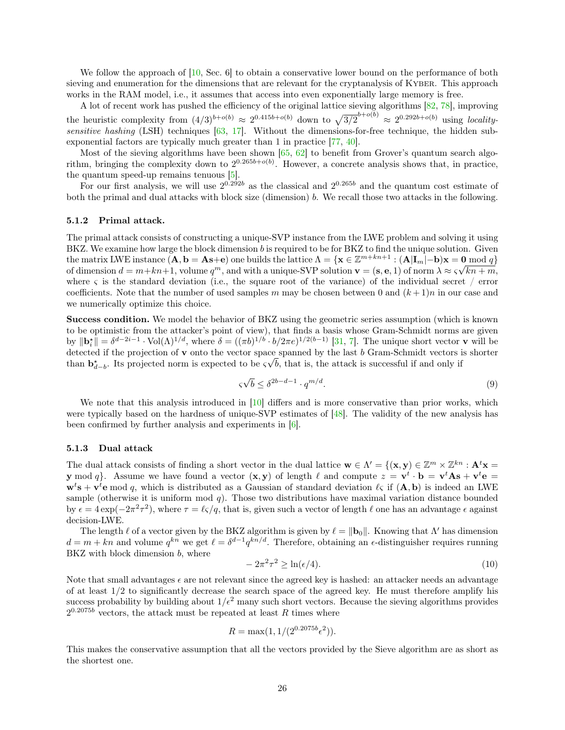We follow the approach of [10, Sec. 6] to obtain a conservative lower bound on the performance of both sieving and enumeration for the dimensions that are relevant for the cryptanalysis of Kyber. This approach works in the RAM model, i.e., it assumes that access into even exponentially large memory is free.

A lot of recent work has pushed the efficiency of the original lattice sieving algorithms [82, 78], improving the heuristic complexity from $(4/3)^{b+o(b)} \approx 2^{0.415b+o(b)}$ down to $\sqrt{3/2}^{b+o(b)} \approx 2^{0.292b+o(b)}$ using *locality-sensitive hashing* (LSH) techniques [63, 17]. Without the dimensions-for-free technique, the hidden sub-exponential factors are typically much greater than 1 in practice [77, 40].

Most of the sieving algorithms have been shown [65, 62] to benefit from Grover's quantum search algorithm, bringing the complexity down to $2^{0.265b+o(b)}$. However, a concrete analysis shows that, in practice, the quantum speed-up remains tenuous [5].

For our first analysis, we will use $2^{0.292b}$ as the classical and $2^{0.265b}$ and the quantum cost estimate of both the primal and dual attacks with block size (dimension) $b$. We recall those two attacks in the following.

### 5.1.2 Primal attack.

The primal attack consists of constructing a unique-SVP instance from the LWE problem and solving it using BKZ. We examine how large the block dimension $b$ is required to be for BKZ to find the unique solution. Given the matrix LWE instance $(\mathbf{A}, \mathbf{b} = \mathbf{As}+\mathbf{e})$ one builds the lattice $\Lambda = \{\mathbf{x} \in \mathbb{Z}^{m+kn+1} : (\mathbf{A}|\mathbf{I}_m|-\mathbf{b})\mathbf{x} = \mathbf{0} \bmod q\}$ of dimension $d = m+kn+1$, volume $q^m$, and with a unique-SVP solution $\mathbf{v} = (\mathbf{s}, \mathbf{e}, 1)$ of norm $\lambda \approx \varsigma\sqrt{kn+m}$, where $\varsigma$ is the standard deviation (i.e., the square root of the variance) of the individual secret / error coefficients. Note that the number of used samples $m$ may be chosen between 0 and $(k+1)n$ in our case and we numerically optimize this choice.

**Success condition.** We model the behavior of BKZ using the geometric series assumption (which is known to be optimistic from the attacker's point of view), that finds a basis whose Gram-Schmidt norms are given by $\|\mathbf{b}_i^\star\| = \delta^{d-2i-1} \cdot \mathrm{Vol}(\Lambda)^{1/d}$, where $\delta = ((\pi b)^{1/b} \cdot b/2\pi e)^{1/2(b-1)}$ [31, 7]. The unique short vector $\mathbf{v}$ will be detected if the projection of $\mathbf{v}$ onto the vector space spanned by the last $b$ Gram-Schmidt vectors is shorter than $\mathbf{b}_{d-b}^\star$. Its projected norm is expected to be $\varsigma\sqrt{b}$, that is, the attack is successful if and only if

$$\varsigma\sqrt{b} \leq \delta^{2b-d-1} \cdot q^{m/d}. \tag{9}$$

We note that this analysis introduced in [10] differs and is more conservative than prior works, which were typically based on the hardness of unique-SVP estimates of [48]. The validity of the new analysis has been confirmed by further analysis and experiments in [6].

### 5.1.3 Dual attack

The dual attack consists of finding a short vector in the dual lattice $\mathbf{w} \in \Lambda' = \{(\mathbf{x}, \mathbf{y}) \in \mathbb{Z}^m \times \mathbb{Z}^{kn} : \mathbf{A}^t\mathbf{x} = \mathbf{y} \bmod q\}$. Assume we have found a vector $(\mathbf{x}, \mathbf{y})$ of length $\ell$ and compute $z = \mathbf{v}^t \cdot \mathbf{b} = \mathbf{v}^t\mathbf{As} + \mathbf{v}^t\mathbf{e} = \mathbf{w}^t\mathbf{s} + \mathbf{v}^t\mathbf{e} \bmod q$, which is distributed as a Gaussian of standard deviation $\ell\varsigma$ if $(\mathbf{A}, \mathbf{b})$ is indeed an LWE sample (otherwise it is uniform mod $q$). Those two distributions have maximal variation distance bounded by $\epsilon = 4\exp(-2\pi^2\tau^2)$, where $\tau = \ell\varsigma/q$, that is, given such a vector of length $\ell$ one has an advantage $\epsilon$ against decision-LWE.

The length $\ell$ of a vector given by the BKZ algorithm is given by $\ell = \|\mathbf{b}_0\|$. Knowing that $\Lambda'$ has dimension $d = m + kn$ and volume $q^{kn}$ we get $\ell = \delta^{d-1}q^{kn/d}$. Therefore, obtaining an $\epsilon$-distinguisher requires running BKZ with block dimension $b$, where

$$-2\pi^2\tau^2 \geq \ln(\epsilon/4). \tag{10}$$

Note that small advantages $\epsilon$ are not relevant since the agreed key is hashed: an attacker needs an advantage of at least 1/2 to significantly decrease the search space of the agreed key. He must therefore amplify his success probability by building about $1/\epsilon^2$ many such short vectors. Because the sieving algorithms provides $2^{0.2075b}$ vectors, the attack must be repeated at least $R$ times where

$$R = \max(1, 1/(2^{0.2075b}\epsilon^2)).$$

This makes the conservative assumption that all the vectors provided by the Sieve algorithm are as short as the shortest one.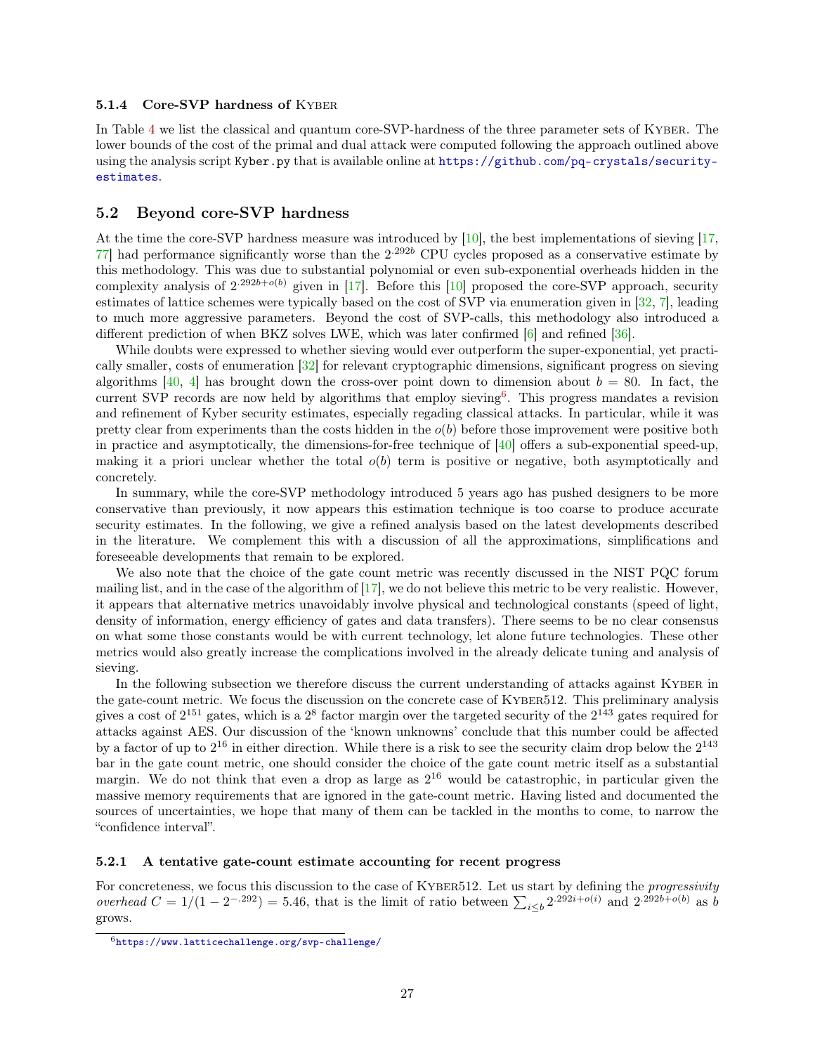#### 5.1.4 Core-SVP hardness of Kyber

In Table 4 we list the classical and quantum core-SVP-hardness of the three parameter sets of Kyber. The lower bounds of the cost of the primal and dual attack were computed following the approach outlined above using the analysis script `Kyber.py` that is available online at https://github.com/pq-crystals/security-estimates.

## 5.2 Beyond core-SVP hardness

At the time the core-SVP hardness measure was introduced by [10], the best implementations of sieving [17, 77] had performance significantly worse than the $2^{.292b}$ CPU cycles proposed as a conservative estimate by this methodology. This was due to substantial polynomial or even sub-exponential overheads hidden in the complexity analysis of $2^{.292b+o(b)}$ given in [17]. Before this [10] proposed the core-SVP approach, security estimates of lattice schemes were typically based on the cost of SVP via enumeration given in [32, 7], leading to much more aggressive parameters. Beyond the cost of SVP-calls, this methodology also introduced a different prediction of when BKZ solves LWE, which was later confirmed [6] and refined [36].

While doubts were expressed to whether sieving would ever outperform the super-exponential, yet practically smaller, costs of enumeration [32] for relevant cryptographic dimensions, significant progress on sieving algorithms [40, 4] has brought down the cross-over point down to dimension about $b = 80$. In fact, the current SVP records are now held by algorithms that employ sieving[6]. This progress mandates a revision and refinement of Kyber security estimates, especially regading classical attacks. In particular, while it was pretty clear from experiments than the costs hidden in the $o(b)$ before those improvement were positive both in practice and asymptotically, the dimensions-for-free technique of [40] offers a sub-exponential speed-up, making it a priori unclear whether the total $o(b)$ term is positive or negative, both asymptotically and concretely.

In summary, while the core-SVP methodology introduced 5 years ago has pushed designers to be more conservative than previously, it now appears this estimation technique is too coarse to produce accurate security estimates. In the following, we give a refined analysis based on the latest developments described in the literature. We complement this with a discussion of all the approximations, simplifications and foreseeable developments that remain to be explored.

We also note that the choice of the gate count metric was recently discussed in the NIST PQC forum mailing list, and in the case of the algorithm of [17], we do not believe this metric to be very realistic. However, it appears that alternative metrics unavoidably involve physical and technological constants (speed of light, density of information, energy efficiency of gates and data transfers). There seems to be no clear consensus on what some those constants would be with current technology, let alone future technologies. These other metrics would also greatly increase the complications involved in the already delicate tuning and analysis of sieving.

In the following subsection we therefore discuss the current understanding of attacks against Kyber in the gate-count metric. We focus the discussion on the concrete case of Kyber512. This preliminary analysis gives a cost of $2^{151}$ gates, which is a $2^{8}$ factor margin over the targeted security of the $2^{143}$ gates required for attacks against AES. Our discussion of the 'known unknowns' conclude that this number could be affected by a factor of up to $2^{16}$ in either direction. While there is a risk to see the security claim drop below the $2^{143}$ bar in the gate count metric, one should consider the choice of the gate count metric itself as a substantial margin. We do not think that even a drop as large as $2^{16}$ would be catastrophic, in particular given the massive memory requirements that are ignored in the gate-count metric. Having listed and documented the sources of uncertainties, we hope that many of them can be tackled in the months to come, to narrow the "confidence interval".

#### 5.2.1 A tentative gate-count estimate accounting for recent progress

For concreteness, we focus this discussion to the case of Kyber512. Let us start by defining the *progressivity overhead* $C = 1/(1 - 2^{-.292}) = 5.46$, that is the limit of ratio between $\sum_{i \le b} 2^{.292i+o(i)}$ and $2^{.292b+o(b)}$ as $b$ grows.

[6] https://www.latticechallenge.org/svp-challenge/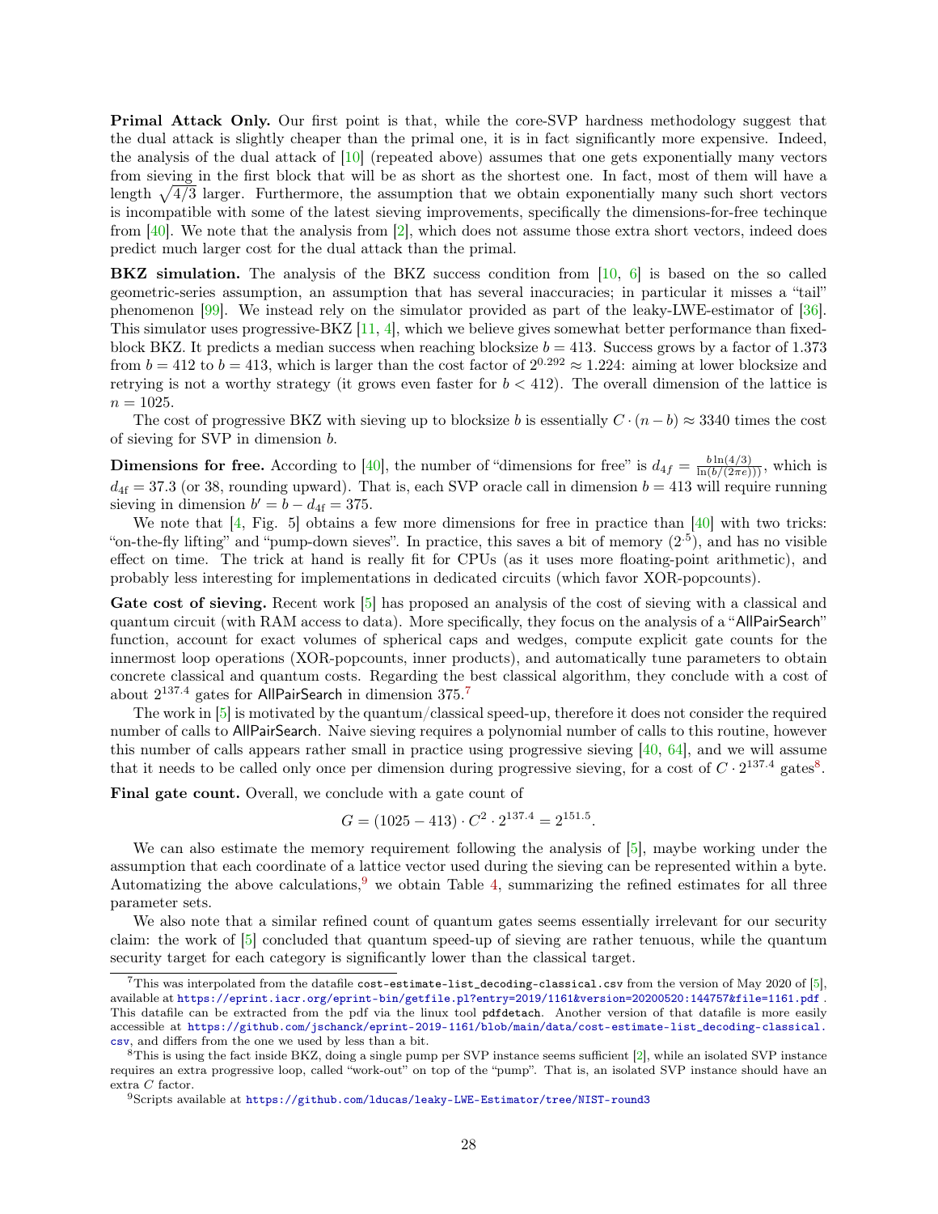**Primal Attack Only.** Our first point is that, while the core-SVP hardness methodology suggest that the dual attack is slightly cheaper than the primal one, it is in fact significantly more expensive. Indeed, the analysis of the dual attack of [10] (repeated above) assumes that one gets exponentially many vectors from sieving in the first block that will be as short as the shortest one. In fact, most of them will have a length $\sqrt{4/3}$ larger. Furthermore, the assumption that we obtain exponentially many such short vectors is incompatible with some of the latest sieving improvements, specifically the dimensions-for-free techinque from [40]. We note that the analysis from [2], which does not assume those extra short vectors, indeed does predict much larger cost for the dual attack than the primal.

**BKZ simulation.** The analysis of the BKZ success condition from [10, 6] is based on the so called geometric-series assumption, an assumption that has several inaccuracies; in particular it misses a "tail" phenomenon [99]. We instead rely on the simulator provided as part of the leaky-LWE-estimator of [36]. This simulator uses progressive-BKZ [11, 4], which we believe gives somewhat better performance than fixed-block BKZ. It predicts a median success when reaching blocksize $b = 413$. Success grows by a factor of 1.373 from $b = 412$ to $b = 413$, which is larger than the cost factor of $2^{0.292} \approx 1.224$: aiming at lower blocksize and retrying is not a worthy strategy (it grows even faster for $b < 412$). The overall dimension of the lattice is $n = 1025$.

The cost of progressive BKZ with sieving up to blocksize $b$ is essentially $C \cdot (n - b) \approx 3340$ times the cost of sieving for SVP in dimension $b$.

**Dimensions for free.** According to [40], the number of "dimensions for free" is $d_{4f} = \frac{b \ln(4/3)}{\ln(b/(2\pi e)))}$, which is $d_{4\mathrm{f}} = 37.3$ (or 38, rounding upward). That is, each SVP oracle call in dimension $b = 413$ will require running sieving in dimension $b' = b - d_{4\mathrm{f}} = 375$.

We note that [4, Fig. 5] obtains a few more dimensions for free in practice than [40] with two tricks: "on-the-fly lifting" and "pump-down sieves". In practice, this saves a bit of memory ($2^{.5}$), and has no visible effect on time. The trick at hand is really fit for CPUs (as it uses more floating-point arithmetic), and probably less interesting for implementations in dedicated circuits (which favor XOR-popcounts).

**Gate cost of sieving.** Recent work [5] has proposed an analysis of the cost of sieving with a classical and quantum circuit (with RAM access to data). More specifically, they focus on the analysis of a "AllPairSearch" function, account for exact volumes of spherical caps and wedges, compute explicit gate counts for the innermost loop operations (XOR-popcounts, inner products), and automatically tune parameters to obtain concrete classical and quantum costs. Regarding the best classical algorithm, they conclude with a cost of about $2^{137.4}$ gates for AllPairSearch in dimension 375.[7]

The work in [5] is motivated by the quantum/classical speed-up, therefore it does not consider the required number of calls to AllPairSearch. Naive sieving requires a polynomial number of calls to this routine, however this number of calls appears rather small in practice using progressive sieving [40, 64], and we will assume that it needs to be called only once per dimension during progressive sieving, for a cost of $C \cdot 2^{137.4}$ gates[8].

**Final gate count.** Overall, we conclude with a gate count of

$$G = (1025 - 413) \cdot C^2 \cdot 2^{137.4} = 2^{151.5}.$$

We can also estimate the memory requirement following the analysis of [5], maybe working under the assumption that each coordinate of a lattice vector used during the sieving can be represented within a byte. Automatizing the above calculations,[9] we obtain Table 4, summarizing the refined estimates for all three parameter sets.

We also note that a similar refined count of quantum gates seems essentially irrelevant for our security claim: the work of [5] concluded that quantum speed-up of sieving are rather tenuous, while the quantum security target for each category is significantly lower than the classical target.

---

[7] This was interpolated from the datafile `cost-estimate-list_decoding-classical.csv` from the version of May 2020 of [5], available at https://eprint.iacr.org/eprint-bin/getfile.pl?entry=2019/1161&version=20200520:144757&file=1161.pdf . This datafile can be extracted from the pdf via the linux tool `pdfdetach`. Another version of that datafile is more easily accessible at https://github.com/jschanck/eprint-2019-1161/blob/main/data/cost-estimate-list_decoding-classical.csv, and differs from the one we used by less than a bit.

[8] This is using the fact inside BKZ, doing a single pump per SVP instance seems sufficient [2], while an isolated SVP instance requires an extra progressive loop, called "work-out" on top of the "pump". That is, an isolated SVP instance should have an extra $C$ factor.

[9] Scripts available at https://github.com/lducas/leaky-LWE-Estimator/tree/NIST-round3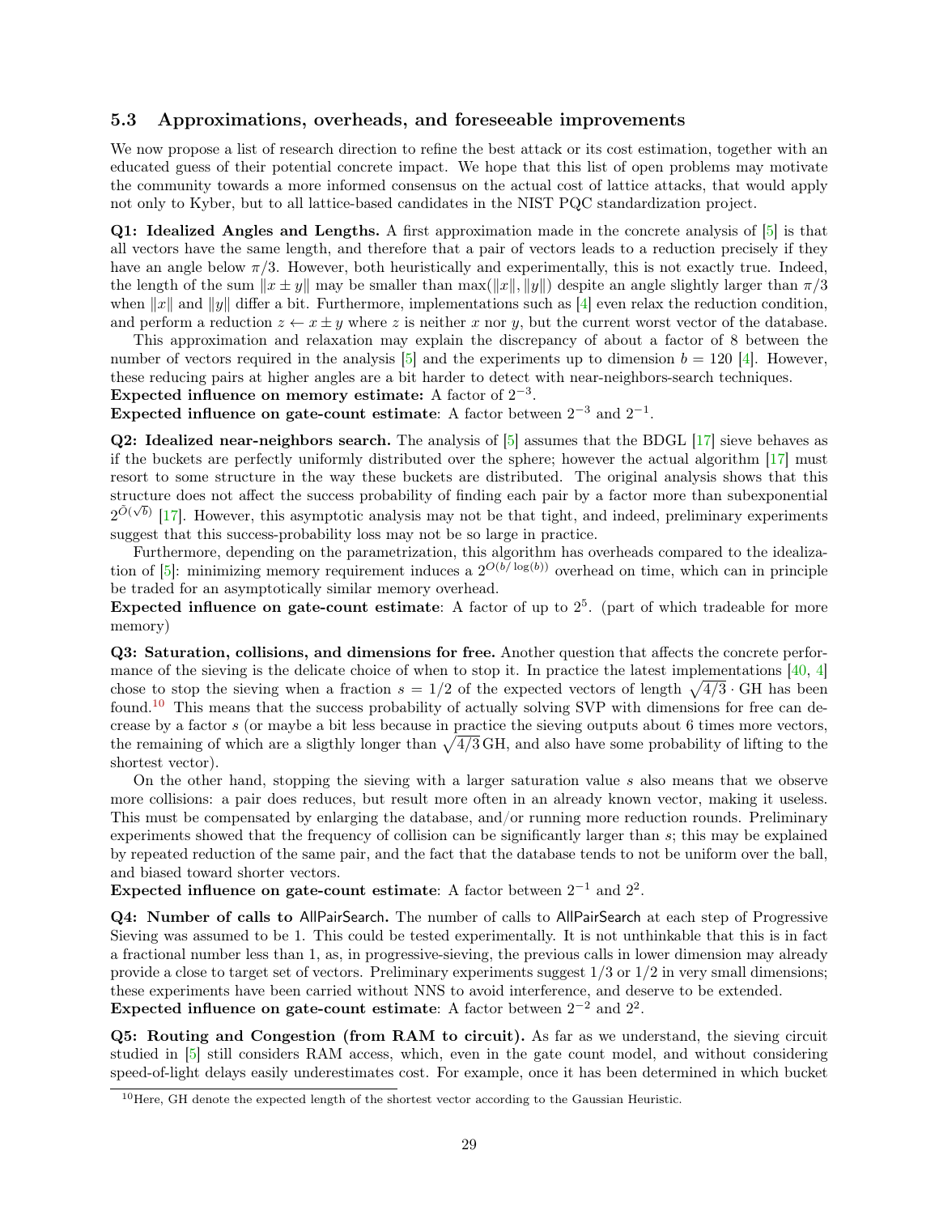### 5.3 Approximations, overheads, and foreseeable improvements

We now propose a list of research direction to refine the best attack or its cost estimation, together with an educated guess of their potential concrete impact. We hope that this list of open problems may motivate the community towards a more informed consensus on the actual cost of lattice attacks, that would apply not only to Kyber, but to all lattice-based candidates in the NIST PQC standardization project.

**Q1: Idealized Angles and Lengths.** A first approximation made in the concrete analysis of [5] is that all vectors have the same length, and therefore that a pair of vectors leads to a reduction precisely if they have an angle below $\pi/3$. However, both heuristically and experimentally, this is not exactly true. Indeed, the length of the sum $\|x \pm y\|$ may be smaller than $\max(\|x\|, \|y\|)$ despite an angle slightly larger than $\pi/3$ when $\|x\|$ and $\|y\|$ differ a bit. Furthermore, implementations such as [4] even relax the reduction condition, and perform a reduction $z \leftarrow x \pm y$ where $z$ is neither $x$ nor $y$, but the current worst vector of the database.

This approximation and relaxation may explain the discrepancy of about a factor of 8 between the number of vectors required in the analysis [5] and the experiments up to dimension $b = 120$ [4]. However, these reducing pairs at higher angles are a bit harder to detect with near-neighbors-search techniques.
**Expected influence on memory estimate:** A factor of $2^{-3}$.
**Expected influence on gate-count estimate**: A factor between $2^{-3}$ and $2^{-1}$.

**Q2: Idealized near-neighbors search.** The analysis of [5] assumes that the BDGL [17] sieve behaves as if the buckets are perfectly uniformly distributed over the sphere; however the actual algorithm [17] must resort to some structure in the way these buckets are distributed. The original analysis shows that this structure does not affect the success probability of finding each pair by a factor more than subexponential $2^{\tilde{O}(\sqrt{b})}$ [17]. However, this asymptotic analysis may not be that tight, and indeed, preliminary experiments suggest that this success-probability loss may not be so large in practice.

Furthermore, depending on the parametrization, this algorithm has overheads compared to the idealization of [5]: minimizing memory requirement induces a $2^{O(b/\log(b))}$ overhead on time, which can in principle be traded for an asymptotically similar memory overhead.
**Expected influence on gate-count estimate**: A factor of up to $2^5$. (part of which tradeable for more memory)

**Q3: Saturation, collisions, and dimensions for free.** Another question that affects the concrete performance of the sieving is the delicate choice of when to stop it. In practice the latest implementations [40, 4] chose to stop the sieving when a fraction $s = 1/2$ of the expected vectors of length $\sqrt{4/3} \cdot \mathrm{GH}$ has been found.[10] This means that the success probability of actually solving SVP with dimensions for free can decrease by a factor $s$ (or maybe a bit less because in practice the sieving outputs about 6 times more vectors, the remaining of which are a sligthly longer than $\sqrt{4/3}\,\mathrm{GH}$, and also have some probability of lifting to the shortest vector).

On the other hand, stopping the sieving with a larger saturation value $s$ also means that we observe more collisions: a pair does reduces, but result more often in an already known vector, making it useless. This must be compensated by enlarging the database, and/or running more reduction rounds. Preliminary experiments showed that the frequency of collision can be significantly larger than $s$; this may be explained by repeated reduction of the same pair, and the fact that the database tends to not be uniform over the ball, and biased toward shorter vectors.
**Expected influence on gate-count estimate**: A factor between $2^{-1}$ and $2^2$.

**Q4: Number of calls to AllPairSearch.** The number of calls to AllPairSearch at each step of Progressive Sieving was assumed to be 1. This could be tested experimentally. It is not unthinkable that this is in fact a fractional number less than 1, as, in progressive-sieving, the previous calls in lower dimension may already provide a close to target set of vectors. Preliminary experiments suggest $1/3$ or $1/2$ in very small dimensions; these experiments have been carried without NNS to avoid interference, and deserve to be extended.
**Expected influence on gate-count estimate**: A factor between $2^{-2}$ and $2^2$.

**Q5: Routing and Congestion (from RAM to circuit).** As far as we understand, the sieving circuit studied in [5] still considers RAM access, which, even in the gate count model, and without considering speed-of-light delays easily underestimates cost. For example, once it has been determined in which bucket

[10] Here, GH denote the expected length of the shortest vector according to the Gaussian Heuristic.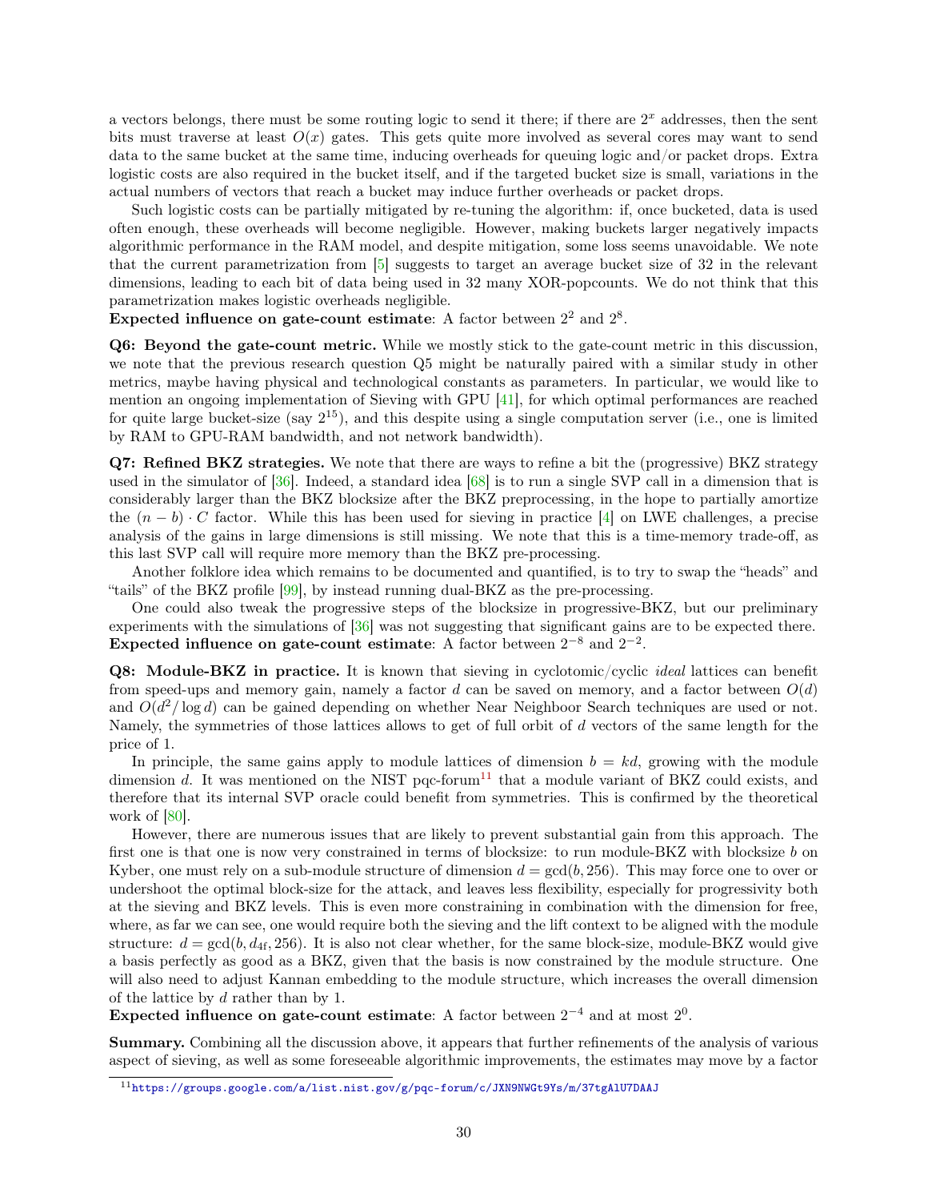a vectors belongs, there must be some routing logic to send it there; if there are $2^x$ addresses, then the sent bits must traverse at least $O(x)$ gates. This gets quite more involved as several cores may want to send data to the same bucket at the same time, inducing overheads for queuing logic and/or packet drops. Extra logistic costs are also required in the bucket itself, and if the targeted bucket size is small, variations in the actual numbers of vectors that reach a bucket may induce further overheads or packet drops.

Such logistic costs can be partially mitigated by re-tuning the algorithm: if, once bucketed, data is used often enough, these overheads will become negligible. However, making buckets larger negatively impacts algorithmic performance in the RAM model, and despite mitigation, some loss seems unavoidable. We note that the current parametrization from [5] suggests to target an average bucket size of 32 in the relevant dimensions, leading to each bit of data being used in 32 many XOR-popcounts. We do not think that this parametrization makes logistic overheads negligible.
**Expected influence on gate-count estimate**: A factor between $2^2$ and $2^8$.

**Q6: Beyond the gate-count metric.** While we mostly stick to the gate-count metric in this discussion, we note that the previous research question Q5 might be naturally paired with a similar study in other metrics, maybe having physical and technological constants as parameters. In particular, we would like to mention an ongoing implementation of Sieving with GPU [41], for which optimal performances are reached for quite large bucket-size (say $2^{15}$), and this despite using a single computation server (i.e., one is limited by RAM to GPU-RAM bandwidth, and not network bandwidth).

**Q7: Refined BKZ strategies.** We note that there are ways to refine a bit the (progressive) BKZ strategy used in the simulator of [36]. Indeed, a standard idea [68] is to run a single SVP call in a dimension that is considerably larger than the BKZ blocksize after the BKZ preprocessing, in the hope to partially amortize the $(n-b)\cdot C$ factor. While this has been used for sieving in practice [4] on LWE challenges, a precise analysis of the gains in large dimensions is still missing. We note that this is a time-memory trade-off, as this last SVP call will require more memory than the BKZ pre-processing.

Another folklore idea which remains to be documented and quantified, is to try to swap the "heads" and "tails" of the BKZ profile [99], by instead running dual-BKZ as the pre-processing.

One could also tweak the progressive steps of the blocksize in progressive-BKZ, but our preliminary experiments with the simulations of [36] was not suggesting that significant gains are to be expected there.
**Expected influence on gate-count estimate**: A factor between $2^{-8}$ and $2^{-2}$.

**Q8: Module-BKZ in practice.** It is known that sieving in cyclotomic/cyclic *ideal* lattices can benefit from speed-ups and memory gain, namely a factor $d$ can be saved on memory, and a factor between $O(d)$ and $O(d^2/\log d)$ can be gained depending on whether Near Neighboor Search techniques are used or not. Namely, the symmetries of those lattices allows to get of full orbit of $d$ vectors of the same length for the price of 1.

In principle, the same gains apply to module lattices of dimension $b = kd$, growing with the module dimension $d$. It was mentioned on the NIST pqc-forum[11] that a module variant of BKZ could exists, and therefore that its internal SVP oracle could benefit from symmetries. This is confirmed by the theoretical work of [80].

However, there are numerous issues that are likely to prevent substantial gain from this approach. The first one is that one is now very constrained in terms of blocksize: to run module-BKZ with blocksize $b$ on Kyber, one must rely on a sub-module structure of dimension $d = \gcd(b, 256)$. This may force one to over or undershoot the optimal block-size for the attack, and leaves less flexibility, especially for progressivity both at the sieving and BKZ levels. This is even more constraining in combination with the dimension for free, where, as far we can see, one would require both the sieving and the lift context to be aligned with the module structure: $d = \gcd(b, d_{4f}, 256)$. It is also not clear whether, for the same block-size, module-BKZ would give a basis perfectly as good as a BKZ, given that the basis is now constrained by the module structure. One will also need to adjust Kannan embedding to the module structure, which increases the overall dimension of the lattice by $d$ rather than by 1.
**Expected influence on gate-count estimate**: A factor between $2^{-4}$ and at most $2^0$.

**Summary.** Combining all the discussion above, it appears that further refinements of the analysis of various aspect of sieving, as well as some foreseeable algorithmic improvements, the estimates may move by a factor

[11] https://groups.google.com/a/list.nist.gov/g/pqc-forum/c/JXN9NWGt9Ys/m/37tgAlU7DAAJ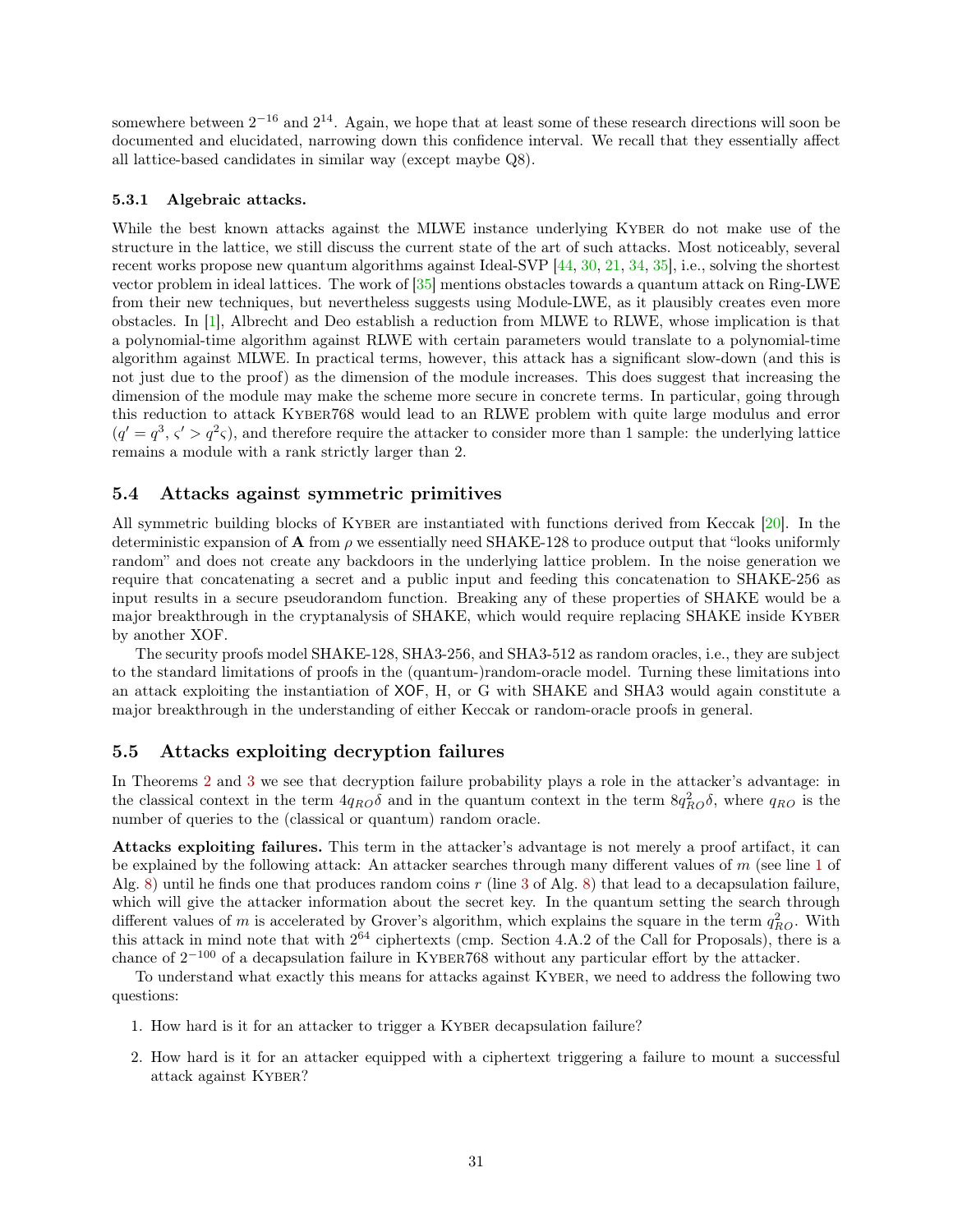somewhere between $2^{-16}$ and $2^{14}$. Again, we hope that at least some of these research directions will soon be documented and elucidated, narrowing down this confidence interval. We recall that they essentially affect all lattice-based candidates in similar way (except maybe Q8).

#### 5.3.1 Algebraic attacks.

While the best known attacks against the MLWE instance underlying Kyber do not make use of the structure in the lattice, we still discuss the current state of the art of such attacks. Most noticeably, several recent works propose new quantum algorithms against Ideal-SVP [44, 30, 21, 34, 35], i.e., solving the shortest vector problem in ideal lattices. The work of [35] mentions obstacles towards a quantum attack on Ring-LWE from their new techniques, but nevertheless suggests using Module-LWE, as it plausibly creates even more obstacles. In [1], Albrecht and Deo establish a reduction from MLWE to RLWE, whose implication is that a polynomial-time algorithm against RLWE with certain parameters would translate to a polynomial-time algorithm against MLWE. In practical terms, however, this attack has a significant slow-down (and this is not just due to the proof) as the dimension of the module increases. This does suggest that increasing the dimension of the module may make the scheme more secure in concrete terms. In particular, going through this reduction to attack Kyber768 would lead to an RLWE problem with quite large modulus and error ($q' = q^3$, $\varsigma' > q^2\varsigma$), and therefore require the attacker to consider more than 1 sample: the underlying lattice remains a module with a rank strictly larger than 2.

### 5.4 Attacks against symmetric primitives

All symmetric building blocks of Kyber are instantiated with functions derived from Keccak [20]. In the deterministic expansion of $\mathbf{A}$ from $\rho$ we essentially need SHAKE-128 to produce output that "looks uniformly random" and does not create any backdoors in the underlying lattice problem. In the noise generation we require that concatenating a secret and a public input and feeding this concatenation to SHAKE-256 as input results in a secure pseudorandom function. Breaking any of these properties of SHAKE would be a major breakthrough in the cryptanalysis of SHAKE, which would require replacing SHAKE inside Kyber by another XOF.

The security proofs model SHAKE-128, SHA3-256, and SHA3-512 as random oracles, i.e., they are subject to the standard limitations of proofs in the (quantum-)random-oracle model. Turning these limitations into an attack exploiting the instantiation of XOF, H, or G with SHAKE and SHA3 would again constitute a major breakthrough in the understanding of either Keccak or random-oracle proofs in general.

### 5.5 Attacks exploiting decryption failures

In Theorems 2 and 3 we see that decryption failure probability plays a role in the attacker's advantage: in the classical context in the term $4q_{RO}\delta$ and in the quantum context in the term $8q_{RO}^2\delta$, where $q_{RO}$ is the number of queries to the (classical or quantum) random oracle.

**Attacks exploiting failures.** This term in the attacker's advantage is not merely a proof artifact, it can be explained by the following attack: An attacker searches through many different values of $m$ (see line 1 of Alg. 8) until he finds one that produces random coins $r$ (line 3 of Alg. 8) that lead to a decapsulation failure, which will give the attacker information about the secret key. In the quantum setting the search through different values of $m$ is accelerated by Grover's algorithm, which explains the square in the term $q_{RO}^2$. With this attack in mind note that with $2^{64}$ ciphertexts (cmp. Section 4.A.2 of the Call for Proposals), there is a chance of $2^{-100}$ of a decapsulation failure in Kyber768 without any particular effort by the attacker.

To understand what exactly this means for attacks against Kyber, we need to address the following two questions:

1. How hard is it for an attacker to trigger a Kyber decapsulation failure?
2. How hard is it for an attacker equipped with a ciphertext triggering a failure to mount a successful attack against Kyber?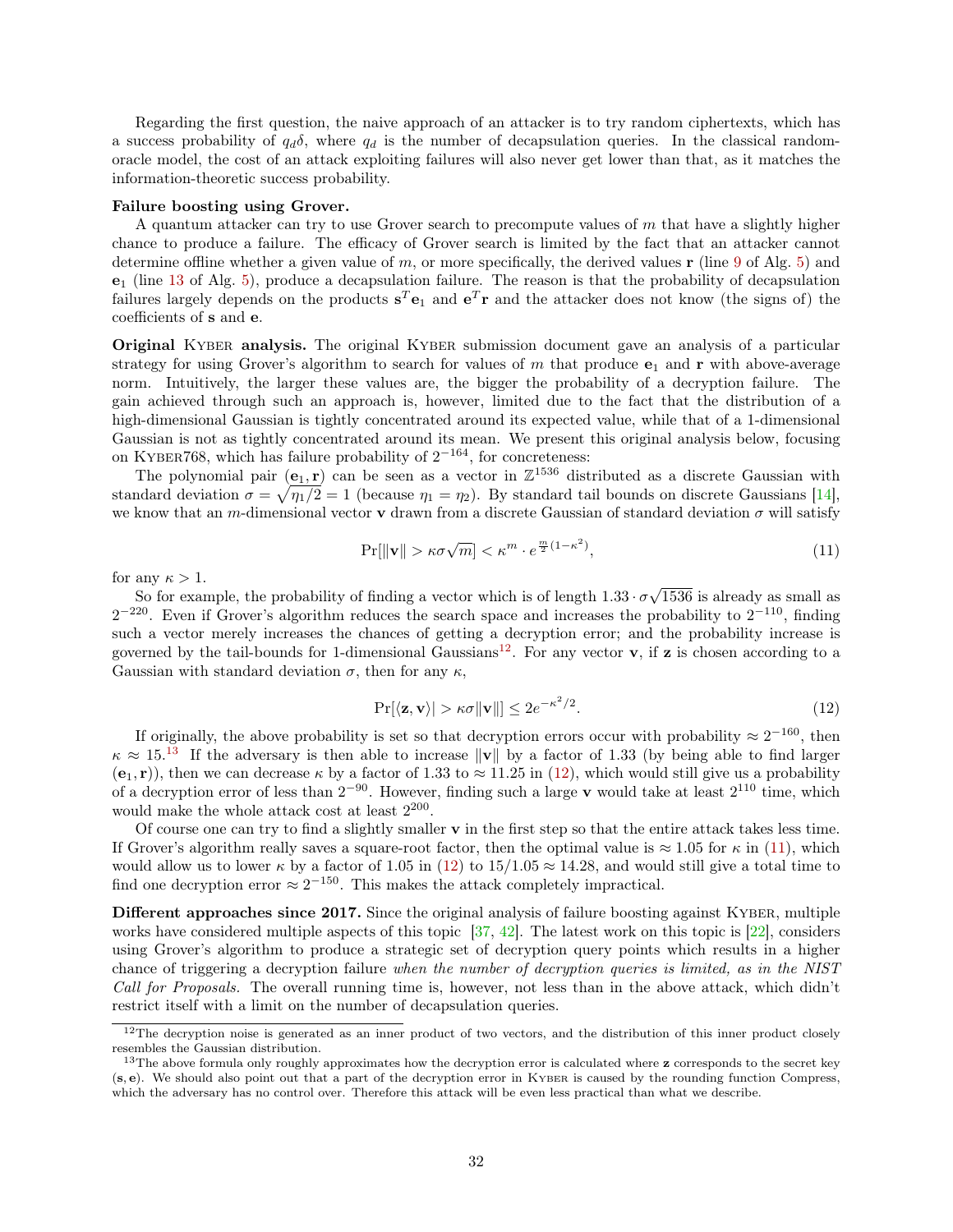Regarding the first question, the naive approach of an attacker is to try random ciphertexts, which has a success probability of $q_d\delta$, where $q_d$ is the number of decapsulation queries. In the classical random-oracle model, the cost of an attack exploiting failures will also never get lower than that, as it matches the information-theoretic success probability.

**Failure boosting using Grover.**

A quantum attacker can try to use Grover search to precompute values of $m$ that have a slightly higher chance to produce a failure. The efficacy of Grover search is limited by the fact that an attacker cannot determine offline whether a given value of $m$, or more specifically, the derived values $\mathbf{r}$ (line 9 of Alg. 5) and $\mathbf{e}_1$ (line 13 of Alg. 5), produce a decapsulation failure. The reason is that the probability of decapsulation failures largely depends on the products $\mathbf{s}^T\mathbf{e}_1$ and $\mathbf{e}^T\mathbf{r}$ and the attacker does not know (the signs of) the coefficients of $\mathbf{s}$ and $\mathbf{e}$.

**Original Kyber analysis.** The original Kyber submission document gave an analysis of a particular strategy for using Grover's algorithm to search for values of $m$ that produce $\mathbf{e}_1$ and $\mathbf{r}$ with above-average norm. Intuitively, the larger these values are, the bigger the probability of a decryption failure. The gain achieved through such an approach is, however, limited due to the fact that the distribution of a high-dimensional Gaussian is tightly concentrated around its expected value, while that of a 1-dimensional Gaussian is not as tightly concentrated around its mean. We present this original analysis below, focusing on Kyber768, which has failure probability of $2^{-164}$, for concreteness:

The polynomial pair $(\mathbf{e}_1, \mathbf{r})$ can be seen as a vector in $\mathbb{Z}^{1536}$ distributed as a discrete Gaussian with standard deviation $\sigma = \sqrt{\eta_1/2} = 1$ (because $\eta_1 = \eta_2$). By standard tail bounds on discrete Gaussians [14], we know that an $m$-dimensional vector $\mathbf{v}$ drawn from a discrete Gaussian of standard deviation $\sigma$ will satisfy

$$\Pr[\|\mathbf{v}\| > \kappa\sigma\sqrt{m}] < \kappa^m \cdot e^{\frac{m}{2}(1-\kappa^2)}, \tag{11}$$

for any $\kappa > 1$.

So for example, the probability of finding a vector which is of length $1.33 \cdot \sigma\sqrt{1536}$ is already as small as $2^{-220}$. Even if Grover's algorithm reduces the search space and increases the probability to $2^{-110}$, finding such a vector merely increases the chances of getting a decryption error; and the probability increase is governed by the tail-bounds for 1-dimensional Gaussians[12]. For any vector $\mathbf{v}$, if $\mathbf{z}$ is chosen according to a Gaussian with standard deviation $\sigma$, then for any $\kappa$,

$$\Pr[|\langle\mathbf{z}, \mathbf{v}\rangle| > \kappa\sigma\|\mathbf{v}\|] \leq 2e^{-\kappa^2/2}. \tag{12}$$

If originally, the above probability is set so that decryption errors occur with probability $\approx 2^{-160}$, then $\kappa \approx 15$.[13] If the adversary is then able to increase $\|\mathbf{v}\|$ by a factor of 1.33 (by being able to find larger $(\mathbf{e}_1, \mathbf{r})$), then we can decrease $\kappa$ by a factor of 1.33 to $\approx 11.25$ in (12), which would still give us a probability of a decryption error of less than $2^{-90}$. However, finding such a large $\mathbf{v}$ would take at least $2^{110}$ time, which would make the whole attack cost at least $2^{200}$.

Of course one can try to find a slightly smaller $\mathbf{v}$ in the first step so that the entire attack takes less time. If Grover's algorithm really saves a square-root factor, then the optimal value is $\approx 1.05$ for $\kappa$ in (11), which would allow us to lower $\kappa$ by a factor of 1.05 in (12) to $15/1.05 \approx 14.28$, and would still give a total time to find one decryption error $\approx 2^{-150}$. This makes the attack completely impractical.

**Different approaches since 2017.** Since the original analysis of failure boosting against Kyber, multiple works have considered multiple aspects of this topic [37, 42]. The latest work on this topic is [22], considers using Grover's algorithm to produce a strategic set of decryption query points which results in a higher chance of triggering a decryption failure *when the number of decryption queries is limited, as in the NIST Call for Proposals.* The overall running time is, however, not less than in the above attack, which didn't restrict itself with a limit on the number of decapsulation queries.

[12] The decryption noise is generated as an inner product of two vectors, and the distribution of this inner product closely resembles the Gaussian distribution.

[13] The above formula only roughly approximates how the decryption error is calculated where $\mathbf{z}$ corresponds to the secret key $(\mathbf{s}, \mathbf{e})$. We should also point out that a part of the decryption error in Kyber is caused by the rounding function Compress, which the adversary has no control over. Therefore this attack will be even less practical than what we describe.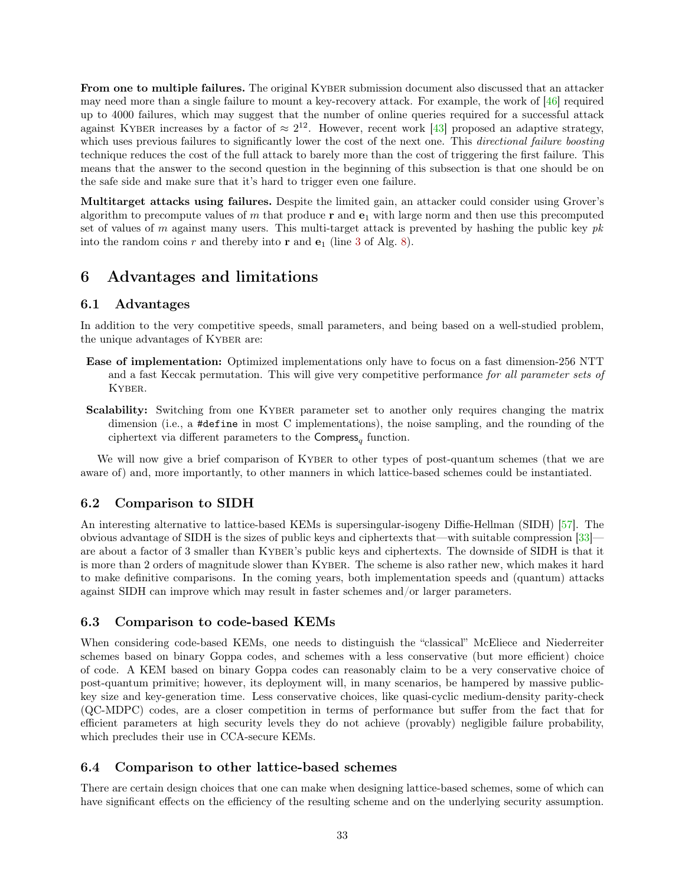**From one to multiple failures.** The original Kyber submission document also discussed that an attacker may need more than a single failure to mount a key-recovery attack. For example, the work of [46] required up to 4000 failures, which may suggest that the number of online queries required for a successful attack against Kyber increases by a factor of $\approx 2^{12}$. However, recent work [43] proposed an adaptive strategy, which uses previous failures to significantly lower the cost of the next one. This *directional failure boosting* technique reduces the cost of the full attack to barely more than the cost of triggering the first failure. This means that the answer to the second question in the beginning of this subsection is that one should be on the safe side and make sure that it's hard to trigger even one failure.

**Multitarget attacks using failures.** Despite the limited gain, an attacker could consider using Grover's algorithm to precompute values of $m$ that produce $\mathbf{r}$ and $\mathbf{e}_1$ with large norm and then use this precomputed set of values of $m$ against many users. This multi-target attack is prevented by hashing the public key $pk$ into the random coins $r$ and thereby into $\mathbf{r}$ and $\mathbf{e}_1$ (line 3 of Alg. 8).

# 6 Advantages and limitations

## 6.1 Advantages

In addition to the very competitive speeds, small parameters, and being based on a well-studied problem, the unique advantages of Kyber are:

**Ease of implementation:** Optimized implementations only have to focus on a fast dimension-256 NTT and a fast Keccak permutation. This will give very competitive performance *for all parameter sets of* Kyber.

**Scalability:** Switching from one Kyber parameter set to another only requires changing the matrix dimension (i.e., a `#define` in most C implementations), the noise sampling, and the rounding of the ciphertext via different parameters to the $\mathsf{Compress}_q$ function.

We will now give a brief comparison of Kyber to other types of post-quantum schemes (that we are aware of) and, more importantly, to other manners in which lattice-based schemes could be instantiated.

## 6.2 Comparison to SIDH

An interesting alternative to lattice-based KEMs is supersingular-isogeny Diffie-Hellman (SIDH) [57]. The obvious advantage of SIDH is the sizes of public keys and ciphertexts that—with suitable compression [33]—are about a factor of 3 smaller than Kyber's public keys and ciphertexts. The downside of SIDH is that it is more than 2 orders of magnitude slower than Kyber. The scheme is also rather new, which makes it hard to make definitive comparisons. In the coming years, both implementation speeds and (quantum) attacks against SIDH can improve which may result in faster schemes and/or larger parameters.

## 6.3 Comparison to code-based KEMs

When considering code-based KEMs, one needs to distinguish the "classical" McEliece and Niederreiter schemes based on binary Goppa codes, and schemes with a less conservative (but more efficient) choice of code. A KEM based on binary Goppa codes can reasonably claim to be a very conservative choice of post-quantum primitive; however, its deployment will, in many scenarios, be hampered by massive public-key size and key-generation time. Less conservative choices, like quasi-cyclic medium-density parity-check (QC-MDPC) codes, are a closer competition in terms of performance but suffer from the fact that for efficient parameters at high security levels they do not achieve (provably) negligible failure probability, which precludes their use in CCA-secure KEMs.

## 6.4 Comparison to other lattice-based schemes

There are certain design choices that one can make when designing lattice-based schemes, some of which can have significant effects on the efficiency of the resulting scheme and on the underlying security assumption.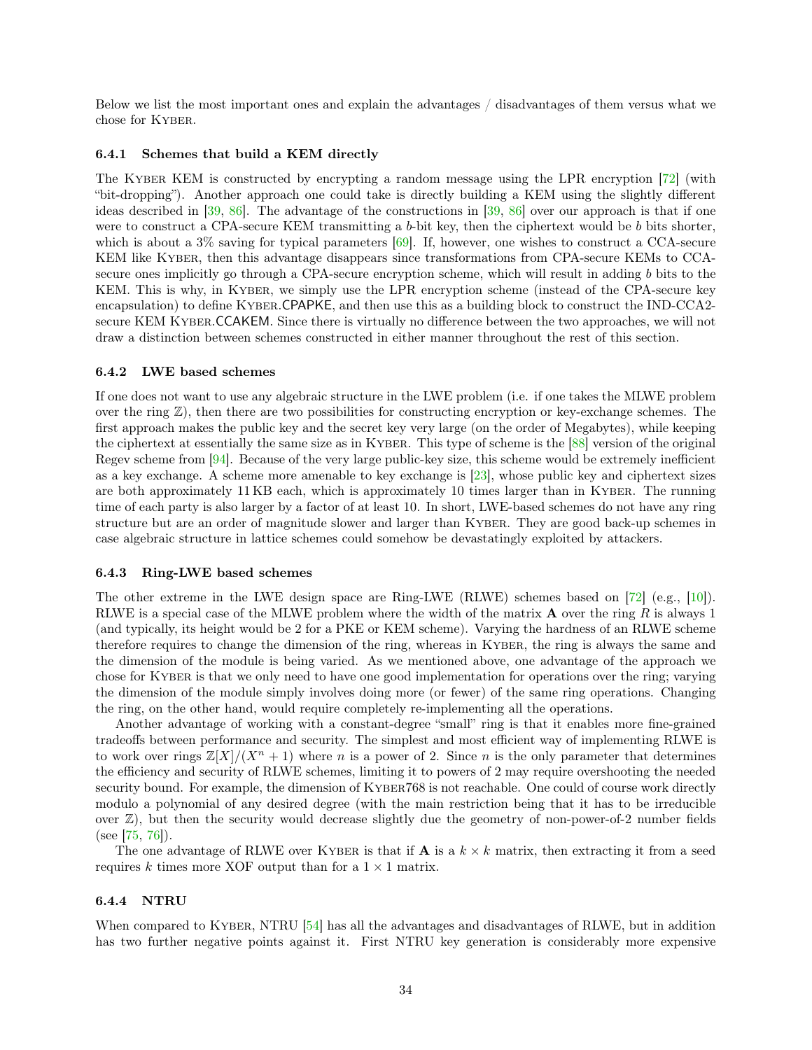Below we list the most important ones and explain the advantages / disadvantages of them versus what we chose for Kyber.

### 6.4.1 Schemes that build a KEM directly

The Kyber KEM is constructed by encrypting a random message using the LPR encryption [72] (with "bit-dropping"). Another approach one could take is directly building a KEM using the slightly different ideas described in [39, 86]. The advantage of the constructions in [39, 86] over our approach is that if one were to construct a CPA-secure KEM transmitting a $b$-bit key, then the ciphertext would be $b$ bits shorter, which is about a 3% saving for typical parameters [69]. If, however, one wishes to construct a CCA-secure KEM like Kyber, then this advantage disappears since transformations from CPA-secure KEMs to CCA-secure ones implicitly go through a CPA-secure encryption scheme, which will result in adding $b$ bits to the KEM. This is why, in Kyber, we simply use the LPR encryption scheme (instead of the CPA-secure key encapsulation) to define Kyber.CPAPKE, and then use this as a building block to construct the IND-CCA2-secure KEM Kyber.CCAKEM. Since there is virtually no difference between the two approaches, we will not draw a distinction between schemes constructed in either manner throughout the rest of this section.

### 6.4.2 LWE based schemes

If one does not want to use any algebraic structure in the LWE problem (i.e. if one takes the MLWE problem over the ring $\mathbb{Z}$), then there are two possibilities for constructing encryption or key-exchange schemes. The first approach makes the public key and the secret key very large (on the order of Megabytes), while keeping the ciphertext at essentially the same size as in Kyber. This type of scheme is the [88] version of the original Regev scheme from [94]. Because of the very large public-key size, this scheme would be extremely inefficient as a key exchange. A scheme more amenable to key exchange is [23], whose public key and ciphertext sizes are both approximately 11 KB each, which is approximately 10 times larger than in Kyber. The running time of each party is also larger by a factor of at least 10. In short, LWE-based schemes do not have any ring structure but are an order of magnitude slower and larger than Kyber. They are good back-up schemes in case algebraic structure in lattice schemes could somehow be devastatingly exploited by attackers.

### 6.4.3 Ring-LWE based schemes

The other extreme in the LWE design space are Ring-LWE (RLWE) schemes based on [72] (e.g., [10]). RLWE is a special case of the MLWE problem where the width of the matrix $\mathbf{A}$ over the ring $R$ is always 1 (and typically, its height would be 2 for a PKE or KEM scheme). Varying the hardness of an RLWE scheme therefore requires to change the dimension of the ring, whereas in Kyber, the ring is always the same and the dimension of the module is being varied. As we mentioned above, one advantage of the approach we chose for Kyber is that we only need to have one good implementation for operations over the ring; varying the dimension of the module simply involves doing more (or fewer) of the same ring operations. Changing the ring, on the other hand, would require completely re-implementing all the operations.

Another advantage of working with a constant-degree "small" ring is that it enables more fine-grained tradeoffs between performance and security. The simplest and most efficient way of implementing RLWE is to work over rings $\mathbb{Z}[X]/(X^n + 1)$ where $n$ is a power of 2. Since $n$ is the only parameter that determines the efficiency and security of RLWE schemes, limiting it to powers of 2 may require overshooting the needed security bound. For example, the dimension of Kyber768 is not reachable. One could of course work directly modulo a polynomial of any desired degree (with the main restriction being that it has to be irreducible over $\mathbb{Z}$), but then the security would decrease slightly due the geometry of non-power-of-2 number fields (see [75, 76]).

The one advantage of RLWE over Kyber is that if $\mathbf{A}$ is a $k \times k$ matrix, then extracting it from a seed requires $k$ times more XOF output than for a $1 \times 1$ matrix.

### 6.4.4 NTRU

When compared to Kyber, NTRU [54] has all the advantages and disadvantages of RLWE, but in addition has two further negative points against it. First NTRU key generation is considerably more expensive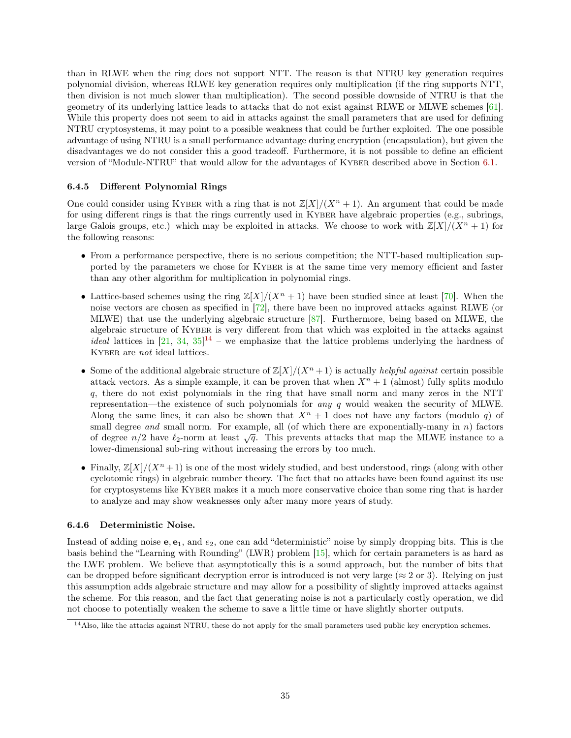than in RLWE when the ring does not support NTT. The reason is that NTRU key generation requires polynomial division, whereas RLWE key generation requires only multiplication (if the ring supports NTT, then division is not much slower than multiplication). The second possible downside of NTRU is that the geometry of its underlying lattice leads to attacks that do not exist against RLWE or MLWE schemes [61]. While this property does not seem to aid in attacks against the small parameters that are used for defining NTRU cryptosystems, it may point to a possible weakness that could be further exploited. The one possible advantage of using NTRU is a small performance advantage during encryption (encapsulation), but given the disadvantages we do not consider this a good tradeoff. Furthermore, it is not possible to define an efficient version of "Module-NTRU" that would allow for the advantages of Kyber described above in Section 6.1.

### 6.4.5 Different Polynomial Rings

One could consider using Kyber with a ring that is not $\mathbb{Z}[X]/(X^n + 1)$. An argument that could be made for using different rings is that the rings currently used in Kyber have algebraic properties (e.g., subrings, large Galois groups, etc.) which may be exploited in attacks. We choose to work with $\mathbb{Z}[X]/(X^n + 1)$ for the following reasons:

- From a performance perspective, there is no serious competition; the NTT-based multiplication supported by the parameters we chose for Kyber is at the same time very memory efficient and faster than any other algorithm for multiplication in polynomial rings.
- Lattice-based schemes using the ring $\mathbb{Z}[X]/(X^n + 1)$ have been studied since at least [70]. When the noise vectors are chosen as specified in [72], there have been no improved attacks against RLWE (or MLWE) that use the underlying algebraic structure [87]. Furthermore, being based on MLWE, the algebraic structure of Kyber is very different from that which was exploited in the attacks against *ideal* lattices in [21, 34, 35][14] – we emphasize that the lattice problems underlying the hardness of Kyber are *not* ideal lattices.
- Some of the additional algebraic structure of $\mathbb{Z}[X]/(X^n + 1)$ is actually *helpful against* certain possible attack vectors. As a simple example, it can be proven that when $X^n + 1$ (almost) fully splits modulo $q$, there do not exist polynomials in the ring that have small norm and many zeros in the NTT representation—the existence of such polynomials for *any* $q$ would weaken the security of MLWE. Along the same lines, it can also be shown that $X^n + 1$ does not have any factors (modulo $q$) of small degree *and* small norm. For example, all (of which there are exponentially-many in $n$) factors of degree $n/2$ have $\ell_2$-norm at least $\sqrt{q}$. This prevents attacks that map the MLWE instance to a lower-dimensional sub-ring without increasing the errors by too much.
- Finally, $\mathbb{Z}[X]/(X^n + 1)$ is one of the most widely studied, and best understood, rings (along with other cyclotomic rings) in algebraic number theory. The fact that no attacks have been found against its use for cryptosystems like Kyber makes it a much more conservative choice than some ring that is harder to analyze and may show weaknesses only after many more years of study.

### 6.4.6 Deterministic Noise.

Instead of adding noise $\mathbf{e}, \mathbf{e}_1$, and $e_2$, one can add "deterministic" noise by simply dropping bits. This is the basis behind the "Learning with Rounding" (LWR) problem [15], which for certain parameters is as hard as the LWE problem. We believe that asymptotically this is a sound approach, but the number of bits that can be dropped before significant decryption error is introduced is not very large ($\approx 2$ or 3). Relying on just this assumption adds algebraic structure and may allow for a possibility of slightly improved attacks against the scheme. For this reason, and the fact that generating noise is not a particularly costly operation, we did not choose to potentially weaken the scheme to save a little time or have slightly shorter outputs.

[14] Also, like the attacks against NTRU, these do not apply for the small parameters used public key encryption schemes.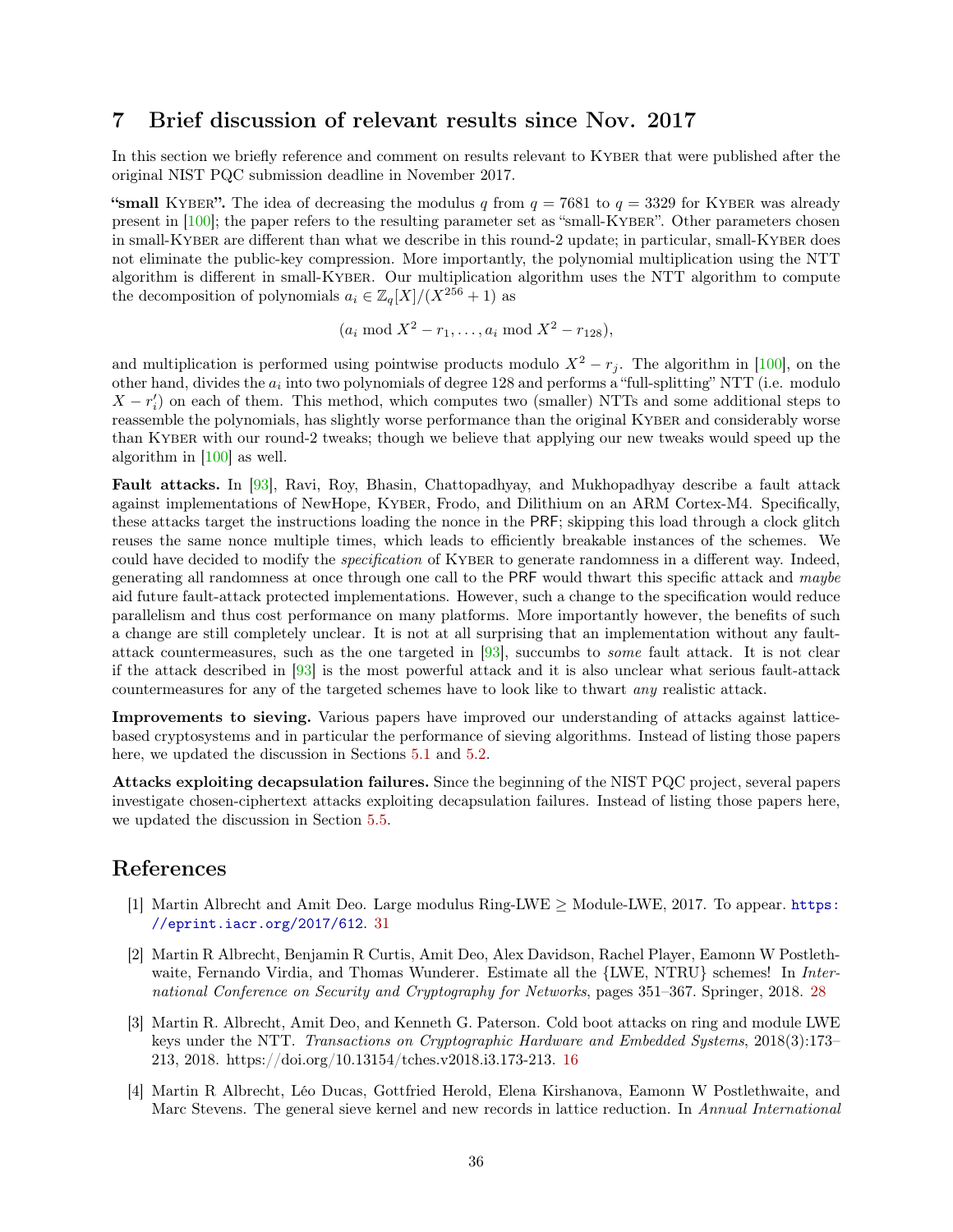## 7 Brief discussion of relevant results since Nov. 2017

In this section we briefly reference and comment on results relevant to KYBER that were published after the original NIST PQC submission deadline in November 2017.

**"small KYBER".** The idea of decreasing the modulus $q$ from $q = 7681$ to $q = 3329$ for KYBER was already present in [100]; the paper refers to the resulting parameter set as "small-KYBER". Other parameters chosen in small-KYBER are different than what we describe in this round-2 update; in particular, small-KYBER does not eliminate the public-key compression. More importantly, the polynomial multiplication using the NTT algorithm is different in small-KYBER. Our multiplication algorithm uses the NTT algorithm to compute the decomposition of polynomials $a_i \in \mathbb{Z}_q[X]/(X^{256} + 1)$ as

$$(a_i \bmod X^2 - r_1, \ldots, a_i \bmod X^2 - r_{128}),$$

and multiplication is performed using pointwise products modulo $X^2 - r_j$. The algorithm in [100], on the other hand, divides the $a_i$ into two polynomials of degree 128 and performs a "full-splitting" NTT (i.e. modulo $X - r'_i$) on each of them. This method, which computes two (smaller) NTTs and some additional steps to reassemble the polynomials, has slightly worse performance than the original KYBER and considerably worse than KYBER with our round-2 tweaks; though we believe that applying our new tweaks would speed up the algorithm in [100] as well.

**Fault attacks.** In [93], Ravi, Roy, Bhasin, Chattopadhyay, and Mukhopadhyay describe a fault attack against implementations of NewHope, KYBER, Frodo, and Dilithium on an ARM Cortex-M4. Specifically, these attacks target the instructions loading the nonce in the PRF; skipping this load through a clock glitch reuses the same nonce multiple times, which leads to efficiently breakable instances of the schemes. We could have decided to modify the *specification* of KYBER to generate randomness in a different way. Indeed, generating all randomness at once through one call to the PRF would thwart this specific attack and *maybe* aid future fault-attack protected implementations. However, such a change to the specification would reduce parallelism and thus cost performance on many platforms. More importantly however, the benefits of such a change are still completely unclear. It is not at all surprising that an implementation without any fault-attack countermeasures, such as the one targeted in [93], succumbs to *some* fault attack. It is not clear if the attack described in [93] is the most powerful attack and it is also unclear what serious fault-attack countermeasures for any of the targeted schemes have to look like to thwart *any* realistic attack.

**Improvements to sieving.** Various papers have improved our understanding of attacks against lattice-based cryptosystems and in particular the performance of sieving algorithms. Instead of listing those papers here, we updated the discussion in Sections 5.1 and 5.2.

**Attacks exploiting decapsulation failures.** Since the beginning of the NIST PQC project, several papers investigate chosen-ciphertext attacks exploiting decapsulation failures. Instead of listing those papers here, we updated the discussion in Section 5.5.

## References

[1] Martin Albrecht and Amit Deo. Large modulus Ring-LWE ≥ Module-LWE, 2017. To appear. https://eprint.iacr.org/2017/612. 31

[2] Martin R Albrecht, Benjamin R Curtis, Amit Deo, Alex Davidson, Rachel Player, Eamonn W Postlethwaite, Fernando Virdia, and Thomas Wunderer. Estimate all the {LWE, NTRU} schemes! In *International Conference on Security and Cryptography for Networks*, pages 351–367. Springer, 2018. 28

[3] Martin R. Albrecht, Amit Deo, and Kenneth G. Paterson. Cold boot attacks on ring and module LWE keys under the NTT. *Transactions on Cryptographic Hardware and Embedded Systems*, 2018(3):173–213, 2018. https://doi.org/10.13154/tches.v2018.i3.173-213. 16

[4] Martin R Albrecht, Léo Ducas, Gottfried Herold, Elena Kirshanova, Eamonn W Postlethwaite, and Marc Stevens. The general sieve kernel and new records in lattice reduction. In *Annual International*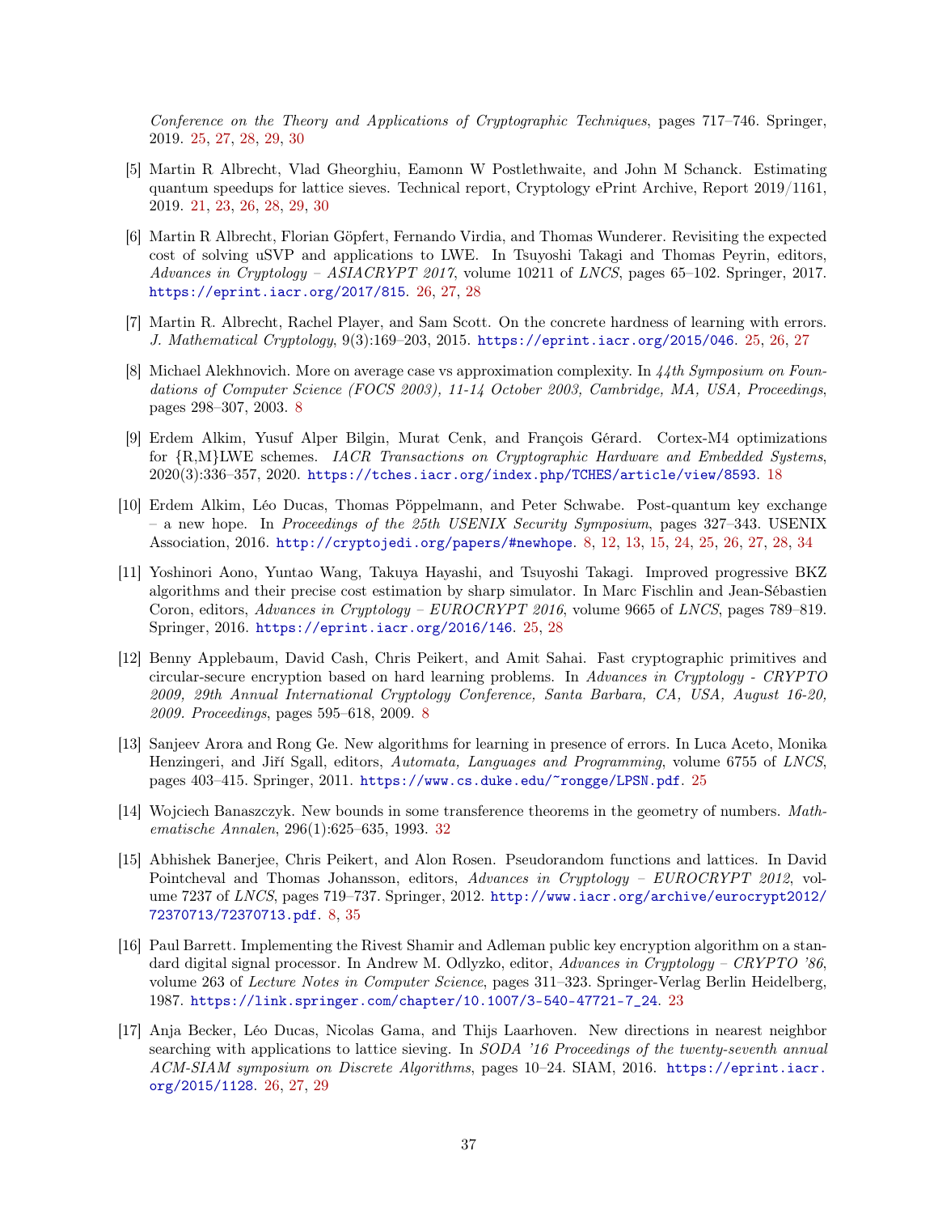*Conference on the Theory and Applications of Cryptographic Techniques*, pages 717–746. Springer, 2019. 25, 27, 28, 29, 30

[5] Martin R Albrecht, Vlad Gheorghiu, Eamonn W Postlethwaite, and John M Schanck. Estimating quantum speedups for lattice sieves. Technical report, Cryptology ePrint Archive, Report 2019/1161, 2019. 21, 23, 26, 28, 29, 30

[6] Martin R Albrecht, Florian Göpfert, Fernando Virdia, and Thomas Wunderer. Revisiting the expected cost of solving uSVP and applications to LWE. In Tsuyoshi Takagi and Thomas Peyrin, editors, *Advances in Cryptology – ASIACRYPT 2017*, volume 10211 of *LNCS*, pages 65–102. Springer, 2017. https://eprint.iacr.org/2017/815. 26, 27, 28

[7] Martin R. Albrecht, Rachel Player, and Sam Scott. On the concrete hardness of learning with errors. *J. Mathematical Cryptology*, 9(3):169–203, 2015. https://eprint.iacr.org/2015/046. 25, 26, 27

[8] Michael Alekhnovich. More on average case vs approximation complexity. In *44th Symposium on Foundations of Computer Science (FOCS 2003), 11-14 October 2003, Cambridge, MA, USA, Proceedings*, pages 298–307, 2003. 8

[9] Erdem Alkim, Yusuf Alper Bilgin, Murat Cenk, and François Gérard. Cortex-M4 optimizations for {R,M}LWE schemes. *IACR Transactions on Cryptographic Hardware and Embedded Systems*, 2020(3):336–357, 2020. https://tches.iacr.org/index.php/TCHES/article/view/8593. 18

[10] Erdem Alkim, Léo Ducas, Thomas Pöppelmann, and Peter Schwabe. Post-quantum key exchange – a new hope. In *Proceedings of the 25th USENIX Security Symposium*, pages 327–343. USENIX Association, 2016. http://cryptojedi.org/papers/#newhope. 8, 12, 13, 15, 24, 25, 26, 27, 28, 34

[11] Yoshinori Aono, Yuntao Wang, Takuya Hayashi, and Tsuyoshi Takagi. Improved progressive BKZ algorithms and their precise cost estimation by sharp simulator. In Marc Fischlin and Jean-Sébastien Coron, editors, *Advances in Cryptology – EUROCRYPT 2016*, volume 9665 of *LNCS*, pages 789–819. Springer, 2016. https://eprint.iacr.org/2016/146. 25, 28

[12] Benny Applebaum, David Cash, Chris Peikert, and Amit Sahai. Fast cryptographic primitives and circular-secure encryption based on hard learning problems. In *Advances in Cryptology - CRYPTO 2009, 29th Annual International Cryptology Conference, Santa Barbara, CA, USA, August 16-20, 2009. Proceedings*, pages 595–618, 2009. 8

[13] Sanjeev Arora and Rong Ge. New algorithms for learning in presence of errors. In Luca Aceto, Monika Henzingeri, and Jiří Sgall, editors, *Automata, Languages and Programming*, volume 6755 of *LNCS*, pages 403–415. Springer, 2011. https://www.cs.duke.edu/~rongge/LPSN.pdf. 25

[14] Wojciech Banaszczyk. New bounds in some transference theorems in the geometry of numbers. *Mathematische Annalen*, 296(1):625–635, 1993. 32

[15] Abhishek Banerjee, Chris Peikert, and Alon Rosen. Pseudorandom functions and lattices. In David Pointcheval and Thomas Johansson, editors, *Advances in Cryptology – EUROCRYPT 2012*, volume 7237 of *LNCS*, pages 719–737. Springer, 2012. http://www.iacr.org/archive/eurocrypt2012/72370713/72370713.pdf. 8, 35

[16] Paul Barrett. Implementing the Rivest Shamir and Adleman public key encryption algorithm on a standard digital signal processor. In Andrew M. Odlyzko, editor, *Advances in Cryptology – CRYPTO '86*, volume 263 of *Lecture Notes in Computer Science*, pages 311–323. Springer-Verlag Berlin Heidelberg, 1987. https://link.springer.com/chapter/10.1007/3-540-47721-7_24. 23

[17] Anja Becker, Léo Ducas, Nicolas Gama, and Thijs Laarhoven. New directions in nearest neighbor searching with applications to lattice sieving. In *SODA '16 Proceedings of the twenty-seventh annual ACM-SIAM symposium on Discrete Algorithms*, pages 10–24. SIAM, 2016. https://eprint.iacr.org/2015/1128. 26, 27, 29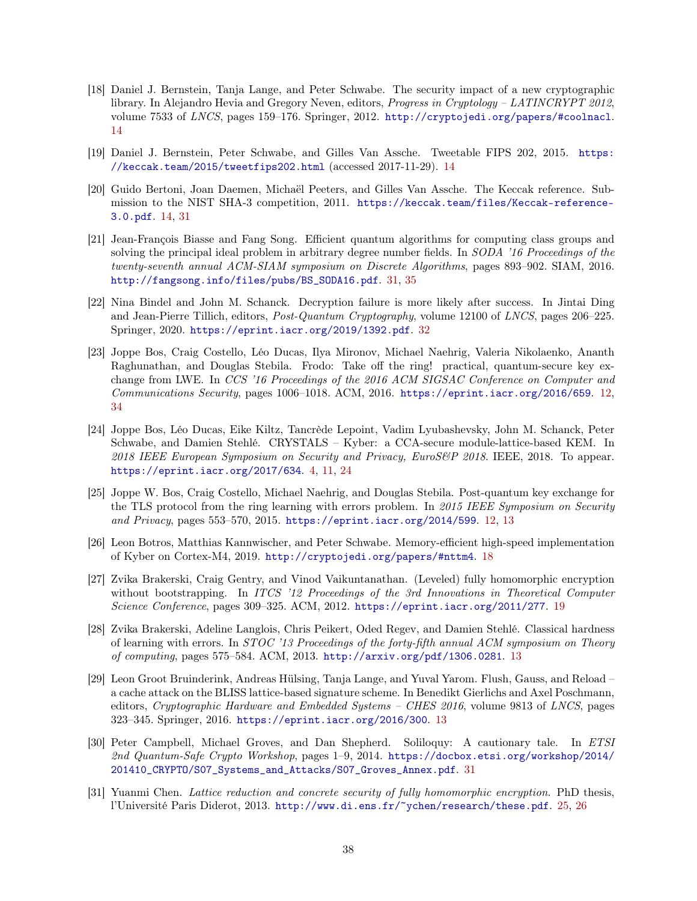[18] Daniel J. Bernstein, Tanja Lange, and Peter Schwabe. The security impact of a new cryptographic library. In Alejandro Hevia and Gregory Neven, editors, *Progress in Cryptology – LATINCRYPT 2012*, volume 7533 of *LNCS*, pages 159–176. Springer, 2012. http://cryptojedi.org/papers/#coolnacl. 14

[19] Daniel J. Bernstein, Peter Schwabe, and Gilles Van Assche. Tweetable FIPS 202, 2015. https://keccak.team/2015/tweetfips202.html (accessed 2017-11-29). 14

[20] Guido Bertoni, Joan Daemen, Michaël Peeters, and Gilles Van Assche. The Keccak reference. Submission to the NIST SHA-3 competition, 2011. https://keccak.team/files/Keccak-reference-3.0.pdf. 14, 31

[21] Jean-François Biasse and Fang Song. Efficient quantum algorithms for computing class groups and solving the principal ideal problem in arbitrary degree number fields. In *SODA '16 Proceedings of the twenty-seventh annual ACM-SIAM symposium on Discrete Algorithms*, pages 893–902. SIAM, 2016. http://fangsong.info/files/pubs/BS_SODA16.pdf. 31, 35

[22] Nina Bindel and John M. Schanck. Decryption failure is more likely after success. In Jintai Ding and Jean-Pierre Tillich, editors, *Post-Quantum Cryptography*, volume 12100 of *LNCS*, pages 206–225. Springer, 2020. https://eprint.iacr.org/2019/1392.pdf. 32

[23] Joppe Bos, Craig Costello, Léo Ducas, Ilya Mironov, Michael Naehrig, Valeria Nikolaenko, Ananth Raghunathan, and Douglas Stebila. Frodo: Take off the ring! practical, quantum-secure key exchange from LWE. In *CCS '16 Proceedings of the 2016 ACM SIGSAC Conference on Computer and Communications Security*, pages 1006–1018. ACM, 2016. https://eprint.iacr.org/2016/659. 12, 34

[24] Joppe Bos, Léo Ducas, Eike Kiltz, Tancrède Lepoint, Vadim Lyubashevsky, John M. Schanck, Peter Schwabe, and Damien Stehlé. CRYSTALS – Kyber: a CCA-secure module-lattice-based KEM. In *2018 IEEE European Symposium on Security and Privacy, EuroS&P 2018*. IEEE, 2018. To appear. https://eprint.iacr.org/2017/634. 4, 11, 24

[25] Joppe W. Bos, Craig Costello, Michael Naehrig, and Douglas Stebila. Post-quantum key exchange for the TLS protocol from the ring learning with errors problem. In *2015 IEEE Symposium on Security and Privacy*, pages 553–570, 2015. https://eprint.iacr.org/2014/599. 12, 13

[26] Leon Botros, Matthias Kannwischer, and Peter Schwabe. Memory-efficient high-speed implementation of Kyber on Cortex-M4, 2019. http://cryptojedi.org/papers/#nttm4. 18

[27] Zvika Brakerski, Craig Gentry, and Vinod Vaikuntanathan. (Leveled) fully homomorphic encryption without bootstrapping. In *ITCS '12 Proceedings of the 3rd Innovations in Theoretical Computer Science Conference*, pages 309–325. ACM, 2012. https://eprint.iacr.org/2011/277. 19

[28] Zvika Brakerski, Adeline Langlois, Chris Peikert, Oded Regev, and Damien Stehlé. Classical hardness of learning with errors. In *STOC '13 Proceedings of the forty-fifth annual ACM symposium on Theory of computing*, pages 575–584. ACM, 2013. http://arxiv.org/pdf/1306.0281. 13

[29] Leon Groot Bruinderink, Andreas Hülsing, Tanja Lange, and Yuval Yarom. Flush, Gauss, and Reload – a cache attack on the BLISS lattice-based signature scheme. In Benedikt Gierlichs and Axel Poschmann, editors, *Cryptographic Hardware and Embedded Systems – CHES 2016*, volume 9813 of *LNCS*, pages 323–345. Springer, 2016. https://eprint.iacr.org/2016/300. 13

[30] Peter Campbell, Michael Groves, and Dan Shepherd. Soliloquy: A cautionary tale. In *ETSI 2nd Quantum-Safe Crypto Workshop*, pages 1–9, 2014. https://docbox.etsi.org/workshop/2014/201410_CRYPTO/S07_Systems_and_Attacks/S07_Groves_Annex.pdf. 31

[31] Yuanmi Chen. *Lattice reduction and concrete security of fully homomorphic encryption*. PhD thesis, l'Université Paris Diderot, 2013. http://www.di.ens.fr/~ychen/research/these.pdf. 25, 26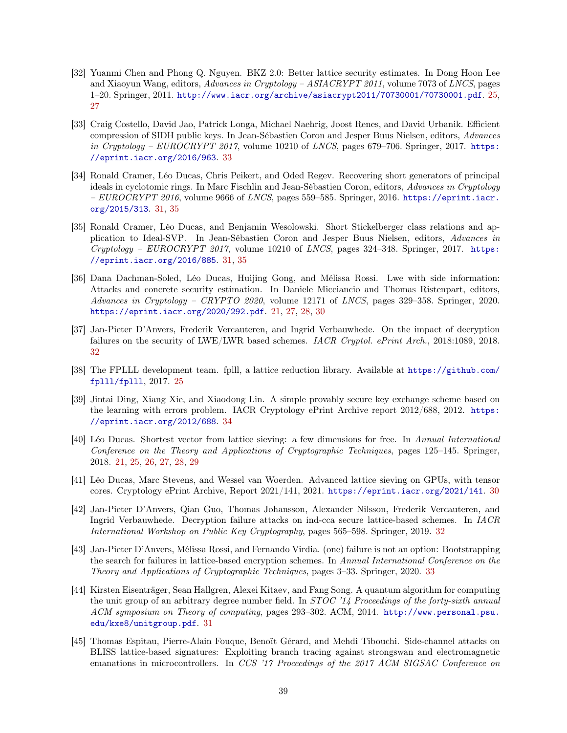[32] Yuanmi Chen and Phong Q. Nguyen. BKZ 2.0: Better lattice security estimates. In Dong Hoon Lee and Xiaoyun Wang, editors, *Advances in Cryptology – ASIACRYPT 2011*, volume 7073 of *LNCS*, pages 1–20. Springer, 2011. http://www.iacr.org/archive/asiacrypt2011/70730001/70730001.pdf. 25, 27

[33] Craig Costello, David Jao, Patrick Longa, Michael Naehrig, Joost Renes, and David Urbanik. Efficient compression of SIDH public keys. In Jean-Sébastien Coron and Jesper Buus Nielsen, editors, *Advances in Cryptology – EUROCRYPT 2017*, volume 10210 of *LNCS*, pages 679–706. Springer, 2017. https://eprint.iacr.org/2016/963. 33

[34] Ronald Cramer, Léo Ducas, Chris Peikert, and Oded Regev. Recovering short generators of principal ideals in cyclotomic rings. In Marc Fischlin and Jean-Sébastien Coron, editors, *Advances in Cryptology – EUROCRYPT 2016*, volume 9666 of *LNCS*, pages 559–585. Springer, 2016. https://eprint.iacr.org/2015/313. 31, 35

[35] Ronald Cramer, Léo Ducas, and Benjamin Wesolowski. Short Stickelberger class relations and application to Ideal-SVP. In Jean-Sébastien Coron and Jesper Buus Nielsen, editors, *Advances in Cryptology – EUROCRYPT 2017*, volume 10210 of *LNCS*, pages 324–348. Springer, 2017. https://eprint.iacr.org/2016/885. 31, 35

[36] Dana Dachman-Soled, Léo Ducas, Huijing Gong, and Mélissa Rossi. Lwe with side information: Attacks and concrete security estimation. In Daniele Micciancio and Thomas Ristenpart, editors, *Advances in Cryptology – CRYPTO 2020*, volume 12171 of *LNCS*, pages 329–358. Springer, 2020. https://eprint.iacr.org/2020/292.pdf. 21, 27, 28, 30

[37] Jan-Pieter D'Anvers, Frederik Vercauteren, and Ingrid Verbauwhede. On the impact of decryption failures on the security of LWE/LWR based schemes. *IACR Cryptol. ePrint Arch.*, 2018:1089, 2018. 32

[38] The FPLLL development team. fplll, a lattice reduction library. Available at https://github.com/fplll/fplll, 2017. 25

[39] Jintai Ding, Xiang Xie, and Xiaodong Lin. A simple provably secure key exchange scheme based on the learning with errors problem. IACR Cryptology ePrint Archive report 2012/688, 2012. https://eprint.iacr.org/2012/688. 34

[40] Léo Ducas. Shortest vector from lattice sieving: a few dimensions for free. In *Annual International Conference on the Theory and Applications of Cryptographic Techniques*, pages 125–145. Springer, 2018. 21, 25, 26, 27, 28, 29

[41] Léo Ducas, Marc Stevens, and Wessel van Woerden. Advanced lattice sieving on GPUs, with tensor cores. Cryptology ePrint Archive, Report 2021/141, 2021. https://eprint.iacr.org/2021/141. 30

[42] Jan-Pieter D'Anvers, Qian Guo, Thomas Johansson, Alexander Nilsson, Frederik Vercauteren, and Ingrid Verbauwhede. Decryption failure attacks on ind-cca secure lattice-based schemes. In *IACR International Workshop on Public Key Cryptography*, pages 565–598. Springer, 2019. 32

[43] Jan-Pieter D'Anvers, Mélissa Rossi, and Fernando Virdia. (one) failure is not an option: Bootstrapping the search for failures in lattice-based encryption schemes. In *Annual International Conference on the Theory and Applications of Cryptographic Techniques*, pages 3–33. Springer, 2020. 33

[44] Kirsten Eisenträger, Sean Hallgren, Alexei Kitaev, and Fang Song. A quantum algorithm for computing the unit group of an arbitrary degree number field. In *STOC '14 Proceedings of the forty-sixth annual ACM symposium on Theory of computing*, pages 293–302. ACM, 2014. http://www.personal.psu.edu/kxe8/unitgroup.pdf. 31

[45] Thomas Espitau, Pierre-Alain Fouque, Benoît Gérard, and Mehdi Tibouchi. Side-channel attacks on BLISS lattice-based signatures: Exploiting branch tracing against strongswan and electromagnetic emanations in microcontrollers. In *CCS '17 Proceedings of the 2017 ACM SIGSAC Conference on*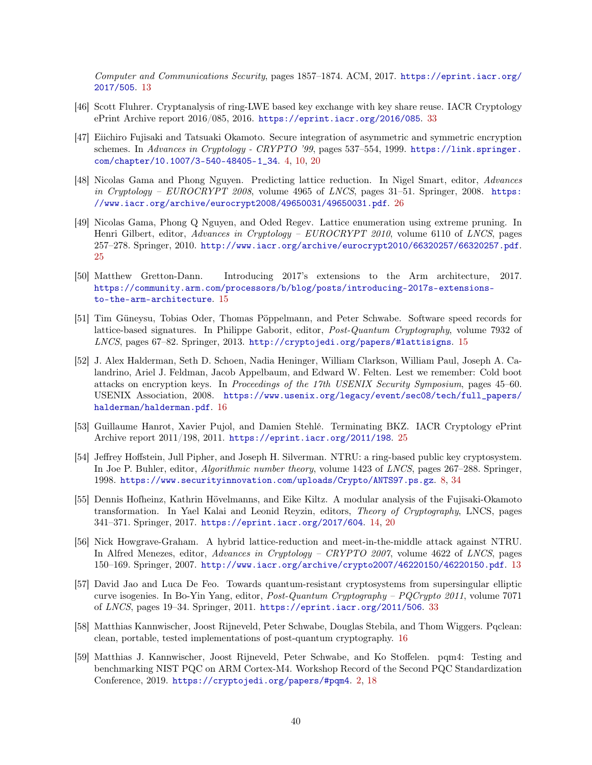*Computer and Communications Security*, pages 1857–1874. ACM, 2017. https://eprint.iacr.org/2017/505. 13

[46] Scott Fluhrer. Cryptanalysis of ring-LWE based key exchange with key share reuse. IACR Cryptology ePrint Archive report 2016/085, 2016. https://eprint.iacr.org/2016/085. 33

[47] Eiichiro Fujisaki and Tatsuaki Okamoto. Secure integration of asymmetric and symmetric encryption schemes. In *Advances in Cryptology - CRYPTO '99*, pages 537–554, 1999. https://link.springer.com/chapter/10.1007/3-540-48405-1_34. 4, 10, 20

[48] Nicolas Gama and Phong Nguyen. Predicting lattice reduction. In Nigel Smart, editor, *Advances in Cryptology – EUROCRYPT 2008*, volume 4965 of *LNCS*, pages 31–51. Springer, 2008. https://www.iacr.org/archive/eurocrypt2008/49650031/49650031.pdf. 26

[49] Nicolas Gama, Phong Q Nguyen, and Oded Regev. Lattice enumeration using extreme pruning. In Henri Gilbert, editor, *Advances in Cryptology – EUROCRYPT 2010*, volume 6110 of *LNCS*, pages 257–278. Springer, 2010. http://www.iacr.org/archive/eurocrypt2010/66320257/66320257.pdf. 25

[50] Matthew Gretton-Dann. Introducing 2017's extensions to the Arm architecture, 2017. https://community.arm.com/processors/b/blog/posts/introducing-2017s-extensions-to-the-arm-architecture. 15

[51] Tim Güneysu, Tobias Oder, Thomas Pöppelmann, and Peter Schwabe. Software speed records for lattice-based signatures. In Philippe Gaborit, editor, *Post-Quantum Cryptography*, volume 7932 of *LNCS*, pages 67–82. Springer, 2013. http://cryptojedi.org/papers/#lattisigns. 15

[52] J. Alex Halderman, Seth D. Schoen, Nadia Heninger, William Clarkson, William Paul, Joseph A. Calandrino, Ariel J. Feldman, Jacob Appelbaum, and Edward W. Felten. Lest we remember: Cold boot attacks on encryption keys. In *Proceedings of the 17th USENIX Security Symposium*, pages 45–60. USENIX Association, 2008. https://www.usenix.org/legacy/event/sec08/tech/full_papers/halderman/halderman.pdf. 16

[53] Guillaume Hanrot, Xavier Pujol, and Damien Stehlé. Terminating BKZ. IACR Cryptology ePrint Archive report 2011/198, 2011. https://eprint.iacr.org/2011/198. 25

[54] Jeffrey Hoffstein, Jull Pipher, and Joseph H. Silverman. NTRU: a ring-based public key cryptosystem. In Joe P. Buhler, editor, *Algorithmic number theory*, volume 1423 of *LNCS*, pages 267–288. Springer, 1998. https://www.securityinnovation.com/uploads/Crypto/ANTS97.ps.gz. 8, 34

[55] Dennis Hofheinz, Kathrin Hövelmanns, and Eike Kiltz. A modular analysis of the Fujisaki-Okamoto transformation. In Yael Kalai and Leonid Reyzin, editors, *Theory of Cryptography*, LNCS, pages 341–371. Springer, 2017. https://eprint.iacr.org/2017/604. 14, 20

[56] Nick Howgrave-Graham. A hybrid lattice-reduction and meet-in-the-middle attack against NTRU. In Alfred Menezes, editor, *Advances in Cryptology – CRYPTO 2007*, volume 4622 of *LNCS*, pages 150–169. Springer, 2007. http://www.iacr.org/archive/crypto2007/46220150/46220150.pdf. 13

[57] David Jao and Luca De Feo. Towards quantum-resistant cryptosystems from supersingular elliptic curve isogenies. In Bo-Yin Yang, editor, *Post-Quantum Cryptography – PQCrypto 2011*, volume 7071 of *LNCS*, pages 19–34. Springer, 2011. https://eprint.iacr.org/2011/506. 33

[58] Matthias Kannwischer, Joost Rijneveld, Peter Schwabe, Douglas Stebila, and Thom Wiggers. Pqclean: clean, portable, tested implementations of post-quantum cryptography. 16

[59] Matthias J. Kannwischer, Joost Rijneveld, Peter Schwabe, and Ko Stoffelen. pqm4: Testing and benchmarking NIST PQC on ARM Cortex-M4. Workshop Record of the Second PQC Standardization Conference, 2019. https://cryptojedi.org/papers/#pqm4. 2, 18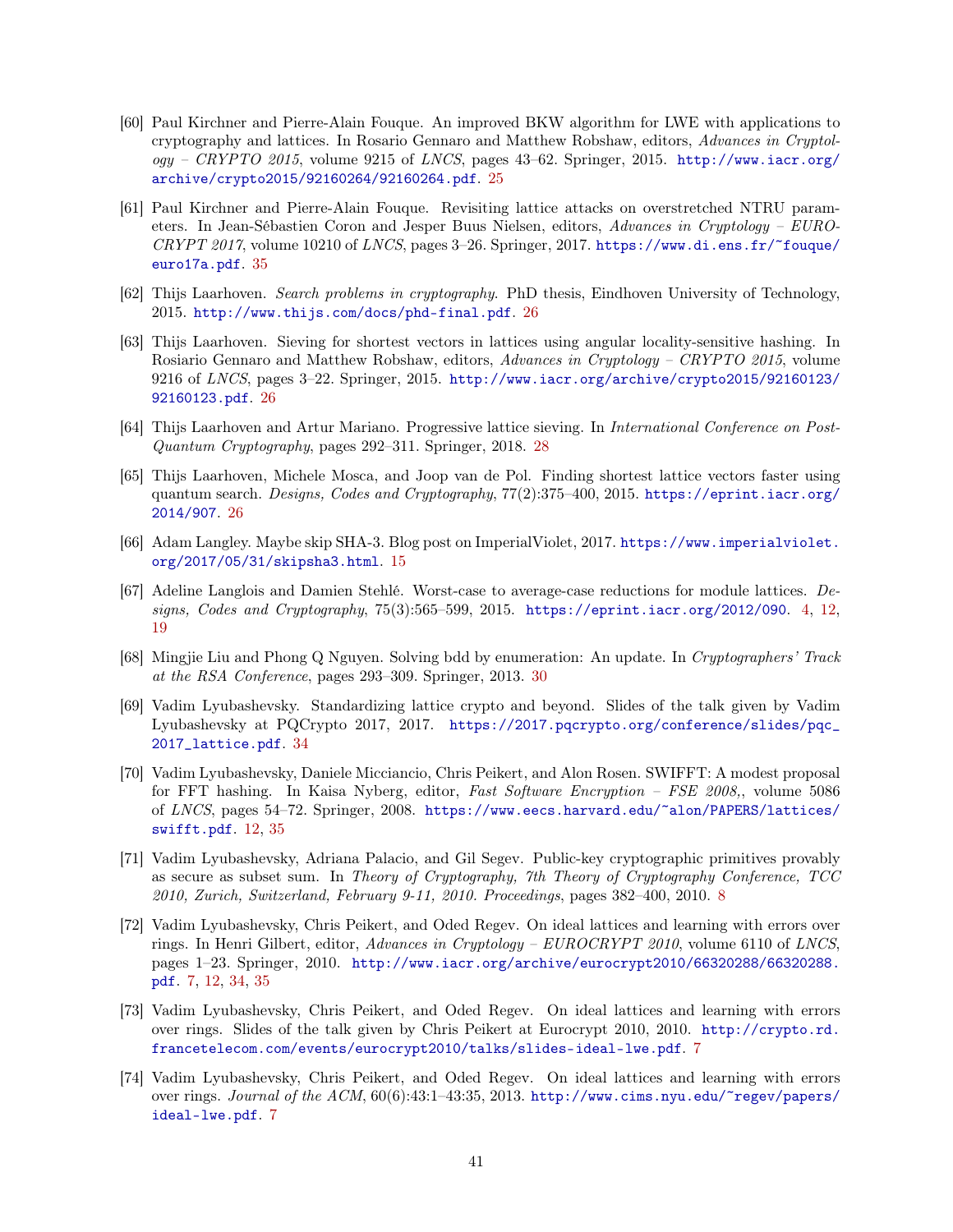[60] Paul Kirchner and Pierre-Alain Fouque. An improved BKW algorithm for LWE with applications to cryptography and lattices. In Rosario Gennaro and Matthew Robshaw, editors, *Advances in Cryptology – CRYPTO 2015*, volume 9215 of *LNCS*, pages 43–62. Springer, 2015. http://www.iacr.org/archive/crypto2015/92160264/92160264.pdf. 25

[61] Paul Kirchner and Pierre-Alain Fouque. Revisiting lattice attacks on overstretched NTRU parameters. In Jean-Sébastien Coron and Jesper Buus Nielsen, editors, *Advances in Cryptology – EUROCRYPT 2017*, volume 10210 of *LNCS*, pages 3–26. Springer, 2017. https://www.di.ens.fr/~fouque/euro17a.pdf. 35

[62] Thijs Laarhoven. *Search problems in cryptography*. PhD thesis, Eindhoven University of Technology, 2015. http://www.thijs.com/docs/phd-final.pdf. 26

[63] Thijs Laarhoven. Sieving for shortest vectors in lattices using angular locality-sensitive hashing. In Rosiario Gennaro and Matthew Robshaw, editors, *Advances in Cryptology – CRYPTO 2015*, volume 9216 of *LNCS*, pages 3–22. Springer, 2015. http://www.iacr.org/archive/crypto2015/92160123/92160123.pdf. 26

[64] Thijs Laarhoven and Artur Mariano. Progressive lattice sieving. In *International Conference on Post-Quantum Cryptography*, pages 292–311. Springer, 2018. 28

[65] Thijs Laarhoven, Michele Mosca, and Joop van de Pol. Finding shortest lattice vectors faster using quantum search. *Designs, Codes and Cryptography*, 77(2):375–400, 2015. https://eprint.iacr.org/2014/907. 26

[66] Adam Langley. Maybe skip SHA-3. Blog post on ImperialViolet, 2017. https://www.imperialviolet.org/2017/05/31/skipsha3.html. 15

[67] Adeline Langlois and Damien Stehlé. Worst-case to average-case reductions for module lattices. *Designs, Codes and Cryptography*, 75(3):565–599, 2015. https://eprint.iacr.org/2012/090. 4, 12, 19

[68] Mingjie Liu and Phong Q Nguyen. Solving bdd by enumeration: An update. In *Cryptographers' Track at the RSA Conference*, pages 293–309. Springer, 2013. 30

[69] Vadim Lyubashevsky. Standardizing lattice crypto and beyond. Slides of the talk given by Vadim Lyubashevsky at PQCrypto 2017, 2017. https://2017.pqcrypto.org/conference/slides/pqc_2017_lattice.pdf. 34

[70] Vadim Lyubashevsky, Daniele Micciancio, Chris Peikert, and Alon Rosen. SWIFFT: A modest proposal for FFT hashing. In Kaisa Nyberg, editor, *Fast Software Encryption – FSE 2008,*, volume 5086 of *LNCS*, pages 54–72. Springer, 2008. https://www.eecs.harvard.edu/~alon/PAPERS/lattices/swifft.pdf. 12, 35

[71] Vadim Lyubashevsky, Adriana Palacio, and Gil Segev. Public-key cryptographic primitives provably as secure as subset sum. In *Theory of Cryptography, 7th Theory of Cryptography Conference, TCC 2010, Zurich, Switzerland, February 9-11, 2010. Proceedings*, pages 382–400, 2010. 8

[72] Vadim Lyubashevsky, Chris Peikert, and Oded Regev. On ideal lattices and learning with errors over rings. In Henri Gilbert, editor, *Advances in Cryptology – EUROCRYPT 2010*, volume 6110 of *LNCS*, pages 1–23. Springer, 2010. http://www.iacr.org/archive/eurocrypt2010/66320288/66320288.pdf. 7, 12, 34, 35

[73] Vadim Lyubashevsky, Chris Peikert, and Oded Regev. On ideal lattices and learning with errors over rings. Slides of the talk given by Chris Peikert at Eurocrypt 2010, 2010. http://crypto.rd.francetelecom.com/events/eurocrypt2010/talks/slides-ideal-lwe.pdf. 7

[74] Vadim Lyubashevsky, Chris Peikert, and Oded Regev. On ideal lattices and learning with errors over rings. *Journal of the ACM*, 60(6):43:1–43:35, 2013. http://www.cims.nyu.edu/~regev/papers/ideal-lwe.pdf. 7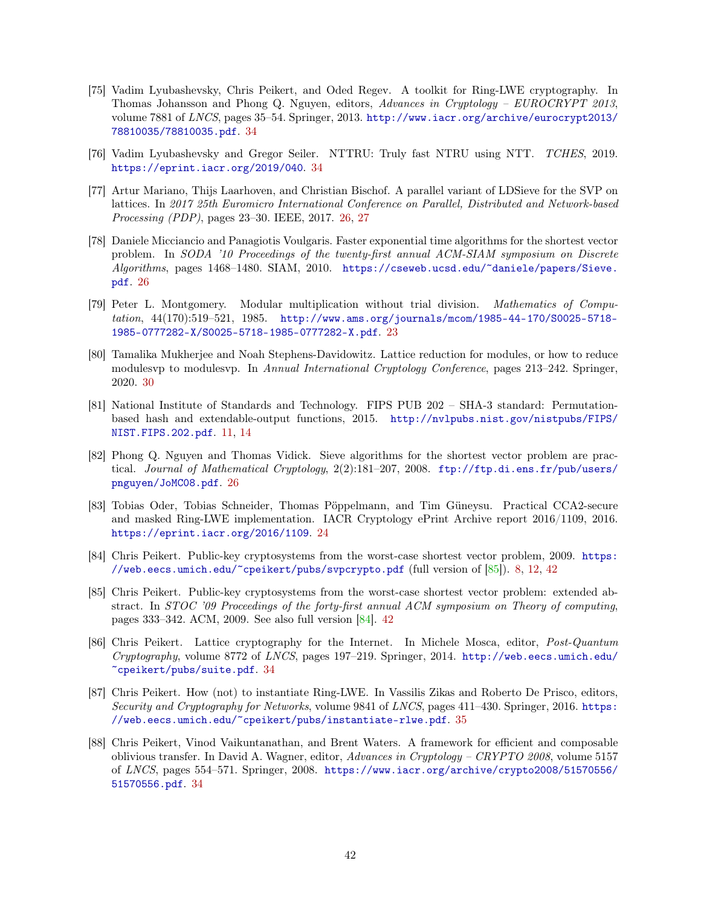[75] Vadim Lyubashevsky, Chris Peikert, and Oded Regev. A toolkit for Ring-LWE cryptography. In Thomas Johansson and Phong Q. Nguyen, editors, *Advances in Cryptology – EUROCRYPT 2013*, volume 7881 of *LNCS*, pages 35–54. Springer, 2013. http://www.iacr.org/archive/eurocrypt2013/78810035/78810035.pdf. 34

[76] Vadim Lyubashevsky and Gregor Seiler. NTTRU: Truly fast NTRU using NTT. *TCHES*, 2019. https://eprint.iacr.org/2019/040. 34

[77] Artur Mariano, Thijs Laarhoven, and Christian Bischof. A parallel variant of LDSieve for the SVP on lattices. In *2017 25th Euromicro International Conference on Parallel, Distributed and Network-based Processing (PDP)*, pages 23–30. IEEE, 2017. 26, 27

[78] Daniele Micciancio and Panagiotis Voulgaris. Faster exponential time algorithms for the shortest vector problem. In *SODA '10 Proceedings of the twenty-first annual ACM-SIAM symposium on Discrete Algorithms*, pages 1468–1480. SIAM, 2010. https://cseweb.ucsd.edu/~daniele/papers/Sieve.pdf. 26

[79] Peter L. Montgomery. Modular multiplication without trial division. *Mathematics of Computation*, 44(170):519–521, 1985. http://www.ams.org/journals/mcom/1985-44-170/S0025-5718-1985-0777282-X/S0025-5718-1985-0777282-X.pdf. 23

[80] Tamalika Mukherjee and Noah Stephens-Davidowitz. Lattice reduction for modules, or how to reduce modulesvp to modulesvp. In *Annual International Cryptology Conference*, pages 213–242. Springer, 2020. 30

[81] National Institute of Standards and Technology. FIPS PUB 202 – SHA-3 standard: Permutation-based hash and extendable-output functions, 2015. http://nvlpubs.nist.gov/nistpubs/FIPS/NIST.FIPS.202.pdf. 11, 14

[82] Phong Q. Nguyen and Thomas Vidick. Sieve algorithms for the shortest vector problem are practical. *Journal of Mathematical Cryptology*, 2(2):181–207, 2008. ftp://ftp.di.ens.fr/pub/users/pnguyen/JoMC08.pdf. 26

[83] Tobias Oder, Tobias Schneider, Thomas Pöppelmann, and Tim Güneysu. Practical CCA2-secure and masked Ring-LWE implementation. IACR Cryptology ePrint Archive report 2016/1109, 2016. https://eprint.iacr.org/2016/1109. 24

[84] Chris Peikert. Public-key cryptosystems from the worst-case shortest vector problem, 2009. https://web.eecs.umich.edu/~cpeikert/pubs/svpcrypto.pdf (full version of [85]). 8, 12, 42

[85] Chris Peikert. Public-key cryptosystems from the worst-case shortest vector problem: extended abstract. In *STOC '09 Proceedings of the forty-first annual ACM symposium on Theory of computing*, pages 333–342. ACM, 2009. See also full version [84]. 42

[86] Chris Peikert. Lattice cryptography for the Internet. In Michele Mosca, editor, *Post-Quantum Cryptography*, volume 8772 of *LNCS*, pages 197–219. Springer, 2014. http://web.eecs.umich.edu/~cpeikert/pubs/suite.pdf. 34

[87] Chris Peikert. How (not) to instantiate Ring-LWE. In Vassilis Zikas and Roberto De Prisco, editors, *Security and Cryptography for Networks*, volume 9841 of *LNCS*, pages 411–430. Springer, 2016. https://web.eecs.umich.edu/~cpeikert/pubs/instantiate-rlwe.pdf. 35

[88] Chris Peikert, Vinod Vaikuntanathan, and Brent Waters. A framework for efficient and composable oblivious transfer. In David A. Wagner, editor, *Advances in Cryptology – CRYPTO 2008*, volume 5157 of *LNCS*, pages 554–571. Springer, 2008. https://www.iacr.org/archive/crypto2008/51570556/51570556.pdf. 34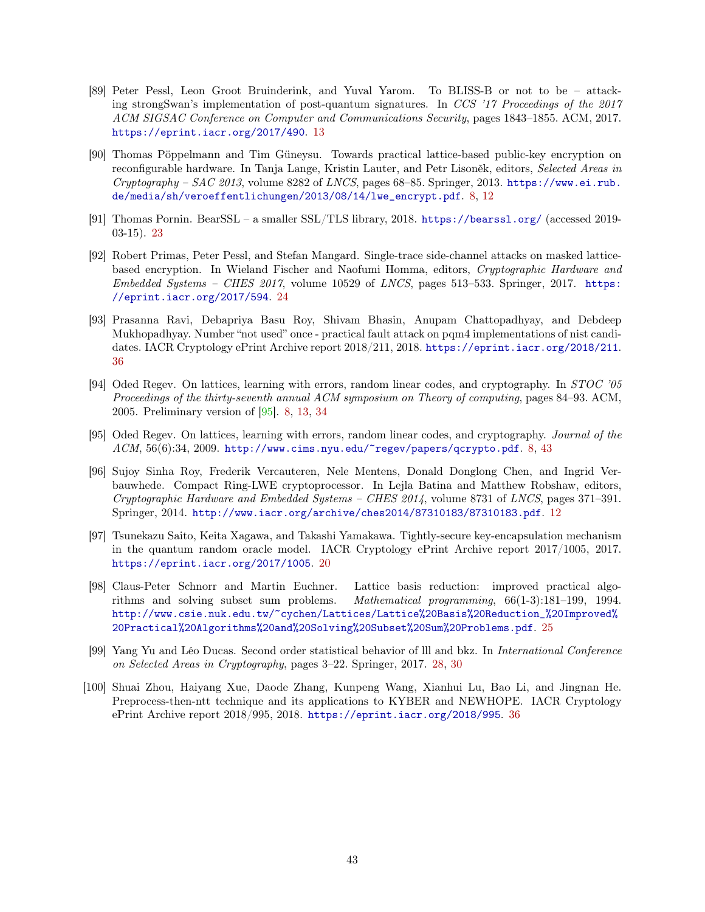[89] Peter Pessl, Leon Groot Bruinderink, and Yuval Yarom. To BLISS-B or not to be – attacking strongSwan's implementation of post-quantum signatures. In *CCS '17 Proceedings of the 2017 ACM SIGSAC Conference on Computer and Communications Security*, pages 1843–1855. ACM, 2017. https://eprint.iacr.org/2017/490. 13

[90] Thomas Pöppelmann and Tim Güneysu. Towards practical lattice-based public-key encryption on reconfigurable hardware. In Tanja Lange, Kristin Lauter, and Petr Lisoněk, editors, *Selected Areas in Cryptography – SAC 2013*, volume 8282 of *LNCS*, pages 68–85. Springer, 2013. https://www.ei.rub.de/media/sh/veroeffentlichungen/2013/08/14/lwe_encrypt.pdf. 8, 12

[91] Thomas Pornin. BearSSL – a smaller SSL/TLS library, 2018. https://bearssl.org/ (accessed 2019-03-15). 23

[92] Robert Primas, Peter Pessl, and Stefan Mangard. Single-trace side-channel attacks on masked lattice-based encryption. In Wieland Fischer and Naofumi Homma, editors, *Cryptographic Hardware and Embedded Systems – CHES 2017*, volume 10529 of *LNCS*, pages 513–533. Springer, 2017. https://eprint.iacr.org/2017/594. 24

[93] Prasanna Ravi, Debapriya Basu Roy, Shivam Bhasin, Anupam Chattopadhyay, and Debdeep Mukhopadhyay. Number "not used" once - practical fault attack on pqm4 implementations of nist candidates. IACR Cryptology ePrint Archive report 2018/211, 2018. https://eprint.iacr.org/2018/211. 36

[94] Oded Regev. On lattices, learning with errors, random linear codes, and cryptography. In *STOC '05 Proceedings of the thirty-seventh annual ACM symposium on Theory of computing*, pages 84–93. ACM, 2005. Preliminary version of [95]. 8, 13, 34

[95] Oded Regev. On lattices, learning with errors, random linear codes, and cryptography. *Journal of the ACM*, 56(6):34, 2009. http://www.cims.nyu.edu/~regev/papers/qcrypto.pdf. 8, 43

[96] Sujoy Sinha Roy, Frederik Vercauteren, Nele Mentens, Donald Donglong Chen, and Ingrid Verbauwhede. Compact Ring-LWE cryptoprocessor. In Lejla Batina and Matthew Robshaw, editors, *Cryptographic Hardware and Embedded Systems – CHES 2014*, volume 8731 of *LNCS*, pages 371–391. Springer, 2014. http://www.iacr.org/archive/ches2014/87310183/87310183.pdf. 12

[97] Tsunekazu Saito, Keita Xagawa, and Takashi Yamakawa. Tightly-secure key-encapsulation mechanism in the quantum random oracle model. IACR Cryptology ePrint Archive report 2017/1005, 2017. https://eprint.iacr.org/2017/1005. 20

[98] Claus-Peter Schnorr and Martin Euchner. Lattice basis reduction: improved practical algorithms and solving subset sum problems. *Mathematical programming*, 66(1-3):181–199, 1994. http://www.csie.nuk.edu.tw/~cychen/Lattices/Lattice%20Basis%20Reduction_%20Improved%20Practical%20Algorithms%20and%20Solving%20Subset%20Sum%20Problems.pdf. 25

[99] Yang Yu and Léo Ducas. Second order statistical behavior of lll and bkz. In *International Conference on Selected Areas in Cryptography*, pages 3–22. Springer, 2017. 28, 30

[100] Shuai Zhou, Haiyang Xue, Daode Zhang, Kunpeng Wang, Xianhui Lu, Bao Li, and Jingnan He. Preprocess-then-ntt technique and its applications to KYBER and NEWHOPE. IACR Cryptology ePrint Archive report 2018/995, 2018. https://eprint.iacr.org/2018/995. 36